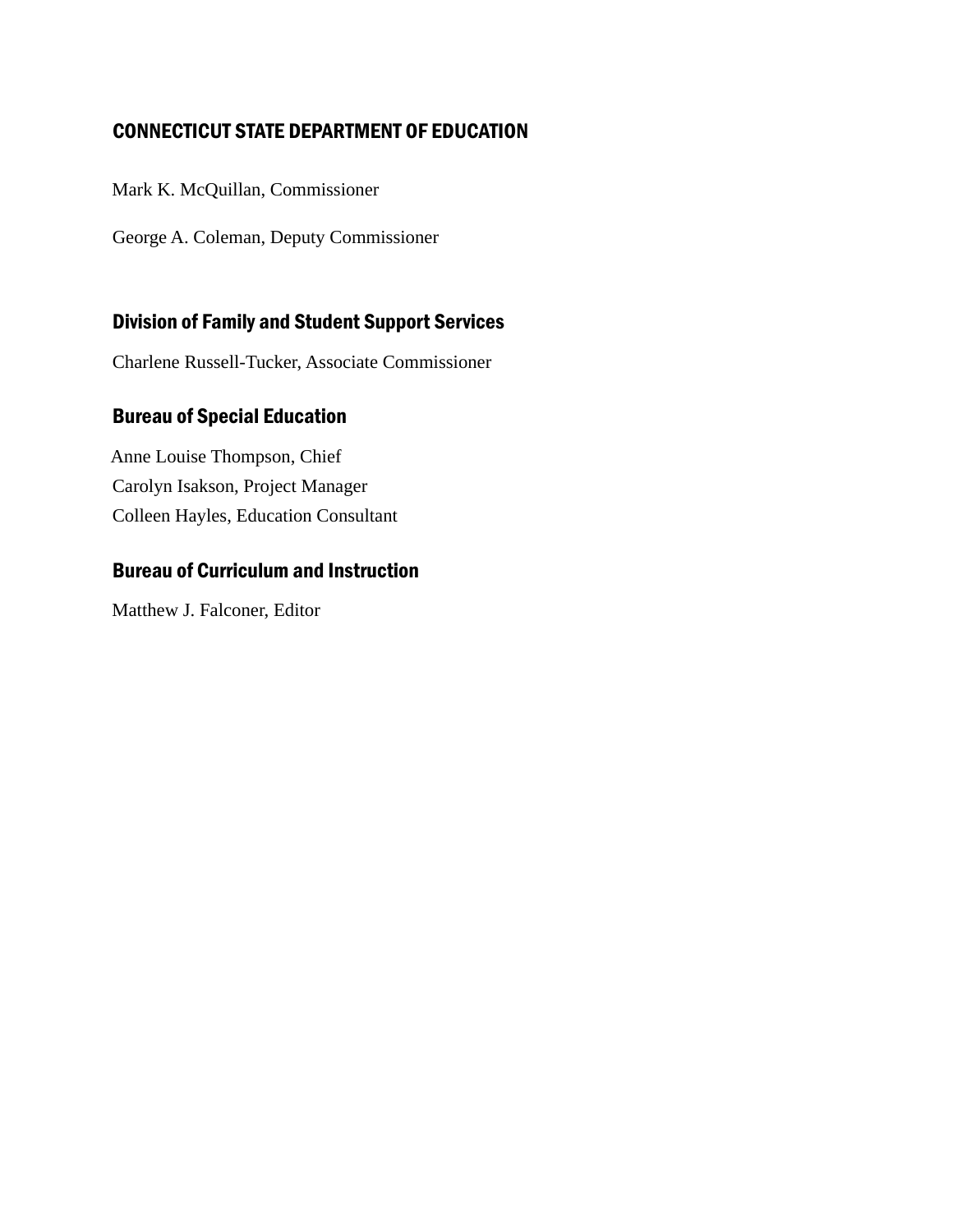## CONNECTICUT STATE DEPARTMENT OF EDUCATION

Mark K. McQuillan, Commissioner

George A. Coleman, Deputy Commissioner

### Division of Family and Student Support Services

Charlene Russell-Tucker, Associate Commissioner

### Bureau of Special Education

Anne Louise Thompson, Chief
Carolyn Isakson, Project Manager
Colleen Hayles, Education Consultant

### Bureau of Curriculum and Instruction

Matthew J. Falconer, Editor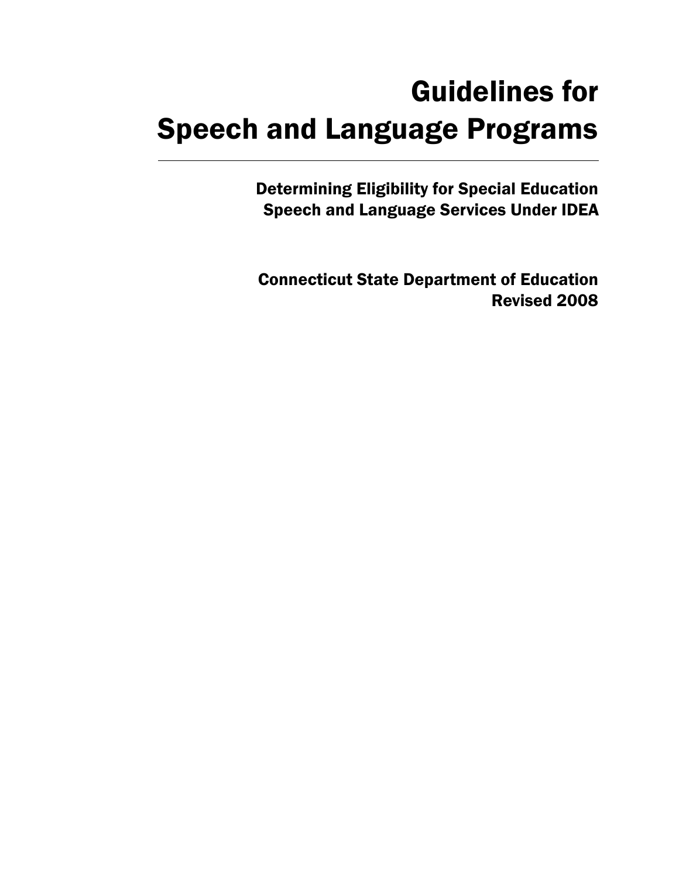# Guidelines for Speech and Language Programs

---

## Determining Eligibility for Special Education Speech and Language Services Under IDEA

### Connecticut State Department of Education
### Revised 2008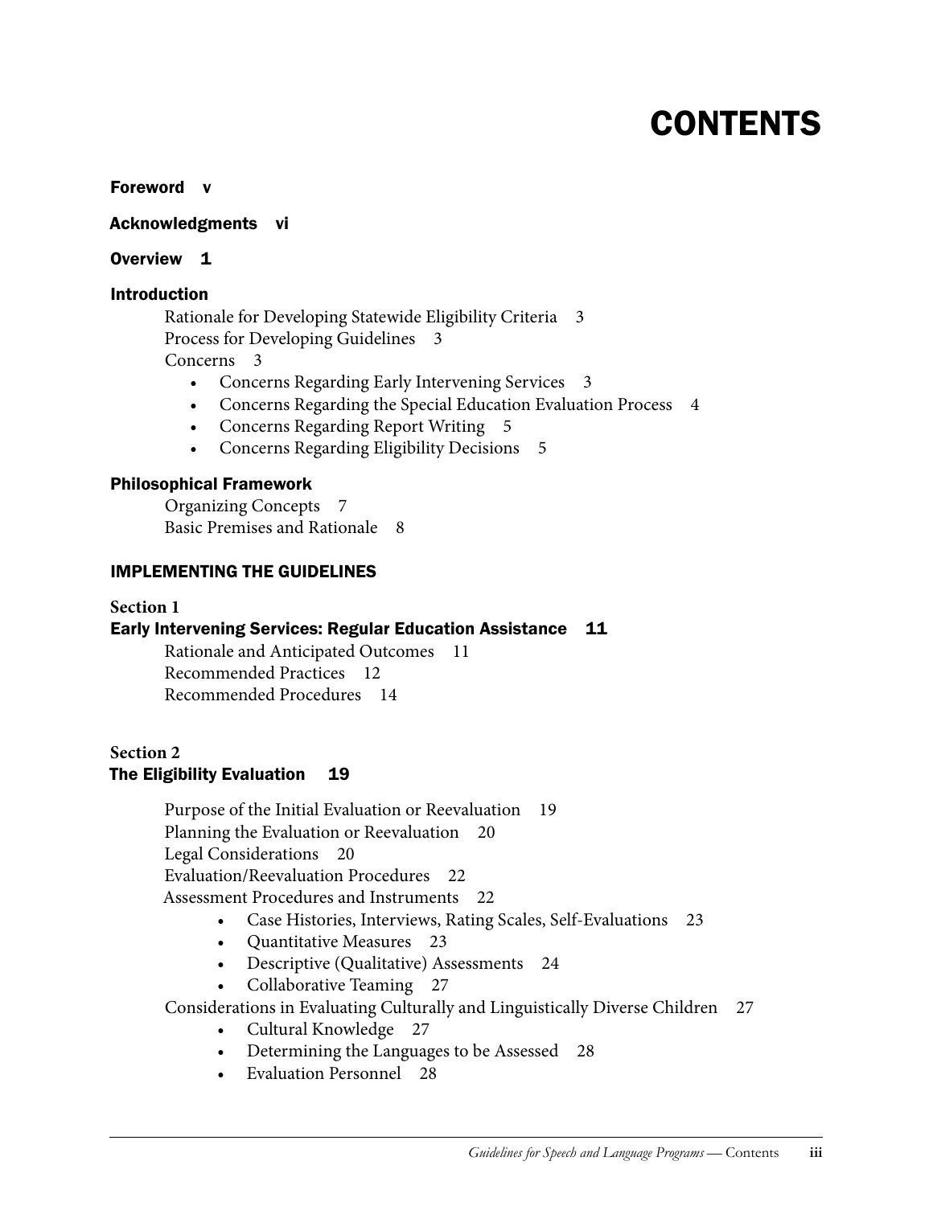# CONTENTS

**Foreword v**

**Acknowledgments vi**

**Overview 1**

**Introduction**

- Rationale for Developing Statewide Eligibility Criteria 3
- Process for Developing Guidelines 3
- Concerns 3
  - Concerns Regarding Early Intervening Services 3
  - Concerns Regarding the Special Education Evaluation Process 4
  - Concerns Regarding Report Writing 5
  - Concerns Regarding Eligibility Decisions 5

**Philosophical Framework**

- Organizing Concepts 7
- Basic Premises and Rationale 8

## IMPLEMENTING THE GUIDELINES

**Section 1**
**Early Intervening Services: Regular Education Assistance 11**

- Rationale and Anticipated Outcomes 11
- Recommended Practices 12
- Recommended Procedures 14

**Section 2**
**The Eligibility Evaluation 19**

- Purpose of the Initial Evaluation or Reevaluation 19
- Planning the Evaluation or Reevaluation 20
- Legal Considerations 20
- Evaluation/Reevaluation Procedures 22
- Assessment Procedures and Instruments 22
  - Case Histories, Interviews, Rating Scales, Self-Evaluations 23
  - Quantitative Measures 23
  - Descriptive (Qualitative) Assessments 24
  - Collaborative Teaming 27
- Considerations in Evaluating Culturally and Linguistically Diverse Children 27
  - Cultural Knowledge 27
  - Determining the Languages to be Assessed 28
  - Evaluation Personnel 28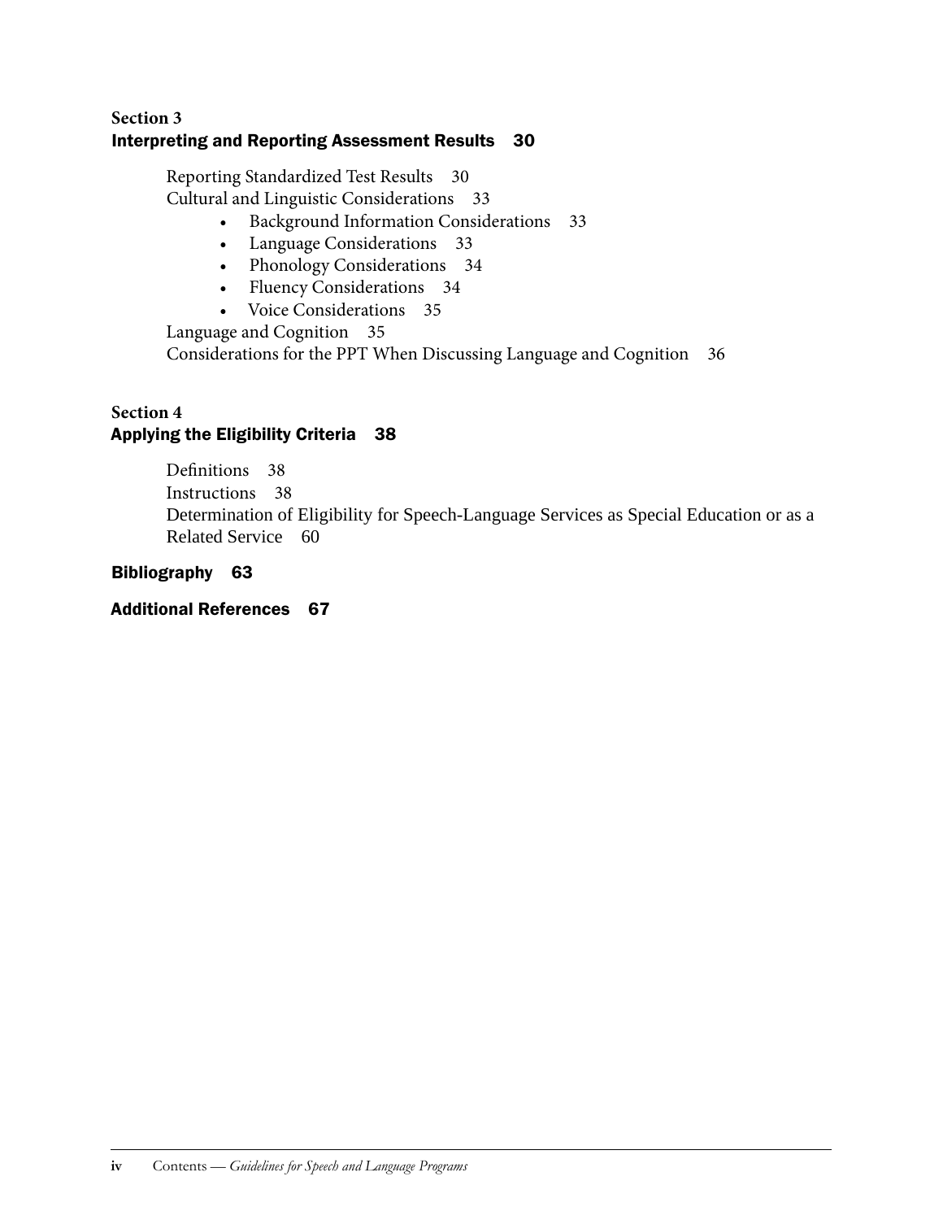**Section 3**
## Interpreting and Reporting Assessment Results 30

Reporting Standardized Test Results 30
Cultural and Linguistic Considerations 33

- Background Information Considerations 33
- Language Considerations 33
- Phonology Considerations 34
- Fluency Considerations 34
- Voice Considerations 35

Language and Cognition 35
Considerations for the PPT When Discussing Language and Cognition 36

**Section 4**
## Applying the Eligibility Criteria 38

Definitions 38
Instructions 38
Determination of Eligibility for Speech-Language Services as Special Education or as a Related Service 60

## Bibliography 63

## Additional References 67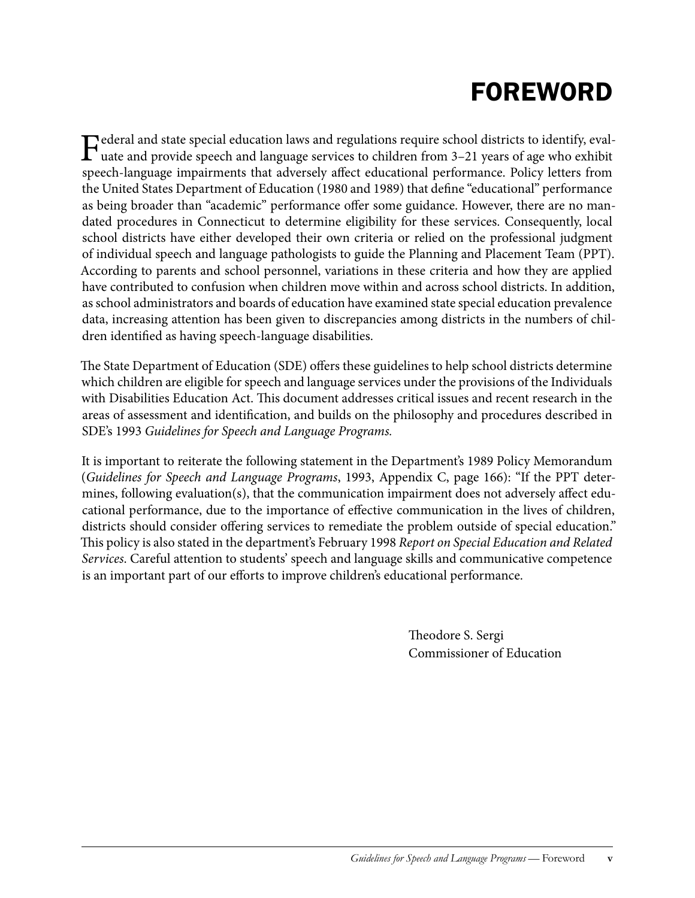# FOREWORD

Federal and state special education laws and regulations require school districts to identify, evaluate and provide speech and language services to children from 3–21 years of age who exhibit speech-language impairments that adversely affect educational performance. Policy letters from the United States Department of Education (1980 and 1989) that define "educational" performance as being broader than "academic" performance offer some guidance. However, there are no mandated procedures in Connecticut to determine eligibility for these services. Consequently, local school districts have either developed their own criteria or relied on the professional judgment of individual speech and language pathologists to guide the Planning and Placement Team (PPT). According to parents and school personnel, variations in these criteria and how they are applied have contributed to confusion when children move within and across school districts. In addition, as school administrators and boards of education have examined state special education prevalence data, increasing attention has been given to discrepancies among districts in the numbers of children identified as having speech-language disabilities.

The State Department of Education (SDE) offers these guidelines to help school districts determine which children are eligible for speech and language services under the provisions of the Individuals with Disabilities Education Act. This document addresses critical issues and recent research in the areas of assessment and identification, and builds on the philosophy and procedures described in SDE's 1993 *Guidelines for Speech and Language Programs.*

It is important to reiterate the following statement in the Department's 1989 Policy Memorandum (*Guidelines for Speech and Language Programs*, 1993, Appendix C, page 166): "If the PPT determines, following evaluation(s), that the communication impairment does not adversely affect educational performance, due to the importance of effective communication in the lives of children, districts should consider offering services to remediate the problem outside of special education." This policy is also stated in the department's February 1998 *Report on Special Education and Related Services*. Careful attention to students' speech and language skills and communicative competence is an important part of our efforts to improve children's educational performance.

Theodore S. Sergi
Commissioner of Education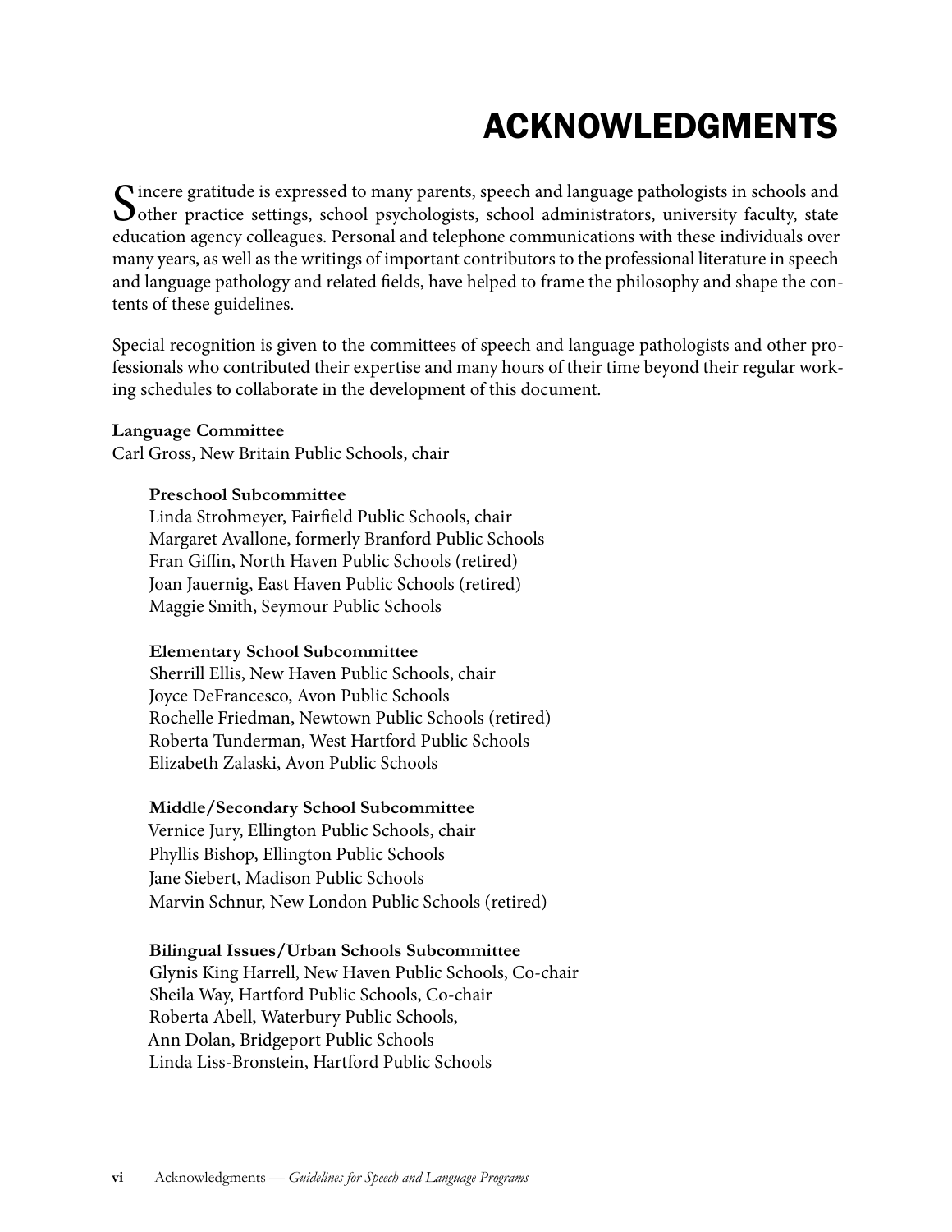# ACKNOWLEDGMENTS

Sincere gratitude is expressed to many parents, speech and language pathologists in schools and other practice settings, school psychologists, school administrators, university faculty, state education agency colleagues. Personal and telephone communications with these individuals over many years, as well as the writings of important contributors to the professional literature in speech and language pathology and related fields, have helped to frame the philosophy and shape the contents of these guidelines.

Special recognition is given to the committees of speech and language pathologists and other professionals who contributed their expertise and many hours of their time beyond their regular working schedules to collaborate in the development of this document.

**Language Committee**
Carl Gross, New Britain Public Schools, chair

**Preschool Subcommittee**
Linda Strohmeyer, Fairfield Public Schools, chair
Margaret Avallone, formerly Branford Public Schools
Fran Giffin, North Haven Public Schools (retired)
Joan Jauernig, East Haven Public Schools (retired)
Maggie Smith, Seymour Public Schools

**Elementary School Subcommittee**
Sherrill Ellis, New Haven Public Schools, chair
Joyce DeFrancesco, Avon Public Schools
Rochelle Friedman, Newtown Public Schools (retired)
Roberta Tunderman, West Hartford Public Schools
Elizabeth Zalaski, Avon Public Schools

**Middle/Secondary School Subcommittee**
Vernice Jury, Ellington Public Schools, chair
Phyllis Bishop, Ellington Public Schools
Jane Siebert, Madison Public Schools
Marvin Schnur, New London Public Schools (retired)

**Bilingual Issues/Urban Schools Subcommittee**
Glynis King Harrell, New Haven Public Schools, Co-chair
Sheila Way, Hartford Public Schools, Co-chair
Roberta Abell, Waterbury Public Schools,
Ann Dolan, Bridgeport Public Schools
Linda Liss-Bronstein, Hartford Public Schools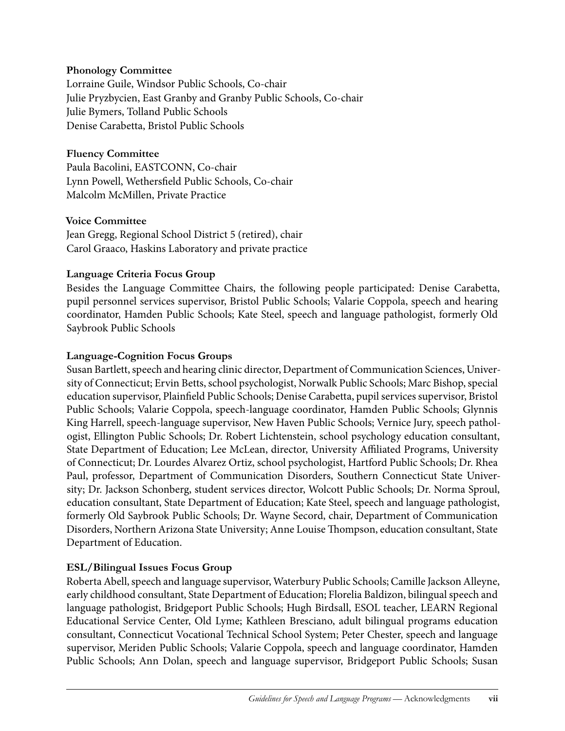**Phonology Committee**
Lorraine Guile, Windsor Public Schools, Co-chair
Julie Pryzbycien, East Granby and Granby Public Schools, Co-chair
Julie Bymers, Tolland Public Schools
Denise Carabetta, Bristol Public Schools

**Fluency Committee**
Paula Bacolini, EASTCONN, Co-chair
Lynn Powell, Wethersfield Public Schools, Co-chair
Malcolm McMillen, Private Practice

**Voice Committee**
Jean Gregg, Regional School District 5 (retired), chair
Carol Graaco, Haskins Laboratory and private practice

**Language Criteria Focus Group**
Besides the Language Committee Chairs, the following people participated: Denise Carabetta, pupil personnel services supervisor, Bristol Public Schools; Valarie Coppola, speech and hearing coordinator, Hamden Public Schools; Kate Steel, speech and language pathologist, formerly Old Saybrook Public Schools

**Language-Cognition Focus Groups**
Susan Bartlett, speech and hearing clinic director, Department of Communication Sciences, University of Connecticut; Ervin Betts, school psychologist, Norwalk Public Schools; Marc Bishop, special education supervisor, Plainfield Public Schools; Denise Carabetta, pupil services supervisor, Bristol Public Schools; Valarie Coppola, speech-language coordinator, Hamden Public Schools; Glynnis King Harrell, speech-language supervisor, New Haven Public Schools; Vernice Jury, speech pathologist, Ellington Public Schools; Dr. Robert Lichtenstein, school psychology education consultant, State Department of Education; Lee McLean, director, University Affiliated Programs, University of Connecticut; Dr. Lourdes Alvarez Ortiz, school psychologist, Hartford Public Schools; Dr. Rhea Paul, professor, Department of Communication Disorders, Southern Connecticut State University; Dr. Jackson Schonberg, student services director, Wolcott Public Schools; Dr. Norma Sproul, education consultant, State Department of Education; Kate Steel, speech and language pathologist, formerly Old Saybrook Public Schools; Dr. Wayne Secord, chair, Department of Communication Disorders, Northern Arizona State University; Anne Louise Thompson, education consultant, State Department of Education.

**ESL/Bilingual Issues Focus Group**
Roberta Abell, speech and language supervisor, Waterbury Public Schools; Camille Jackson Alleyne, early childhood consultant, State Department of Education; Florelia Baldizon, bilingual speech and language pathologist, Bridgeport Public Schools; Hugh Birdsall, ESOL teacher, LEARN Regional Educational Service Center, Old Lyme; Kathleen Bresciano, adult bilingual programs education consultant, Connecticut Vocational Technical School System; Peter Chester, speech and language supervisor, Meriden Public Schools; Valarie Coppola, speech and language coordinator, Hamden Public Schools; Ann Dolan, speech and language supervisor, Bridgeport Public Schools; Susan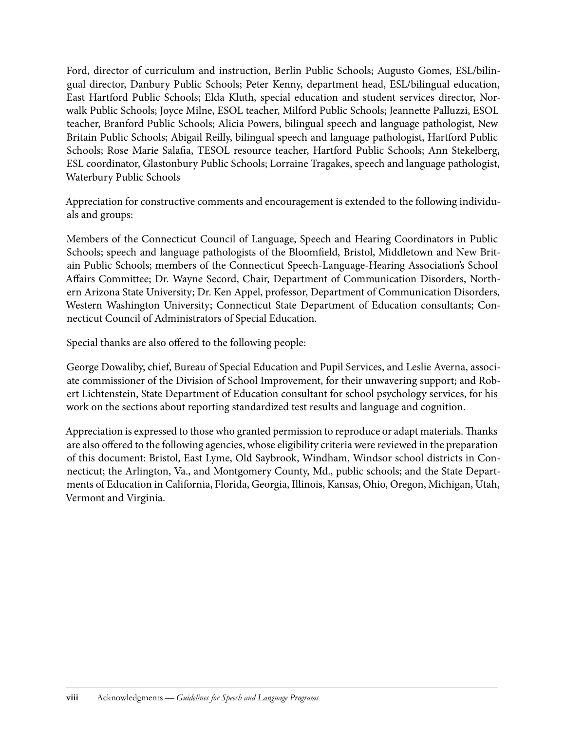Ford, director of curriculum and instruction, Berlin Public Schools; Augusto Gomes, ESL/bilingual director, Danbury Public Schools; Peter Kenny, department head, ESL/bilingual education, East Hartford Public Schools; Elda Kluth, special education and student services director, Norwalk Public Schools; Joyce Milne, ESOL teacher, Milford Public Schools; Jeannette Palluzzi, ESOL teacher, Branford Public Schools; Alicia Powers, bilingual speech and language pathologist, New Britain Public Schools; Abigail Reilly, bilingual speech and language pathologist, Hartford Public Schools; Rose Marie Salafia, TESOL resource teacher, Hartford Public Schools; Ann Stekelberg, ESL coordinator, Glastonbury Public Schools; Lorraine Tragakes, speech and language pathologist, Waterbury Public Schools

Appreciation for constructive comments and encouragement is extended to the following individuals and groups:

Members of the Connecticut Council of Language, Speech and Hearing Coordinators in Public Schools; speech and language pathologists of the Bloomfield, Bristol, Middletown and New Britain Public Schools; members of the Connecticut Speech-Language-Hearing Association's School Affairs Committee; Dr. Wayne Secord, Chair, Department of Communication Disorders, Northern Arizona State University; Dr. Ken Appel, professor, Department of Communication Disorders, Western Washington University; Connecticut State Department of Education consultants; Connecticut Council of Administrators of Special Education.

Special thanks are also offered to the following people:

George Dowaliby, chief, Bureau of Special Education and Pupil Services, and Leslie Averna, associate commissioner of the Division of School Improvement, for their unwavering support; and Robert Lichtenstein, State Department of Education consultant for school psychology services, for his work on the sections about reporting standardized test results and language and cognition.

Appreciation is expressed to those who granted permission to reproduce or adapt materials. Thanks are also offered to the following agencies, whose eligibility criteria were reviewed in the preparation of this document: Bristol, East Lyme, Old Saybrook, Windham, Windsor school districts in Connecticut; the Arlington, Va., and Montgomery County, Md., public schools; and the State Departments of Education in California, Florida, Georgia, Illinois, Kansas, Ohio, Oregon, Michigan, Utah, Vermont and Virginia.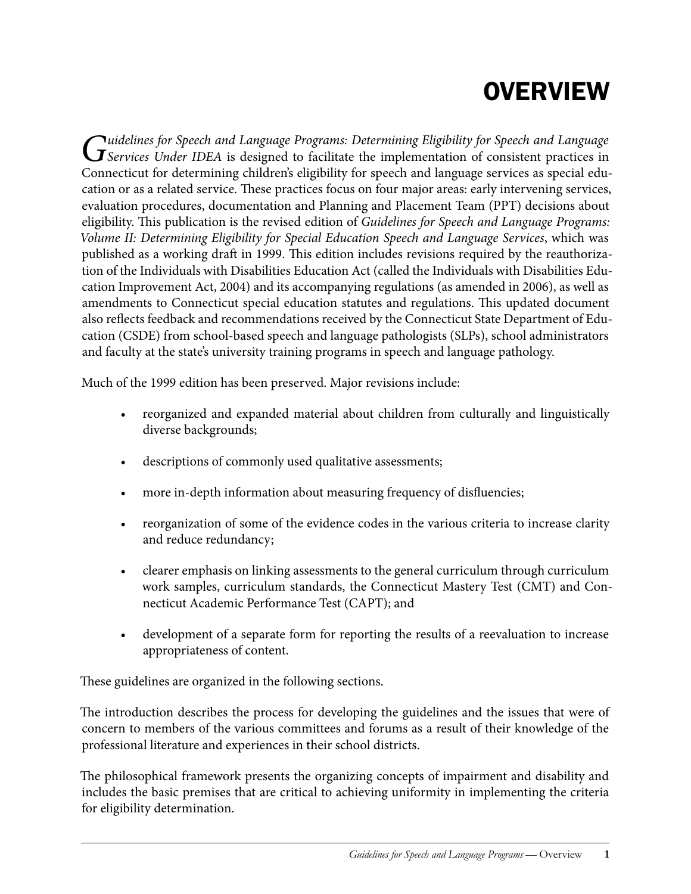# OVERVIEW

*Guidelines for Speech and Language Programs: Determining Eligibility for Speech and Language Services Under IDEA* is designed to facilitate the implementation of consistent practices in Connecticut for determining children's eligibility for speech and language services as special education or as a related service. These practices focus on four major areas: early intervening services, evaluation procedures, documentation and Planning and Placement Team (PPT) decisions about eligibility. This publication is the revised edition of *Guidelines for Speech and Language Programs: Volume II: Determining Eligibility for Special Education Speech and Language Services*, which was published as a working draft in 1999. This edition includes revisions required by the reauthorization of the Individuals with Disabilities Education Act (called the Individuals with Disabilities Education Improvement Act, 2004) and its accompanying regulations (as amended in 2006), as well as amendments to Connecticut special education statutes and regulations. This updated document also reflects feedback and recommendations received by the Connecticut State Department of Education (CSDE) from school-based speech and language pathologists (SLPs), school administrators and faculty at the state's university training programs in speech and language pathology.

Much of the 1999 edition has been preserved. Major revisions include:

- reorganized and expanded material about children from culturally and linguistically diverse backgrounds;
- descriptions of commonly used qualitative assessments;
- more in-depth information about measuring frequency of disfluencies;
- reorganization of some of the evidence codes in the various criteria to increase clarity and reduce redundancy;
- clearer emphasis on linking assessments to the general curriculum through curriculum work samples, curriculum standards, the Connecticut Mastery Test (CMT) and Connecticut Academic Performance Test (CAPT); and
- development of a separate form for reporting the results of a reevaluation to increase appropriateness of content.

These guidelines are organized in the following sections.

The introduction describes the process for developing the guidelines and the issues that were of concern to members of the various committees and forums as a result of their knowledge of the professional literature and experiences in their school districts.

The philosophical framework presents the organizing concepts of impairment and disability and includes the basic premises that are critical to achieving uniformity in implementing the criteria for eligibility determination.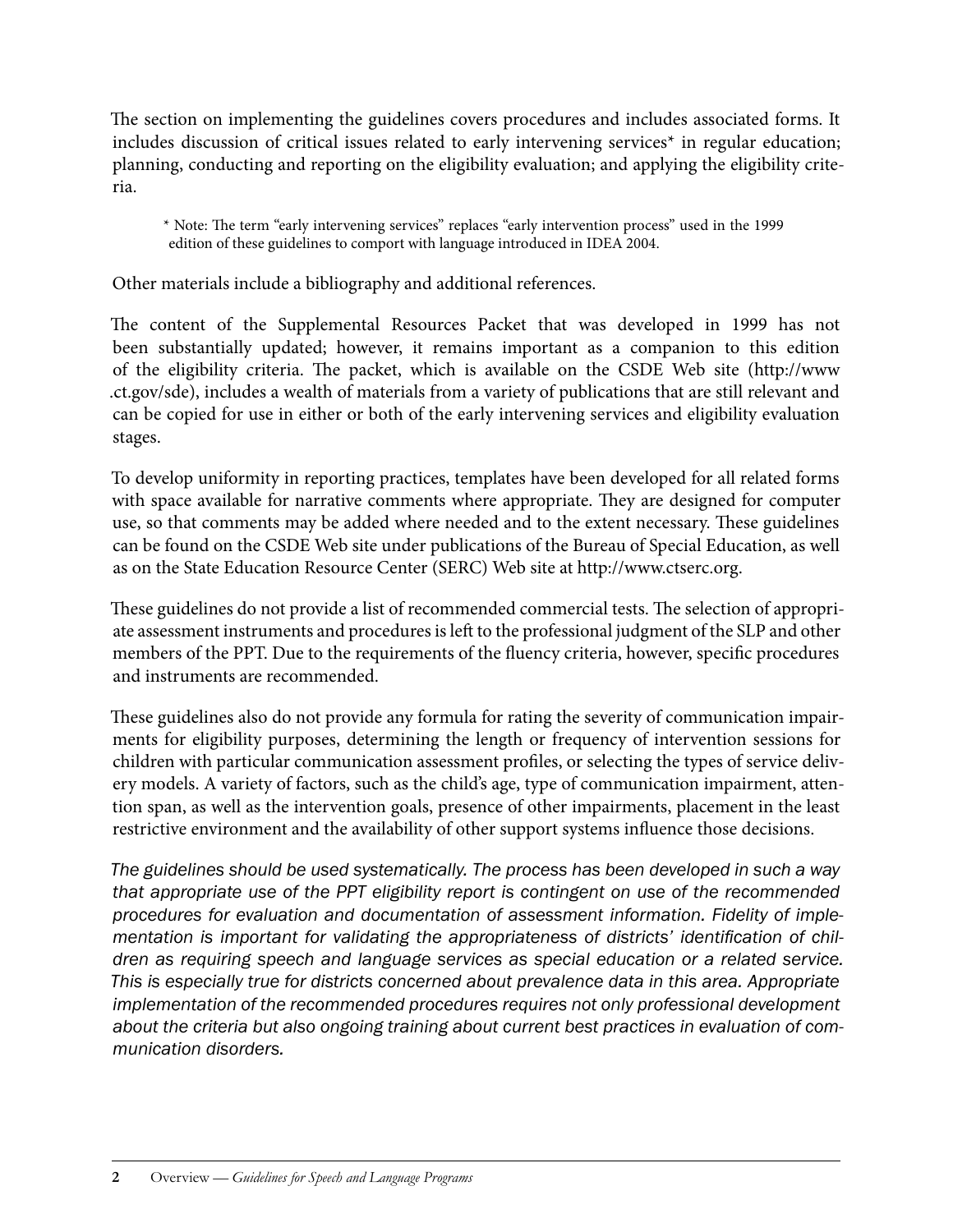The section on implementing the guidelines covers procedures and includes associated forms. It includes discussion of critical issues related to early intervening services* in regular education; planning, conducting and reporting on the eligibility evaluation; and applying the eligibility criteria.

> * Note: The term "early intervening services" replaces "early intervention process" used in the 1999 edition of these guidelines to comport with language introduced in IDEA 2004.

Other materials include a bibliography and additional references.

The content of the Supplemental Resources Packet that was developed in 1999 has not been substantially updated; however, it remains important as a companion to this edition of the eligibility criteria. The packet, which is available on the CSDE Web site (http://www.ct.gov/sde), includes a wealth of materials from a variety of publications that are still relevant and can be copied for use in either or both of the early intervening services and eligibility evaluation stages.

To develop uniformity in reporting practices, templates have been developed for all related forms with space available for narrative comments where appropriate. They are designed for computer use, so that comments may be added where needed and to the extent necessary. These guidelines can be found on the CSDE Web site under publications of the Bureau of Special Education, as well as on the State Education Resource Center (SERC) Web site at http://www.ctserc.org.

These guidelines do not provide a list of recommended commercial tests. The selection of appropriate assessment instruments and procedures is left to the professional judgment of the SLP and other members of the PPT. Due to the requirements of the fluency criteria, however, specific procedures and instruments are recommended.

These guidelines also do not provide any formula for rating the severity of communication impairments for eligibility purposes, determining the length or frequency of intervention sessions for children with particular communication assessment profiles, or selecting the types of service delivery models. A variety of factors, such as the child's age, type of communication impairment, attention span, as well as the intervention goals, presence of other impairments, placement in the least restrictive environment and the availability of other support systems influence those decisions.

*The guidelines should be used systematically. The process has been developed in such a way that appropriate use of the PPT eligibility report is contingent on use of the recommended procedures for evaluation and documentation of assessment information. Fidelity of implementation is important for validating the appropriateness of districts' identification of children as requiring speech and language services as special education or a related service. This is especially true for districts concerned about prevalence data in this area. Appropriate implementation of the recommended procedures requires not only professional development about the criteria but also ongoing training about current best practices in evaluation of communication disorders.*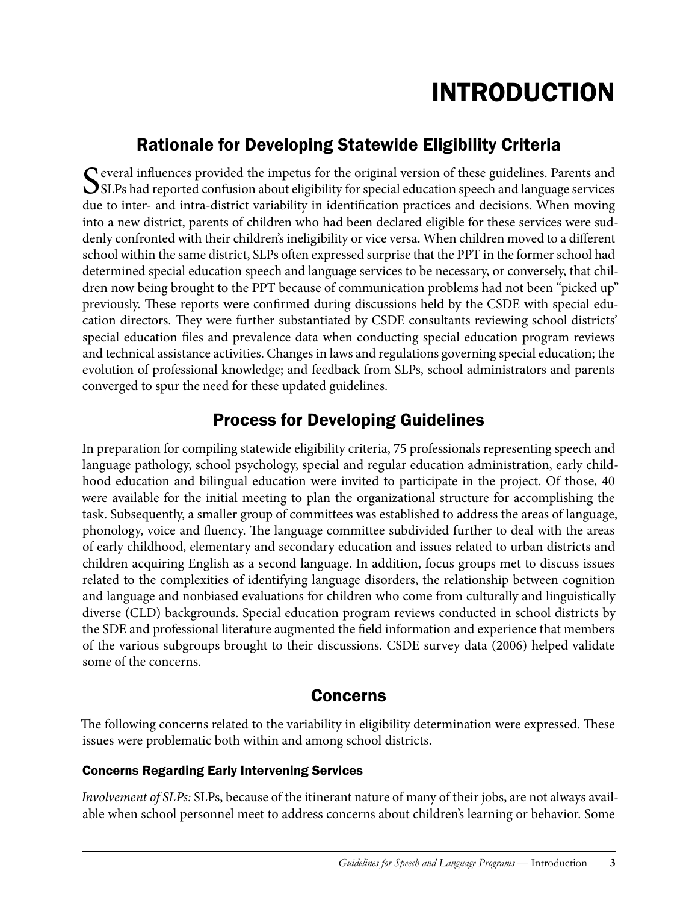# INTRODUCTION

## Rationale for Developing Statewide Eligibility Criteria

Several influences provided the impetus for the original version of these guidelines. Parents and SLPs had reported confusion about eligibility for special education speech and language services due to inter- and intra-district variability in identification practices and decisions. When moving into a new district, parents of children who had been declared eligible for these services were suddenly confronted with their children's ineligibility or vice versa. When children moved to a different school within the same district, SLPs often expressed surprise that the PPT in the former school had determined special education speech and language services to be necessary, or conversely, that children now being brought to the PPT because of communication problems had not been "picked up" previously. These reports were confirmed during discussions held by the CSDE with special education directors. They were further substantiated by CSDE consultants reviewing school districts' special education files and prevalence data when conducting special education program reviews and technical assistance activities. Changes in laws and regulations governing special education; the evolution of professional knowledge; and feedback from SLPs, school administrators and parents converged to spur the need for these updated guidelines.

## Process for Developing Guidelines

In preparation for compiling statewide eligibility criteria, 75 professionals representing speech and language pathology, school psychology, special and regular education administration, early childhood education and bilingual education were invited to participate in the project. Of those, 40 were available for the initial meeting to plan the organizational structure for accomplishing the task. Subsequently, a smaller group of committees was established to address the areas of language, phonology, voice and fluency. The language committee subdivided further to deal with the areas of early childhood, elementary and secondary education and issues related to urban districts and children acquiring English as a second language. In addition, focus groups met to discuss issues related to the complexities of identifying language disorders, the relationship between cognition and language and nonbiased evaluations for children who come from culturally and linguistically diverse (CLD) backgrounds. Special education program reviews conducted in school districts by the SDE and professional literature augmented the field information and experience that members of the various subgroups brought to their discussions. CSDE survey data (2006) helped validate some of the concerns.

## Concerns

The following concerns related to the variability in eligibility determination were expressed. These issues were problematic both within and among school districts.

### Concerns Regarding Early Intervening Services

*Involvement of SLPs:* SLPs, because of the itinerant nature of many of their jobs, are not always available when school personnel meet to address concerns about children's learning or behavior. Some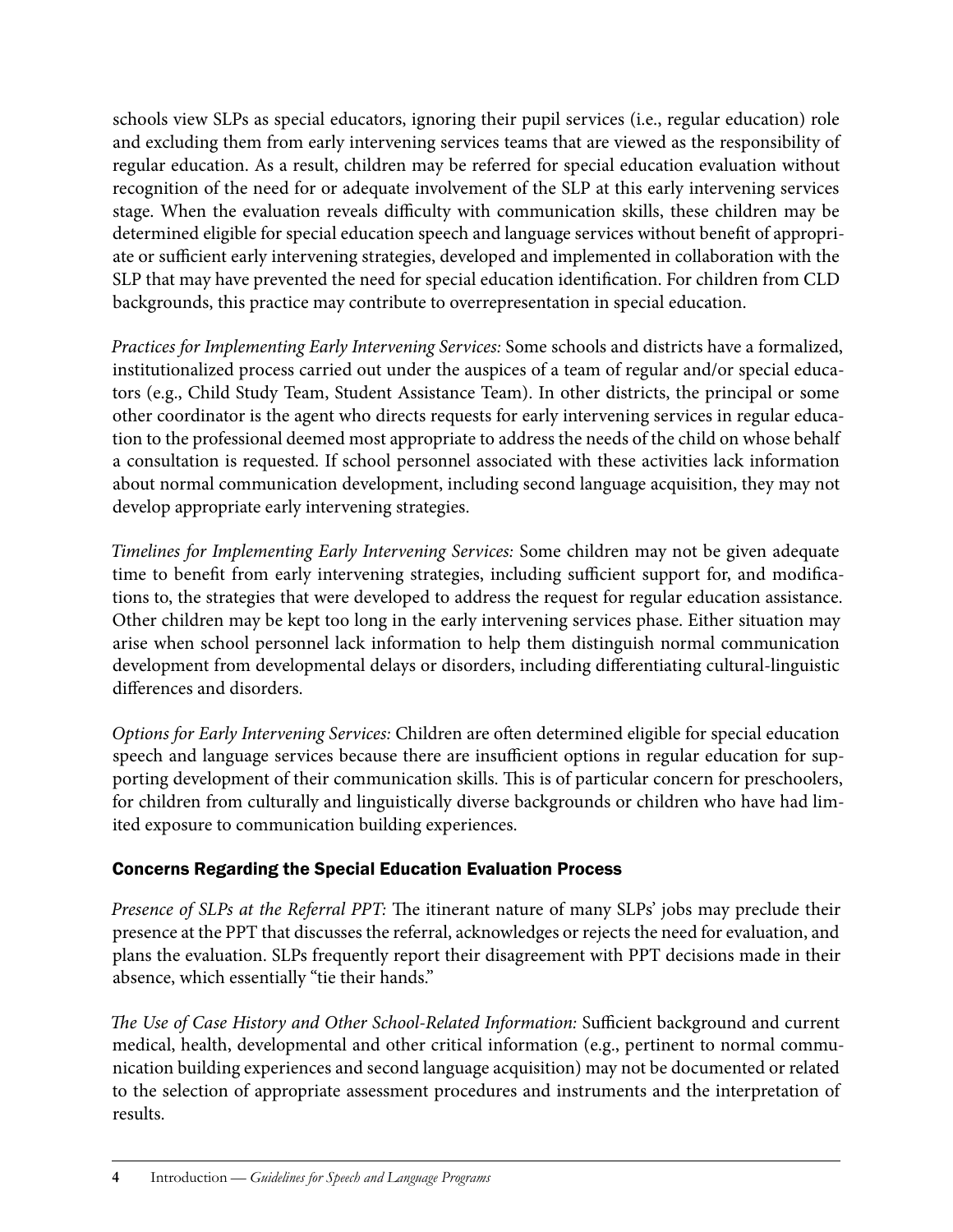schools view SLPs as special educators, ignoring their pupil services (i.e., regular education) role and excluding them from early intervening services teams that are viewed as the responsibility of regular education. As a result, children may be referred for special education evaluation without recognition of the need for or adequate involvement of the SLP at this early intervening services stage. When the evaluation reveals difficulty with communication skills, these children may be determined eligible for special education speech and language services without benefit of appropriate or sufficient early intervening strategies, developed and implemented in collaboration with the SLP that may have prevented the need for special education identification. For children from CLD backgrounds, this practice may contribute to overrepresentation in special education.

*Practices for Implementing Early Intervening Services:* Some schools and districts have a formalized, institutionalized process carried out under the auspices of a team of regular and/or special educators (e.g., Child Study Team, Student Assistance Team). In other districts, the principal or some other coordinator is the agent who directs requests for early intervening services in regular education to the professional deemed most appropriate to address the needs of the child on whose behalf a consultation is requested. If school personnel associated with these activities lack information about normal communication development, including second language acquisition, they may not develop appropriate early intervening strategies.

*Timelines for Implementing Early Intervening Services:* Some children may not be given adequate time to benefit from early intervening strategies, including sufficient support for, and modifications to, the strategies that were developed to address the request for regular education assistance. Other children may be kept too long in the early intervening services phase. Either situation may arise when school personnel lack information to help them distinguish normal communication development from developmental delays or disorders, including differentiating cultural-linguistic differences and disorders.

*Options for Early Intervening Services:* Children are often determined eligible for special education speech and language services because there are insufficient options in regular education for supporting development of their communication skills. This is of particular concern for preschoolers, for children from culturally and linguistically diverse backgrounds or children who have had limited exposure to communication building experiences.

### Concerns Regarding the Special Education Evaluation Process

*Presence of SLPs at the Referral PPT:* The itinerant nature of many SLPs' jobs may preclude their presence at the PPT that discusses the referral, acknowledges or rejects the need for evaluation, and plans the evaluation. SLPs frequently report their disagreement with PPT decisions made in their absence, which essentially "tie their hands."

*The Use of Case History and Other School-Related Information:* Sufficient background and current medical, health, developmental and other critical information (e.g., pertinent to normal communication building experiences and second language acquisition) may not be documented or related to the selection of appropriate assessment procedures and instruments and the interpretation of results.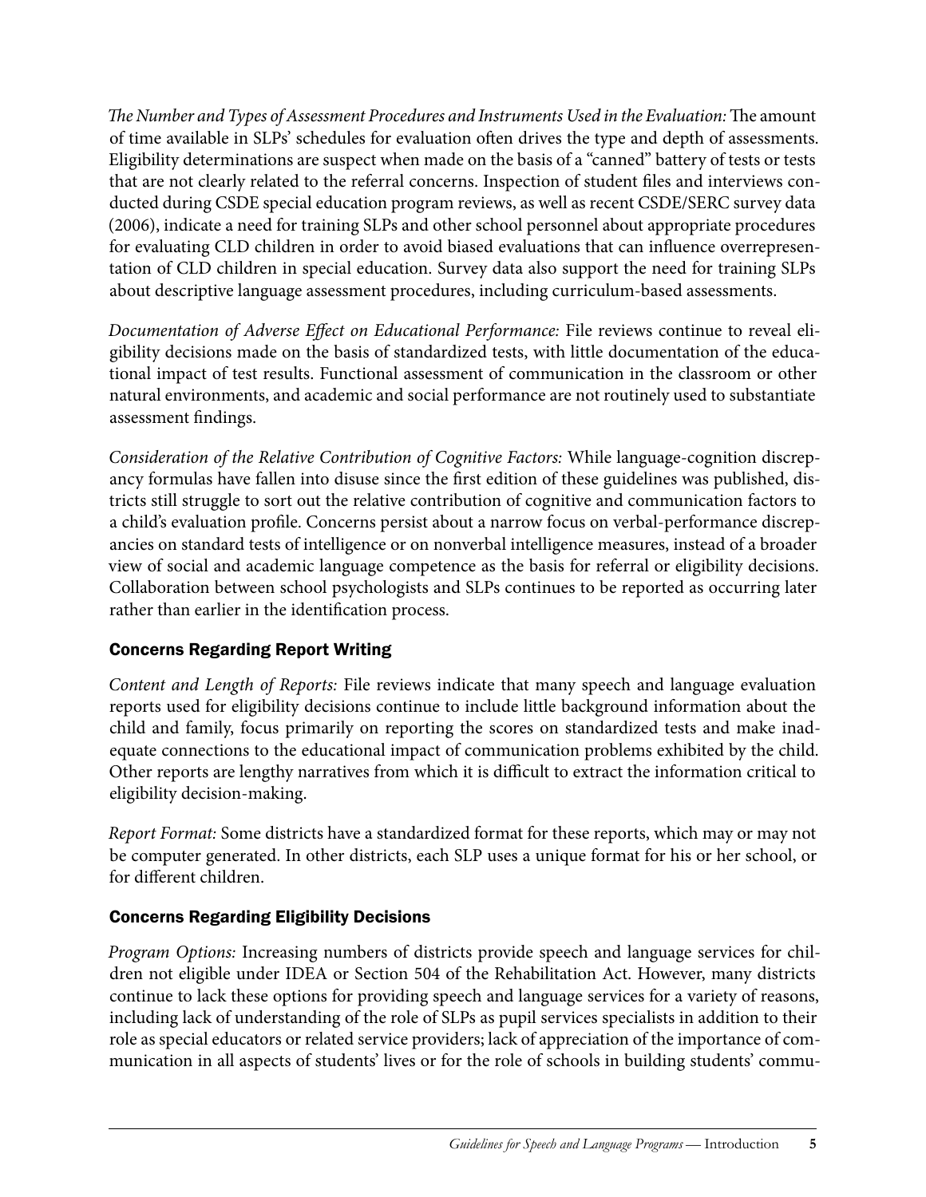*The Number and Types of Assessment Procedures and Instruments Used in the Evaluation:* The amount of time available in SLPs' schedules for evaluation often drives the type and depth of assessments. Eligibility determinations are suspect when made on the basis of a "canned" battery of tests or tests that are not clearly related to the referral concerns. Inspection of student files and interviews conducted during CSDE special education program reviews, as well as recent CSDE/SERC survey data (2006), indicate a need for training SLPs and other school personnel about appropriate procedures for evaluating CLD children in order to avoid biased evaluations that can influence overrepresentation of CLD children in special education. Survey data also support the need for training SLPs about descriptive language assessment procedures, including curriculum-based assessments.

*Documentation of Adverse Effect on Educational Performance:* File reviews continue to reveal eligibility decisions made on the basis of standardized tests, with little documentation of the educational impact of test results. Functional assessment of communication in the classroom or other natural environments, and academic and social performance are not routinely used to substantiate assessment findings.

*Consideration of the Relative Contribution of Cognitive Factors:* While language-cognition discrepancy formulas have fallen into disuse since the first edition of these guidelines was published, districts still struggle to sort out the relative contribution of cognitive and communication factors to a child's evaluation profile. Concerns persist about a narrow focus on verbal-performance discrepancies on standard tests of intelligence or on nonverbal intelligence measures, instead of a broader view of social and academic language competence as the basis for referral or eligibility decisions. Collaboration between school psychologists and SLPs continues to be reported as occurring later rather than earlier in the identification process.

### Concerns Regarding Report Writing

*Content and Length of Reports:* File reviews indicate that many speech and language evaluation reports used for eligibility decisions continue to include little background information about the child and family, focus primarily on reporting the scores on standardized tests and make inadequate connections to the educational impact of communication problems exhibited by the child. Other reports are lengthy narratives from which it is difficult to extract the information critical to eligibility decision-making.

*Report Format:* Some districts have a standardized format for these reports, which may or may not be computer generated. In other districts, each SLP uses a unique format for his or her school, or for different children.

### Concerns Regarding Eligibility Decisions

*Program Options:* Increasing numbers of districts provide speech and language services for children not eligible under IDEA or Section 504 of the Rehabilitation Act. However, many districts continue to lack these options for providing speech and language services for a variety of reasons, including lack of understanding of the role of SLPs as pupil services specialists in addition to their role as special educators or related service providers; lack of appreciation of the importance of communication in all aspects of students' lives or for the role of schools in building students' commu-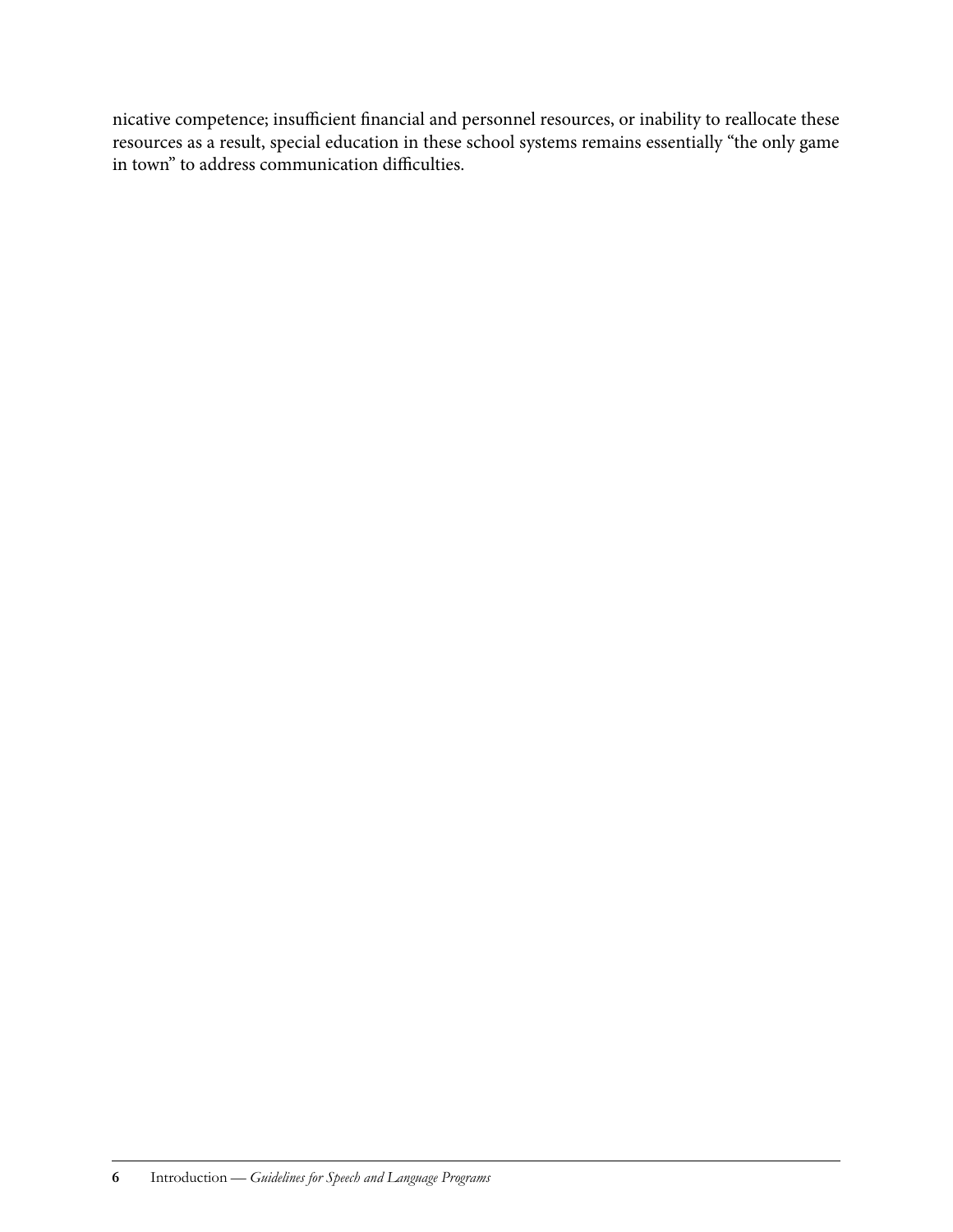nicative competence; insufficient financial and personnel resources, or inability to reallocate these resources as a result, special education in these school systems remains essentially "the only game in town" to address communication difficulties.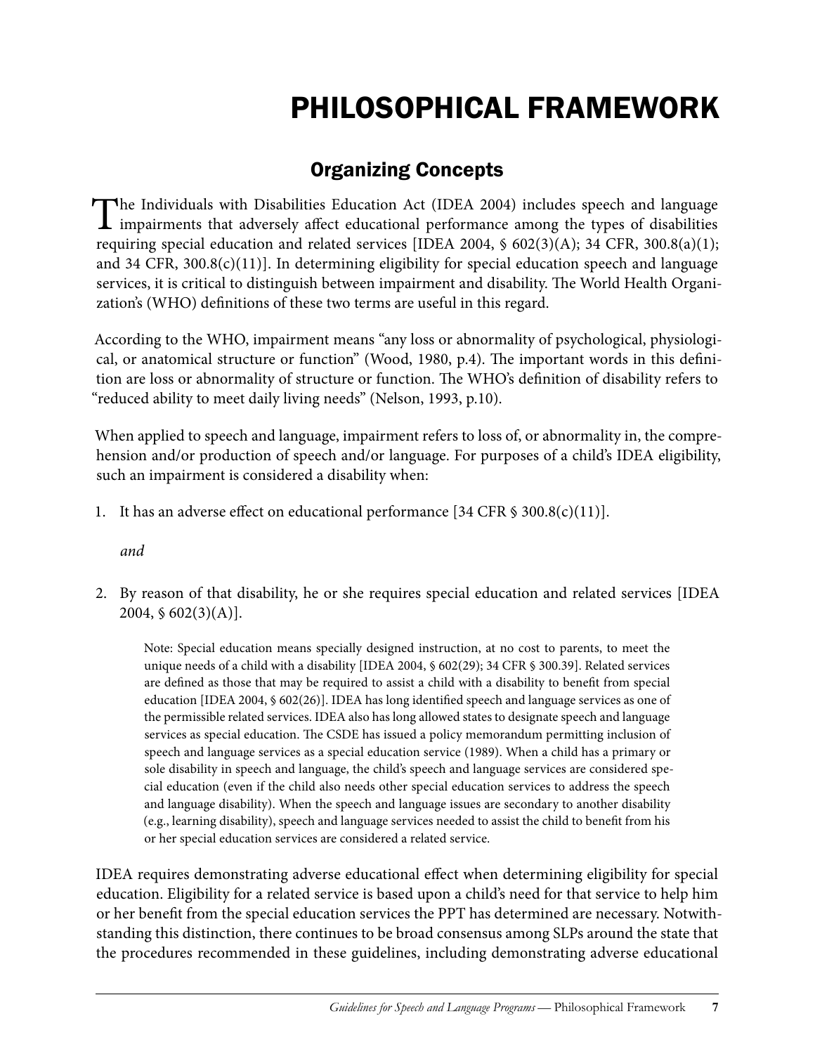# PHILOSOPHICAL FRAMEWORK

## Organizing Concepts

The Individuals with Disabilities Education Act (IDEA 2004) includes speech and language impairments that adversely affect educational performance among the types of disabilities requiring special education and related services [IDEA 2004, § 602(3)(A); 34 CFR, 300.8(a)(1); and 34 CFR, 300.8(c)(11)]. In determining eligibility for special education speech and language services, it is critical to distinguish between impairment and disability. The World Health Organization's (WHO) definitions of these two terms are useful in this regard.

According to the WHO, impairment means "any loss or abnormality of psychological, physiological, or anatomical structure or function" (Wood, 1980, p.4). The important words in this definition are loss or abnormality of structure or function. The WHO's definition of disability refers to "reduced ability to meet daily living needs" (Nelson, 1993, p.10).

When applied to speech and language, impairment refers to loss of, or abnormality in, the comprehension and/or production of speech and/or language. For purposes of a child's IDEA eligibility, such an impairment is considered a disability when:

1. It has an adverse effect on educational performance [34 CFR § 300.8(c)(11)].

   *and*

2. By reason of that disability, he or she requires special education and related services [IDEA 2004, § 602(3)(A)].

   Note: Special education means specially designed instruction, at no cost to parents, to meet the unique needs of a child with a disability [IDEA 2004, § 602(29); 34 CFR § 300.39]. Related services are defined as those that may be required to assist a child with a disability to benefit from special education [IDEA 2004, § 602(26)]. IDEA has long identified speech and language services as one of the permissible related services. IDEA also has long allowed states to designate speech and language services as special education. The CSDE has issued a policy memorandum permitting inclusion of speech and language services as a special education service (1989). When a child has a primary or sole disability in speech and language, the child's speech and language services are considered special education (even if the child also needs other special education services to address the speech and language disability). When the speech and language issues are secondary to another disability (e.g., learning disability), speech and language services needed to assist the child to benefit from his or her special education services are considered a related service.

IDEA requires demonstrating adverse educational effect when determining eligibility for special education. Eligibility for a related service is based upon a child's need for that service to help him or her benefit from the special education services the PPT has determined are necessary. Notwithstanding this distinction, there continues to be broad consensus among SLPs around the state that the procedures recommended in these guidelines, including demonstrating adverse educational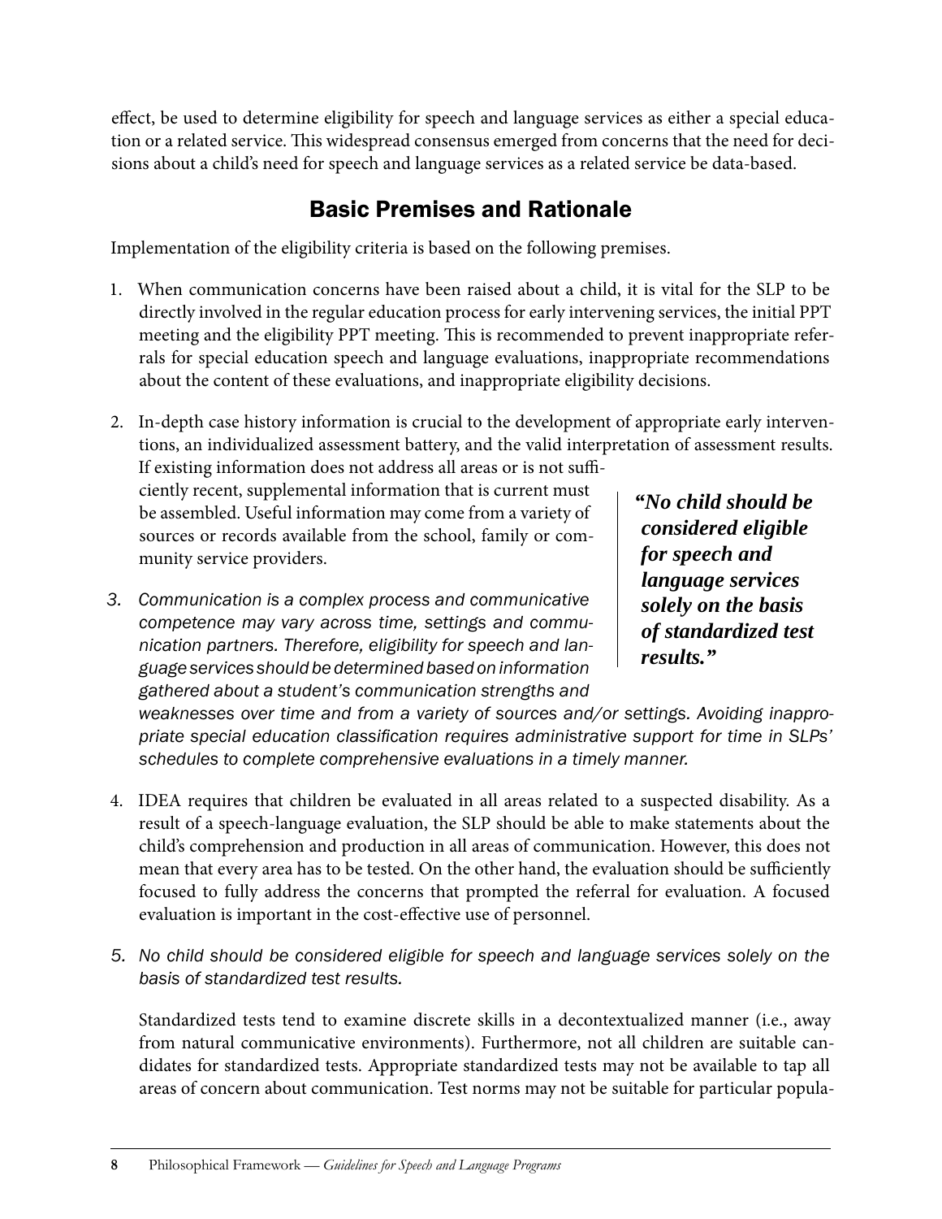effect, be used to determine eligibility for speech and language services as either a special education or a related service. This widespread consensus emerged from concerns that the need for decisions about a child's need for speech and language services as a related service be data-based.

## Basic Premises and Rationale

Implementation of the eligibility criteria is based on the following premises.

1. When communication concerns have been raised about a child, it is vital for the SLP to be directly involved in the regular education process for early intervening services, the initial PPT meeting and the eligibility PPT meeting. This is recommended to prevent inappropriate referrals for special education speech and language evaluations, inappropriate recommendations about the content of these evaluations, and inappropriate eligibility decisions.

2. In-depth case history information is crucial to the development of appropriate early interventions, an individualized assessment battery, and the valid interpretation of assessment results. If existing information does not address all areas or is not sufficiently recent, supplemental information that is current must be assembled. Useful information may come from a variety of sources or records available from the school, family or community service providers.

3. *Communication is a complex process and communicative competence may vary across time, settings and communication partners. Therefore, eligibility for speech and language services should be determined based on information gathered about a student's communication strengths and weaknesses over time and from a variety of sources and/or settings. Avoiding inappropriate special education classification requires administrative support for time in SLPs' schedules to complete comprehensive evaluations in a timely manner.*

> ***"No child should be considered eligible for speech and language services solely on the basis of standardized test results."***

4. IDEA requires that children be evaluated in all areas related to a suspected disability. As a result of a speech-language evaluation, the SLP should be able to make statements about the child's comprehension and production in all areas of communication. However, this does not mean that every area has to be tested. On the other hand, the evaluation should be sufficiently focused to fully address the concerns that prompted the referral for evaluation. A focused evaluation is important in the cost-effective use of personnel.

5. *No child should be considered eligible for speech and language services solely on the basis of standardized test results.*

   Standardized tests tend to examine discrete skills in a decontextualized manner (i.e., away from natural communicative environments). Furthermore, not all children are suitable candidates for standardized tests. Appropriate standardized tests may not be available to tap all areas of concern about communication. Test norms may not be suitable for particular popula-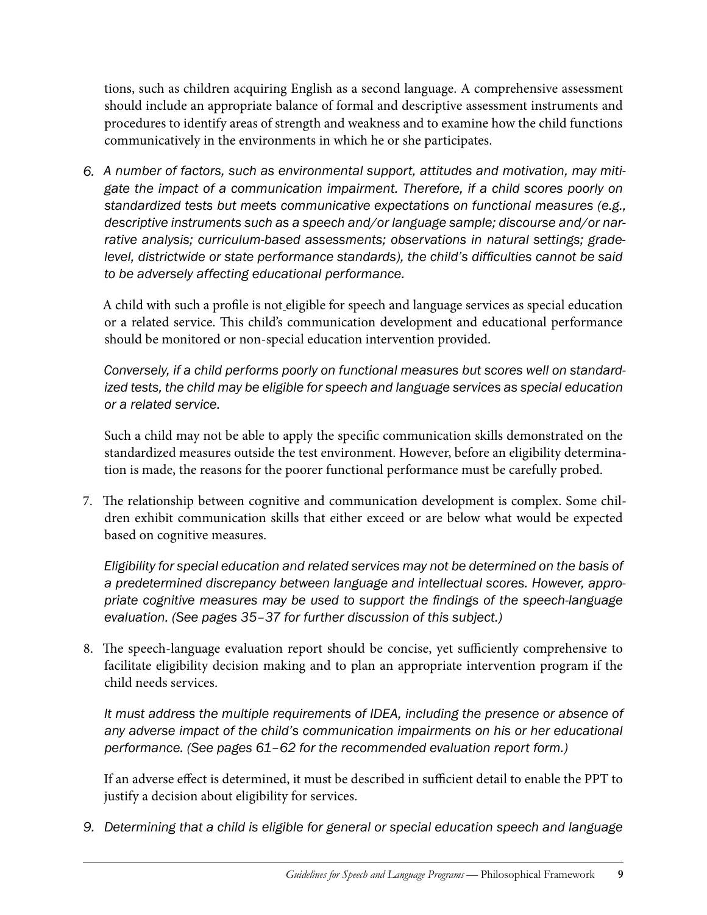tions, such as children acquiring English as a second language. A comprehensive assessment should include an appropriate balance of formal and descriptive assessment instruments and procedures to identify areas of strength and weakness and to examine how the child functions communicatively in the environments in which he or she participates.

6. *A number of factors, such as environmental support, attitudes and motivation, may mitigate the impact of a communication impairment. Therefore, if a child scores poorly on standardized tests but meets communicative expectations on functional measures (e.g., descriptive instruments such as a speech and/or language sample; discourse and/or narrative analysis; curriculum-based assessments; observations in natural settings; grade-level, districtwide or state performance standards), the child's difficulties cannot be said to be adversely affecting educational performance.*

   A child with such a profile is not eligible for speech and language services as special education or a related service. This child's communication development and educational performance should be monitored or non-special education intervention provided.

   *Conversely, if a child performs poorly on functional measures but scores well on standardized tests, the child may be eligible for speech and language services as special education or a related service.*

   Such a child may not be able to apply the specific communication skills demonstrated on the standardized measures outside the test environment. However, before an eligibility determination is made, the reasons for the poorer functional performance must be carefully probed.

7. The relationship between cognitive and communication development is complex. Some children exhibit communication skills that either exceed or are below what would be expected based on cognitive measures.

   *Eligibility for special education and related services may not be determined on the basis of a predetermined discrepancy between language and intellectual scores. However, appropriate cognitive measures may be used to support the findings of the speech-language evaluation. (See pages 35–37 for further discussion of this subject.)*

8. The speech-language evaluation report should be concise, yet sufficiently comprehensive to facilitate eligibility decision making and to plan an appropriate intervention program if the child needs services.

   *It must address the multiple requirements of IDEA, including the presence or absence of any adverse impact of the child's communication impairments on his or her educational performance. (See pages 61–62 for the recommended evaluation report form.)*

   If an adverse effect is determined, it must be described in sufficient detail to enable the PPT to justify a decision about eligibility for services.

9. *Determining that a child is eligible for general or special education speech and language*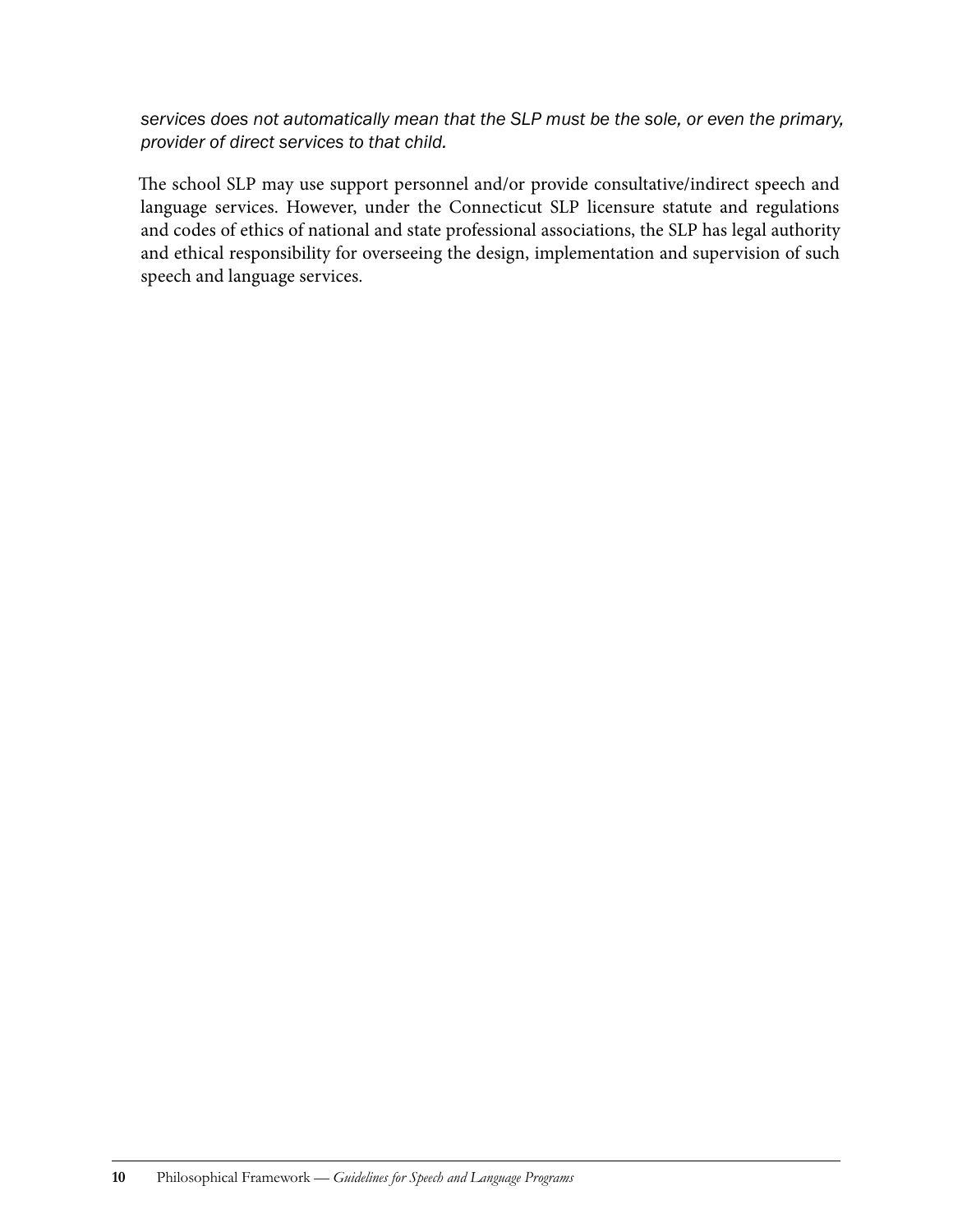*services does not automatically mean that the SLP must be the sole, or even the primary, provider of direct services to that child.*

The school SLP may use support personnel and/or provide consultative/indirect speech and language services. However, under the Connecticut SLP licensure statute and regulations and codes of ethics of national and state professional associations, the SLP has legal authority and ethical responsibility for overseeing the design, implementation and supervision of such speech and language services.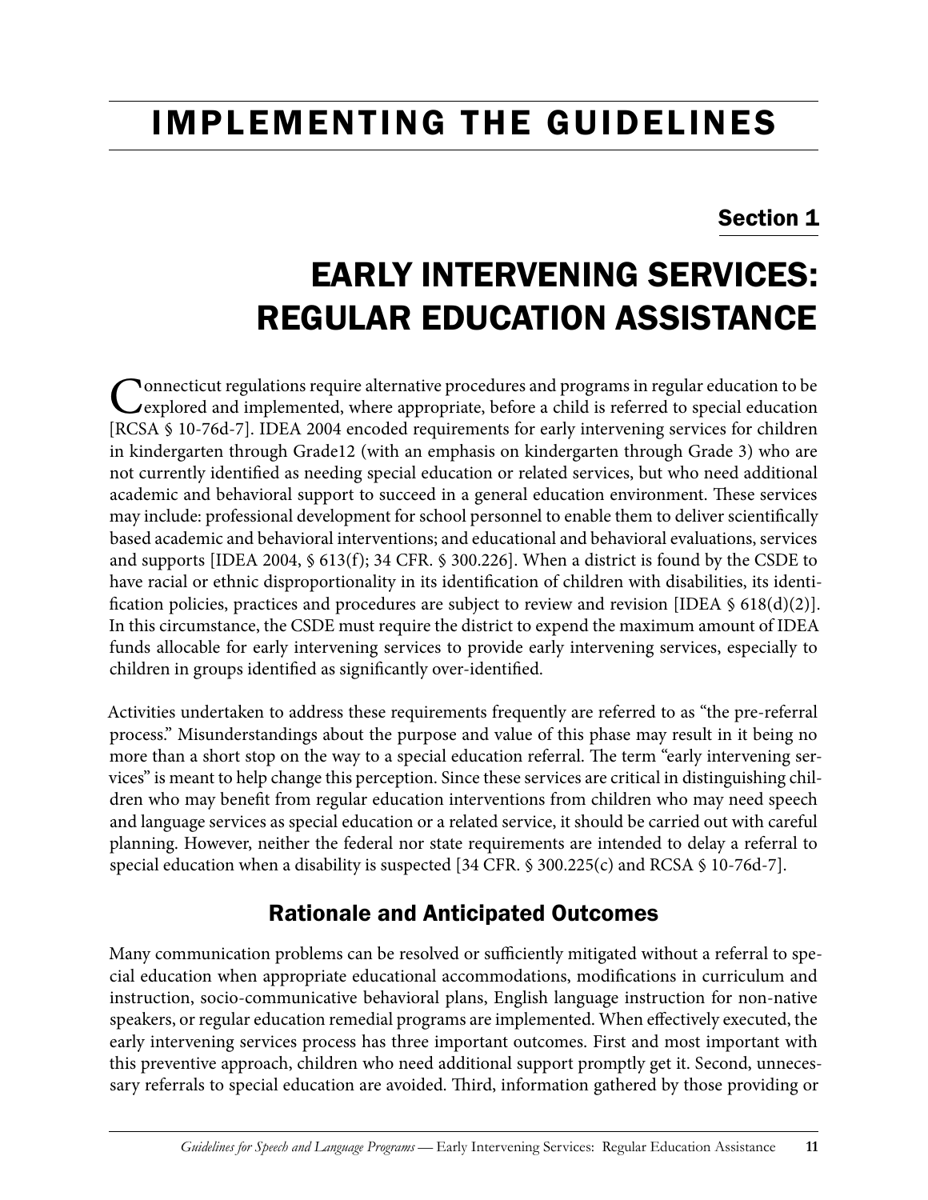# IMPLEMENTING THE GUIDELINES

## Section 1

# EARLY INTERVENING SERVICES: REGULAR EDUCATION ASSISTANCE

Connecticut regulations require alternative procedures and programs in regular education to be explored and implemented, where appropriate, before a child is referred to special education [RCSA § 10-76d-7]. IDEA 2004 encoded requirements for early intervening services for children in kindergarten through Grade12 (with an emphasis on kindergarten through Grade 3) who are not currently identified as needing special education or related services, but who need additional academic and behavioral support to succeed in a general education environment. These services may include: professional development for school personnel to enable them to deliver scientifically based academic and behavioral interventions; and educational and behavioral evaluations, services and supports [IDEA 2004, § 613(f); 34 CFR. § 300.226]. When a district is found by the CSDE to have racial or ethnic disproportionality in its identification of children with disabilities, its identification policies, practices and procedures are subject to review and revision [IDEA § 618(d)(2)]. In this circumstance, the CSDE must require the district to expend the maximum amount of IDEA funds allocable for early intervening services to provide early intervening services, especially to children in groups identified as significantly over-identified.

Activities undertaken to address these requirements frequently are referred to as "the pre-referral process." Misunderstandings about the purpose and value of this phase may result in it being no more than a short stop on the way to a special education referral. The term "early intervening services" is meant to help change this perception. Since these services are critical in distinguishing children who may benefit from regular education interventions from children who may need speech and language services as special education or a related service, it should be carried out with careful planning. However, neither the federal nor state requirements are intended to delay a referral to special education when a disability is suspected [34 CFR. § 300.225(c) and RCSA § 10-76d-7].

## Rationale and Anticipated Outcomes

Many communication problems can be resolved or sufficiently mitigated without a referral to special education when appropriate educational accommodations, modifications in curriculum and instruction, socio-communicative behavioral plans, English language instruction for non-native speakers, or regular education remedial programs are implemented. When effectively executed, the early intervening services process has three important outcomes. First and most important with this preventive approach, children who need additional support promptly get it. Second, unnecessary referrals to special education are avoided. Third, information gathered by those providing or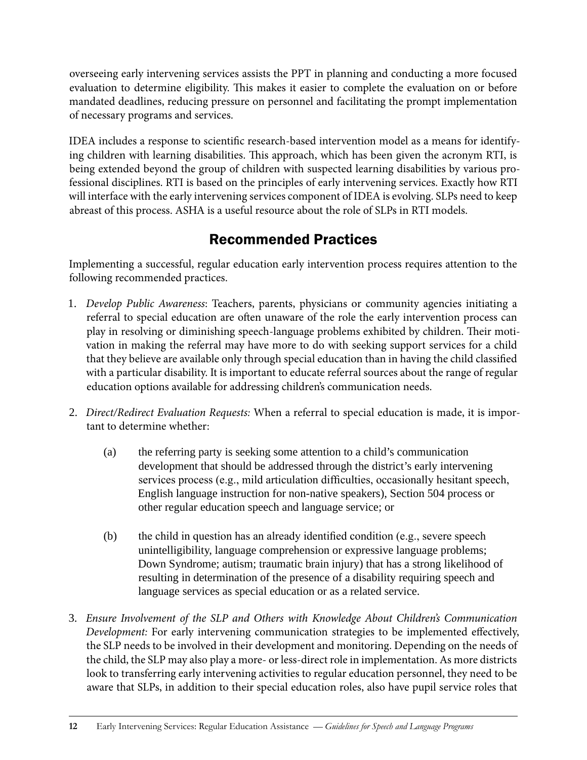overseeing early intervening services assists the PPT in planning and conducting a more focused evaluation to determine eligibility. This makes it easier to complete the evaluation on or before mandated deadlines, reducing pressure on personnel and facilitating the prompt implementation of necessary programs and services.

IDEA includes a response to scientific research-based intervention model as a means for identifying children with learning disabilities. This approach, which has been given the acronym RTI, is being extended beyond the group of children with suspected learning disabilities by various professional disciplines. RTI is based on the principles of early intervening services. Exactly how RTI will interface with the early intervening services component of IDEA is evolving. SLPs need to keep abreast of this process. ASHA is a useful resource about the role of SLPs in RTI models.

## Recommended Practices

Implementing a successful, regular education early intervention process requires attention to the following recommended practices.

1. *Develop Public Awareness*: Teachers, parents, physicians or community agencies initiating a referral to special education are often unaware of the role the early intervention process can play in resolving or diminishing speech-language problems exhibited by children. Their motivation in making the referral may have more to do with seeking support services for a child that they believe are available only through special education than in having the child classified with a particular disability. It is important to educate referral sources about the range of regular education options available for addressing children's communication needs.

2. *Direct/Redirect Evaluation Requests:* When a referral to special education is made, it is important to determine whether:

   (a) the referring party is seeking some attention to a child's communication development that should be addressed through the district's early intervening services process (e.g., mild articulation difficulties, occasionally hesitant speech, English language instruction for non-native speakers), Section 504 process or other regular education speech and language service; or

   (b) the child in question has an already identified condition (e.g., severe speech unintelligibility, language comprehension or expressive language problems; Down Syndrome; autism; traumatic brain injury) that has a strong likelihood of resulting in determination of the presence of a disability requiring speech and language services as special education or as a related service.

3. *Ensure Involvement of the SLP and Others with Knowledge About Children's Communication Development:* For early intervening communication strategies to be implemented effectively, the SLP needs to be involved in their development and monitoring. Depending on the needs of the child, the SLP may also play a more- or less-direct role in implementation. As more districts look to transferring early intervening activities to regular education personnel, they need to be aware that SLPs, in addition to their special education roles, also have pupil service roles that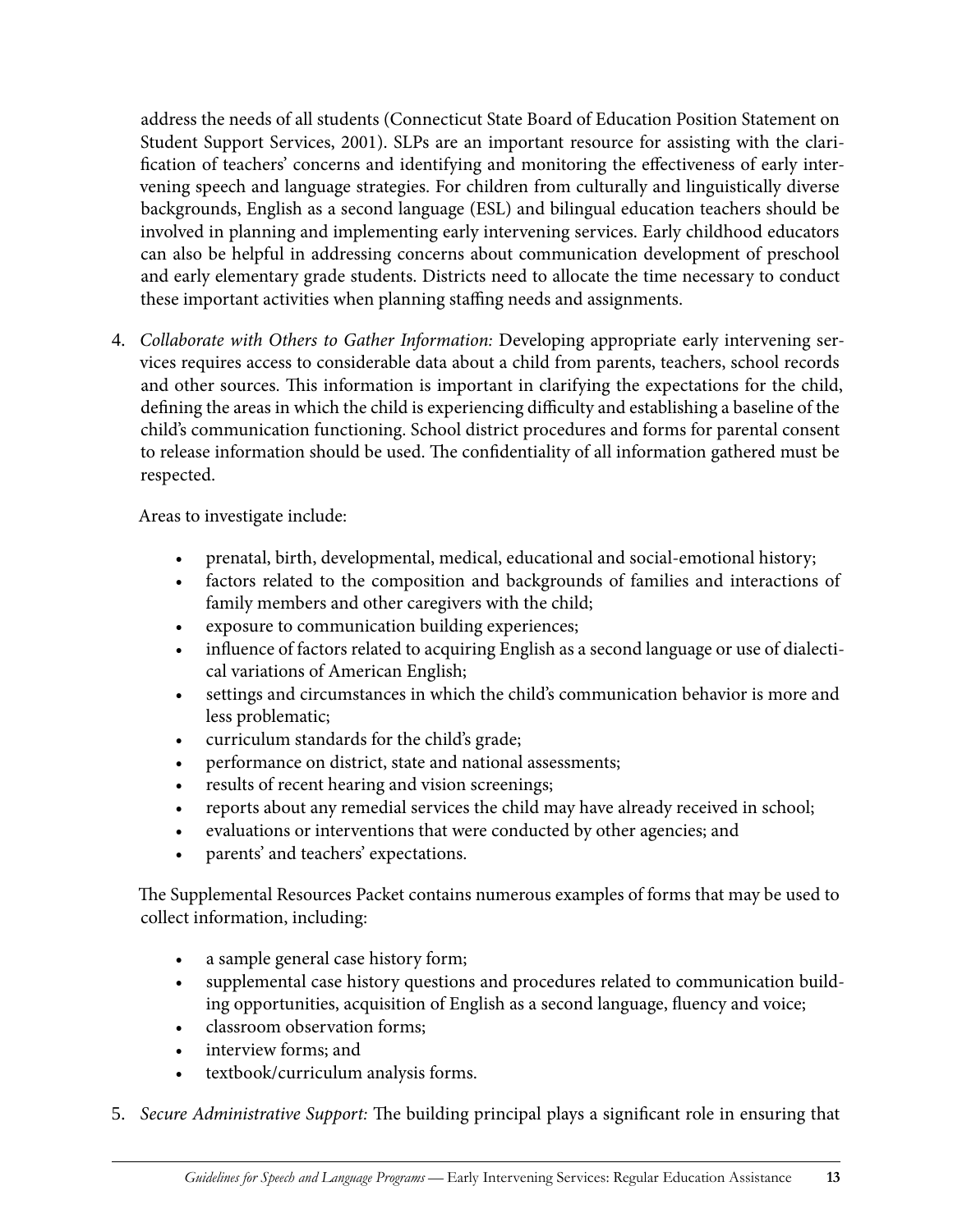address the needs of all students (Connecticut State Board of Education Position Statement on Student Support Services, 2001). SLPs are an important resource for assisting with the clarification of teachers' concerns and identifying and monitoring the effectiveness of early intervening speech and language strategies. For children from culturally and linguistically diverse backgrounds, English as a second language (ESL) and bilingual education teachers should be involved in planning and implementing early intervening services. Early childhood educators can also be helpful in addressing concerns about communication development of preschool and early elementary grade students. Districts need to allocate the time necessary to conduct these important activities when planning staffing needs and assignments.

4. *Collaborate with Others to Gather Information:* Developing appropriate early intervening services requires access to considerable data about a child from parents, teachers, school records and other sources. This information is important in clarifying the expectations for the child, defining the areas in which the child is experiencing difficulty and establishing a baseline of the child's communication functioning. School district procedures and forms for parental consent to release information should be used. The confidentiality of all information gathered must be respected.

   Areas to investigate include:

   - prenatal, birth, developmental, medical, educational and social-emotional history;
   - factors related to the composition and backgrounds of families and interactions of family members and other caregivers with the child;
   - exposure to communication building experiences;
   - influence of factors related to acquiring English as a second language or use of dialectical variations of American English;
   - settings and circumstances in which the child's communication behavior is more and less problematic;
   - curriculum standards for the child's grade;
   - performance on district, state and national assessments;
   - results of recent hearing and vision screenings;
   - reports about any remedial services the child may have already received in school;
   - evaluations or interventions that were conducted by other agencies; and
   - parents' and teachers' expectations.

   The Supplemental Resources Packet contains numerous examples of forms that may be used to collect information, including:

   - a sample general case history form;
   - supplemental case history questions and procedures related to communication building opportunities, acquisition of English as a second language, fluency and voice;
   - classroom observation forms;
   - interview forms; and
   - textbook/curriculum analysis forms.

5. *Secure Administrative Support:* The building principal plays a significant role in ensuring that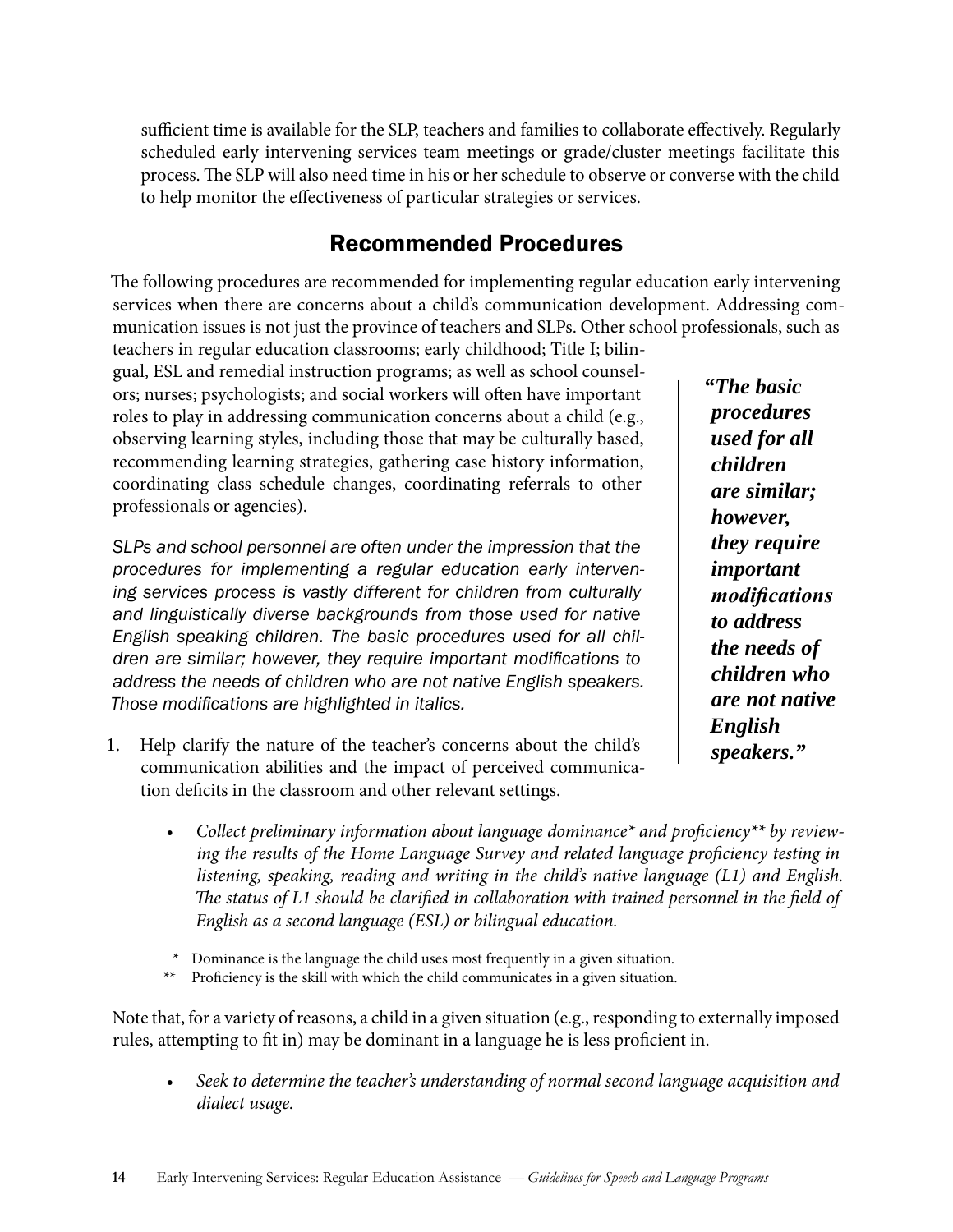sufficient time is available for the SLP, teachers and families to collaborate effectively. Regularly scheduled early intervening services team meetings or grade/cluster meetings facilitate this process. The SLP will also need time in his or her schedule to observe or converse with the child to help monitor the effectiveness of particular strategies or services.

## Recommended Procedures

The following procedures are recommended for implementing regular education early intervening services when there are concerns about a child's communication development. Addressing communication issues is not just the province of teachers and SLPs. Other school professionals, such as teachers in regular education classrooms; early childhood; Title I; bilingual, ESL and remedial instruction programs; as well as school counselors; nurses; psychologists; and social workers will often have important roles to play in addressing communication concerns about a child (e.g., observing learning styles, including those that may be culturally based, recommending learning strategies, gathering case history information, coordinating class schedule changes, coordinating referrals to other professionals or agencies).

*SLPs and school personnel are often under the impression that the procedures for implementing a regular education early intervening services process is vastly different for children from culturally and linguistically diverse backgrounds from those used for native English speaking children. The basic procedures used for all children are similar; however, they require important modifications to address the needs of children who are not native English speakers. Those modifications are highlighted in italics.*

> ***"The basic procedures used for all children are similar; however, they require important modifications to address the needs of children who are not native English speakers."***

1. Help clarify the nature of the teacher's concerns about the child's communication abilities and the impact of perceived communication deficits in the classroom and other relevant settings.

    - *Collect preliminary information about language dominance\* and proficiency\*\* by reviewing the results of the Home Language Survey and related language proficiency testing in listening, speaking, reading and writing in the child's native language (L1) and English. The status of L1 should be clarified in collaboration with trained personnel in the field of English as a second language (ESL) or bilingual education.*

\* Dominance is the language the child uses most frequently in a given situation.

\*\* Proficiency is the skill with which the child communicates in a given situation.

Note that, for a variety of reasons, a child in a given situation (e.g., responding to externally imposed rules, attempting to fit in) may be dominant in a language he is less proficient in.

- *Seek to determine the teacher's understanding of normal second language acquisition and dialect usage.*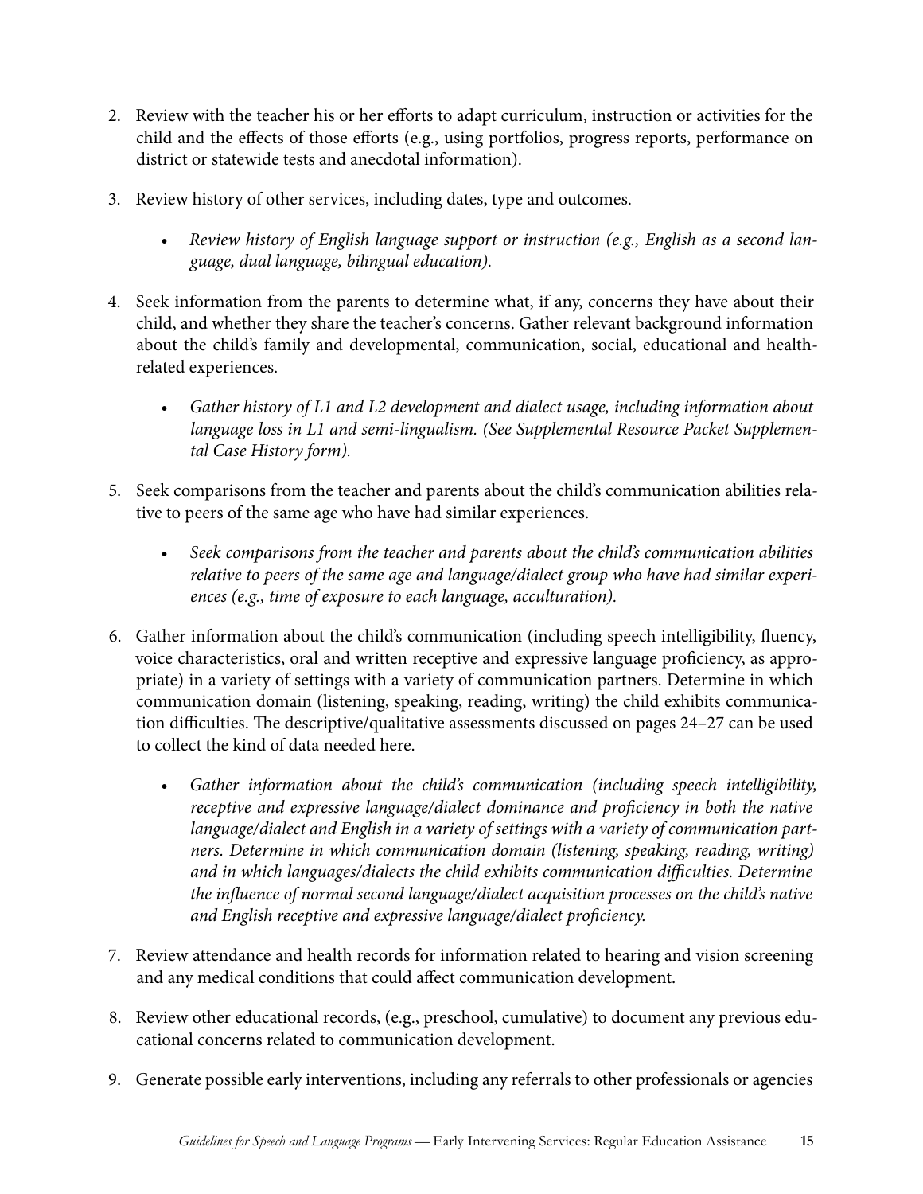2. Review with the teacher his or her efforts to adapt curriculum, instruction or activities for the child and the effects of those efforts (e.g., using portfolios, progress reports, performance on district or statewide tests and anecdotal information).

3. Review history of other services, including dates, type and outcomes.

    - *Review history of English language support or instruction (e.g., English as a second language, dual language, bilingual education).*

4. Seek information from the parents to determine what, if any, concerns they have about their child, and whether they share the teacher's concerns. Gather relevant background information about the child's family and developmental, communication, social, educational and health-related experiences.

    - *Gather history of L1 and L2 development and dialect usage, including information about language loss in L1 and semi-lingualism. (See Supplemental Resource Packet Supplemental Case History form).*

5. Seek comparisons from the teacher and parents about the child's communication abilities relative to peers of the same age who have had similar experiences.

    - *Seek comparisons from the teacher and parents about the child's communication abilities relative to peers of the same age and language/dialect group who have had similar experiences (e.g., time of exposure to each language, acculturation).*

6. Gather information about the child's communication (including speech intelligibility, fluency, voice characteristics, oral and written receptive and expressive language proficiency, as appropriate) in a variety of settings with a variety of communication partners. Determine in which communication domain (listening, speaking, reading, writing) the child exhibits communication difficulties. The descriptive/qualitative assessments discussed on pages 24–27 can be used to collect the kind of data needed here.

    - *Gather information about the child's communication (including speech intelligibility, receptive and expressive language/dialect dominance and proficiency in both the native language/dialect and English in a variety of settings with a variety of communication partners. Determine in which communication domain (listening, speaking, reading, writing) and in which languages/dialects the child exhibits communication difficulties. Determine the influence of normal second language/dialect acquisition processes on the child's native and English receptive and expressive language/dialect proficiency.*

7. Review attendance and health records for information related to hearing and vision screening and any medical conditions that could affect communication development.

8. Review other educational records, (e.g., preschool, cumulative) to document any previous educational concerns related to communication development.

9. Generate possible early interventions, including any referrals to other professionals or agencies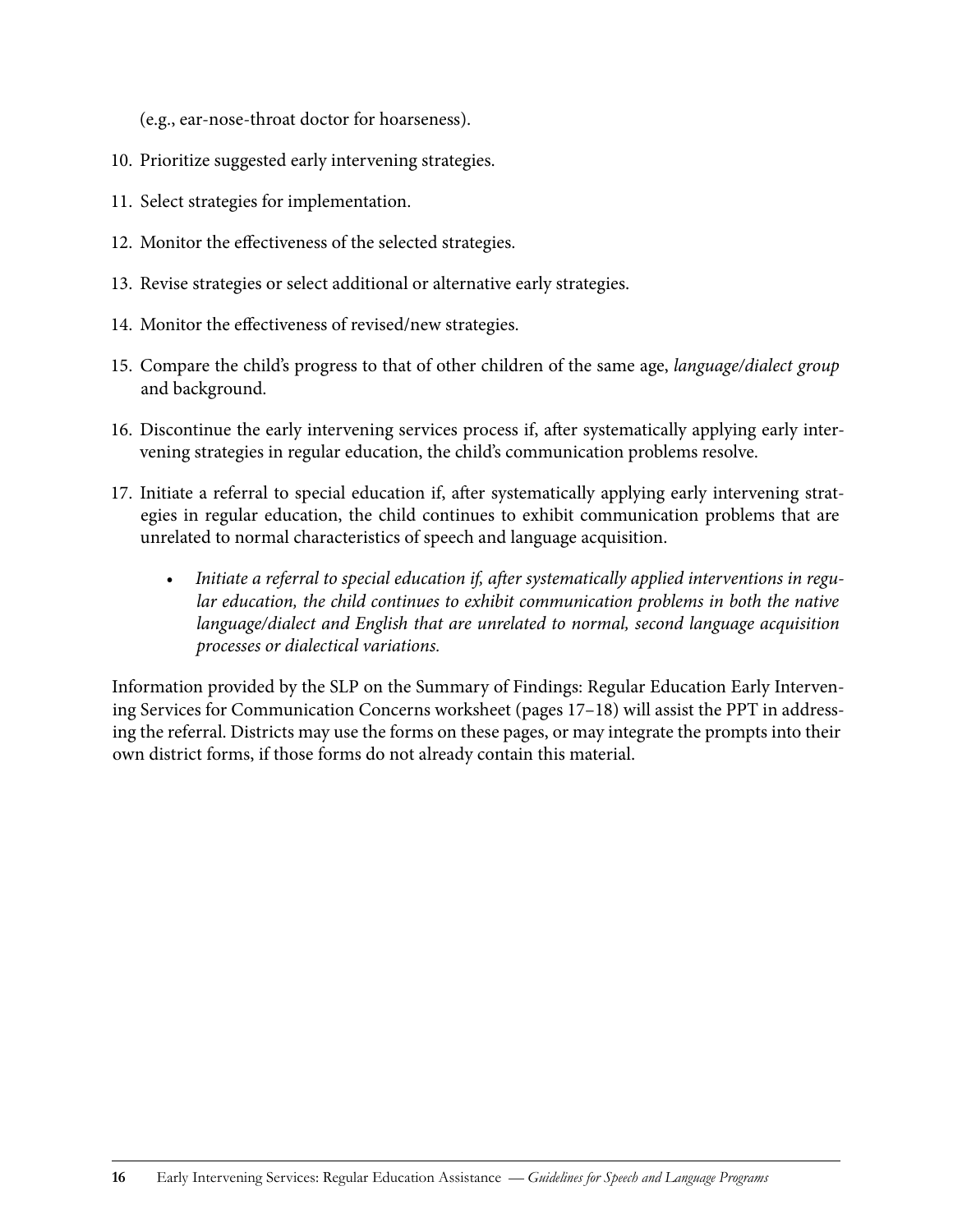(e.g., ear-nose-throat doctor for hoarseness).

10. Prioritize suggested early intervening strategies.
11. Select strategies for implementation.
12. Monitor the effectiveness of the selected strategies.
13. Revise strategies or select additional or alternative early strategies.
14. Monitor the effectiveness of revised/new strategies.
15. Compare the child's progress to that of other children of the same age, *language/dialect group* and background.
16. Discontinue the early intervening services process if, after systematically applying early intervening strategies in regular education, the child's communication problems resolve.
17. Initiate a referral to special education if, after systematically applying early intervening strategies in regular education, the child continues to exhibit communication problems that are unrelated to normal characteristics of speech and language acquisition.
    - *Initiate a referral to special education if, after systematically applied interventions in regular education, the child continues to exhibit communication problems in both the native language/dialect and English that are unrelated to normal, second language acquisition processes or dialectical variations.*

Information provided by the SLP on the Summary of Findings: Regular Education Early Intervening Services for Communication Concerns worksheet (pages 17–18) will assist the PPT in addressing the referral. Districts may use the forms on these pages, or may integrate the prompts into their own district forms, if those forms do not already contain this material.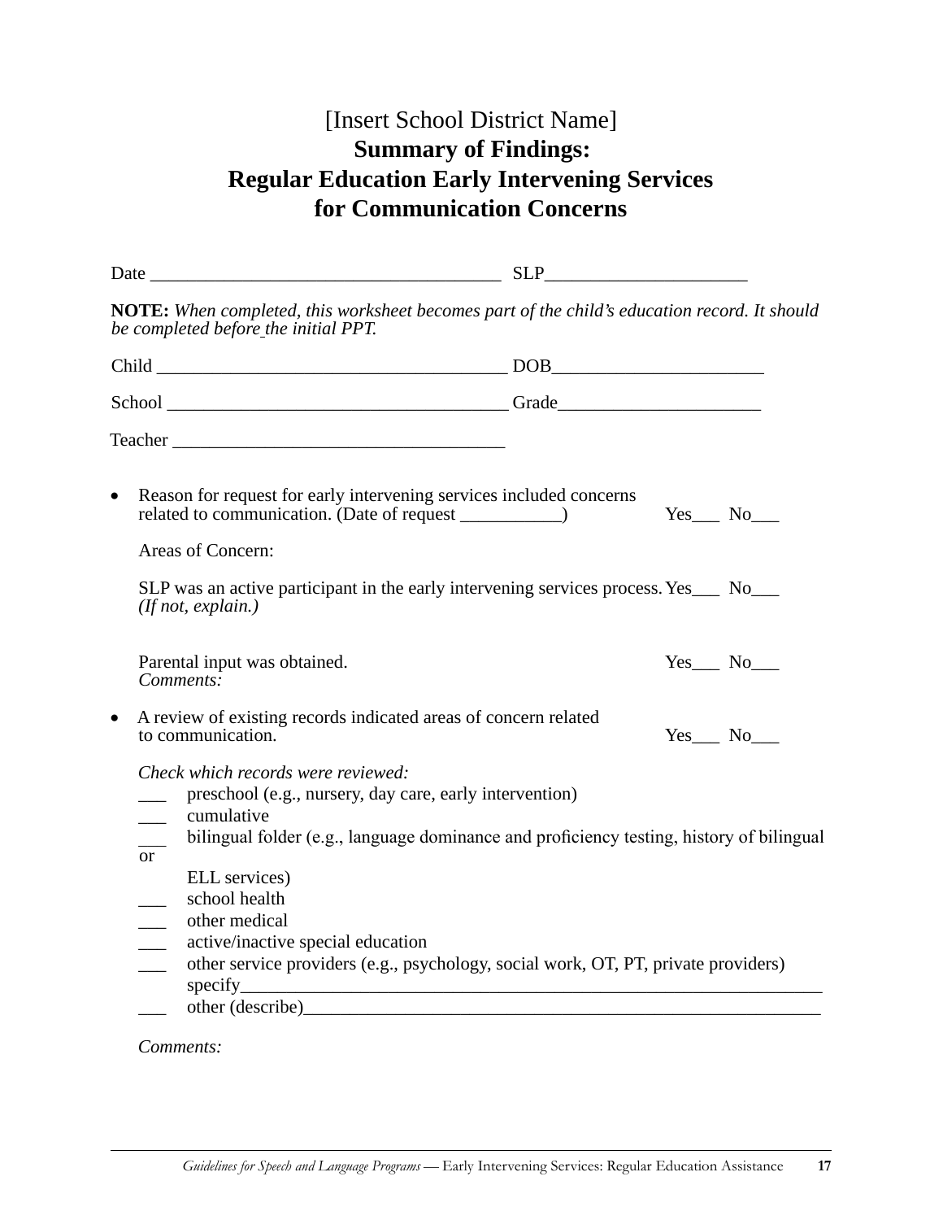[Insert School District Name]

# Summary of Findings: Regular Education Early Intervening Services for Communication Concerns

Date ______________________________________ SLP______________________

**NOTE:** *When completed, this worksheet becomes part of the child's education record. It should be completed before the initial PPT.*

Child ______________________________________ DOB_______________________

School _____________________________________ Grade______________________

Teacher ____________________________________

- Reason for request for early intervening services included concerns related to communication. (Date of request ___________) Yes___ No___

  Areas of Concern:

  SLP was an active participant in the early intervening services process. Yes___ No___
  *(If not, explain.)*

  Parental input was obtained. Yes___ No___
  *Comments:*

- A review of existing records indicated areas of concern related to communication. Yes___ No___

  *Check which records were reviewed:*

  ___ preschool (e.g., nursery, day care, early intervention)
  ___ cumulative
  ___ bilingual folder (e.g., language dominance and proficiency testing, history of bilingual or ELL services)
  ___ school health
  ___ other medical
  ___ active/inactive special education
  ___ other service providers (e.g., psychology, social work, OT, PT, private providers) specify___________________________________________________________________
  ___ other (describe)____________________________________________________________

  *Comments:*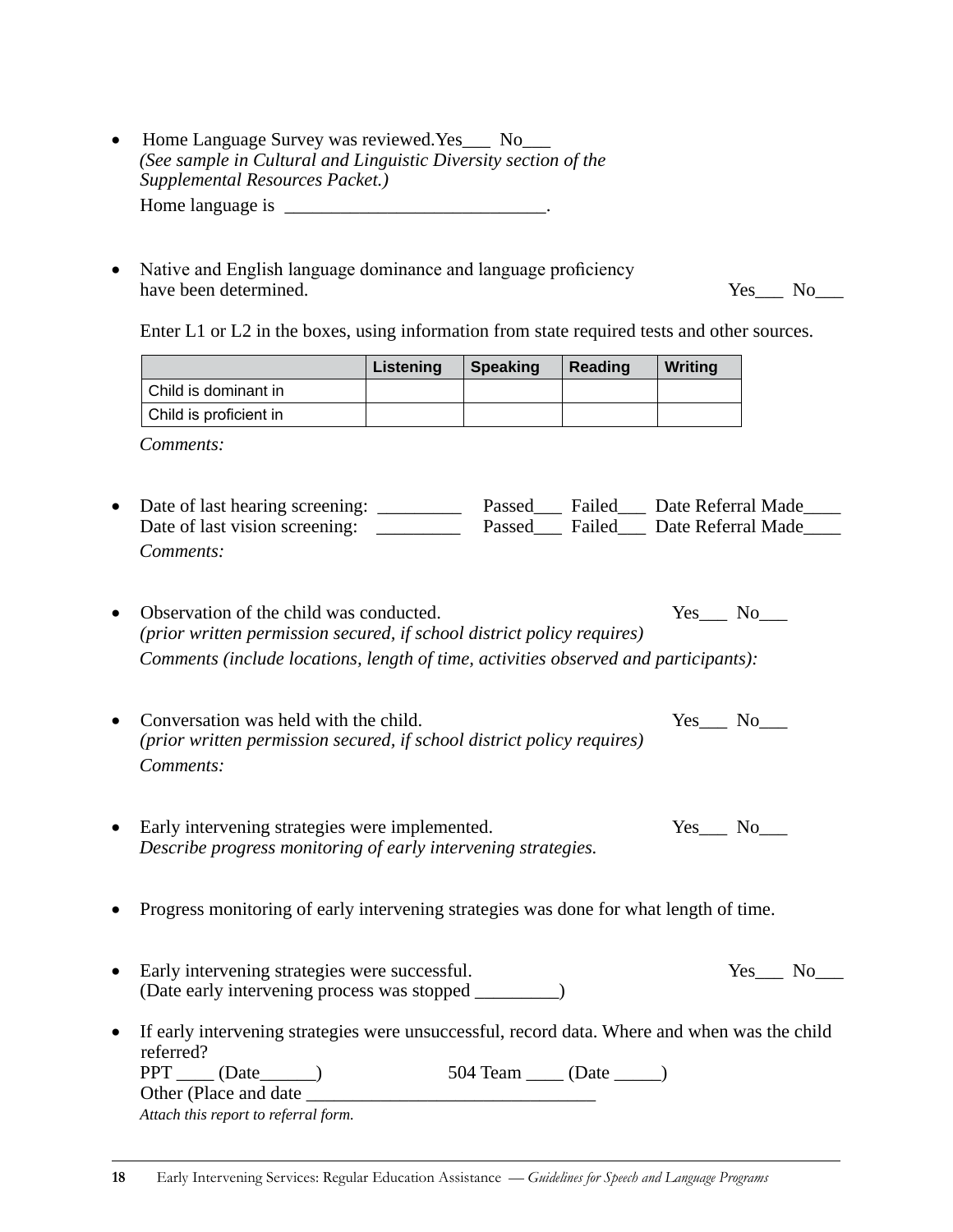- Home Language Survey was reviewed. Yes___ No___
  *(See sample in Cultural and Linguistic Diversity section of the Supplemental Resources Packet.)*
  Home language is ____________________________.

- Native and English language dominance and language proficiency have been determined. Yes___ No___

  Enter L1 or L2 in the boxes, using information from state required tests and other sources.

| | Listening | Speaking | Reading | Writing |
|---|---|---|---|---|
| Child is dominant in | | | | |
| Child is proficient in | | | | |

  *Comments:*

- Date of last hearing screening: _________ Passed___ Failed___ Date Referral Made____
  Date of last vision screening: _________ Passed___ Failed___ Date Referral Made____
  *Comments:*

- Observation of the child was conducted. Yes___ No___
  *(prior written permission secured, if school district policy requires)*
  *Comments (include locations, length of time, activities observed and participants):*

- Conversation was held with the child. Yes___ No___
  *(prior written permission secured, if school district policy requires)*
  *Comments:*

- Early intervening strategies were implemented. Yes___ No___
  *Describe progress monitoring of early intervening strategies.*

- Progress monitoring of early intervening strategies was done for what length of time.

- Early intervening strategies were successful. Yes___ No___
  (Date early intervening process was stopped _________)

- If early intervening strategies were unsuccessful, record data. Where and when was the child referred?
  PPT ____ (Date______) 504 Team ____ (Date _____)
  Other (Place and date ______________________________
  *Attach this report to referral form.*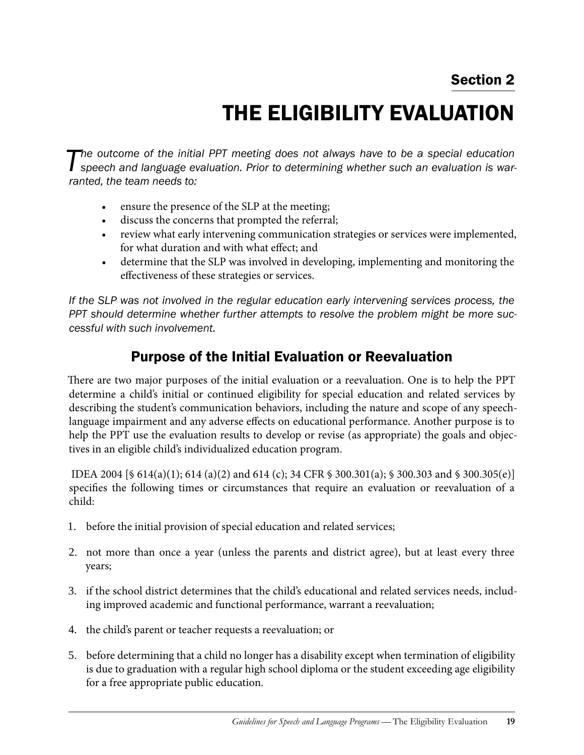## Section 2

# THE ELIGIBILITY EVALUATION

*The outcome of the initial PPT meeting does not always have to be a special education speech and language evaluation. Prior to determining whether such an evaluation is warranted, the team needs to:*

- ensure the presence of the SLP at the meeting;
- discuss the concerns that prompted the referral;
- review what early intervening communication strategies or services were implemented, for what duration and with what effect; and
- determine that the SLP was involved in developing, implementing and monitoring the effectiveness of these strategies or services.

*If the SLP was not involved in the regular education early intervening services process, the PPT should determine whether further attempts to resolve the problem might be more successful with such involvement.*

## Purpose of the Initial Evaluation or Reevaluation

There are two major purposes of the initial evaluation or a reevaluation. One is to help the PPT determine a child's initial or continued eligibility for special education and related services by describing the student's communication behaviors, including the nature and scope of any speech-language impairment and any adverse effects on educational performance. Another purpose is to help the PPT use the evaluation results to develop or revise (as appropriate) the goals and objectives in an eligible child's individualized education program.

IDEA 2004 [§ 614(a)(1); 614 (a)(2) and 614 (c); 34 CFR § 300.301(a); § 300.303 and § 300.305(e)] specifies the following times or circumstances that require an evaluation or reevaluation of a child:

1. before the initial provision of special education and related services;
2. not more than once a year (unless the parents and district agree), but at least every three years;
3. if the school district determines that the child's educational and related services needs, including improved academic and functional performance, warrant a reevaluation;
4. the child's parent or teacher requests a reevaluation; or
5. before determining that a child no longer has a disability except when termination of eligibility is due to graduation with a regular high school diploma or the student exceeding age eligibility for a free appropriate public education.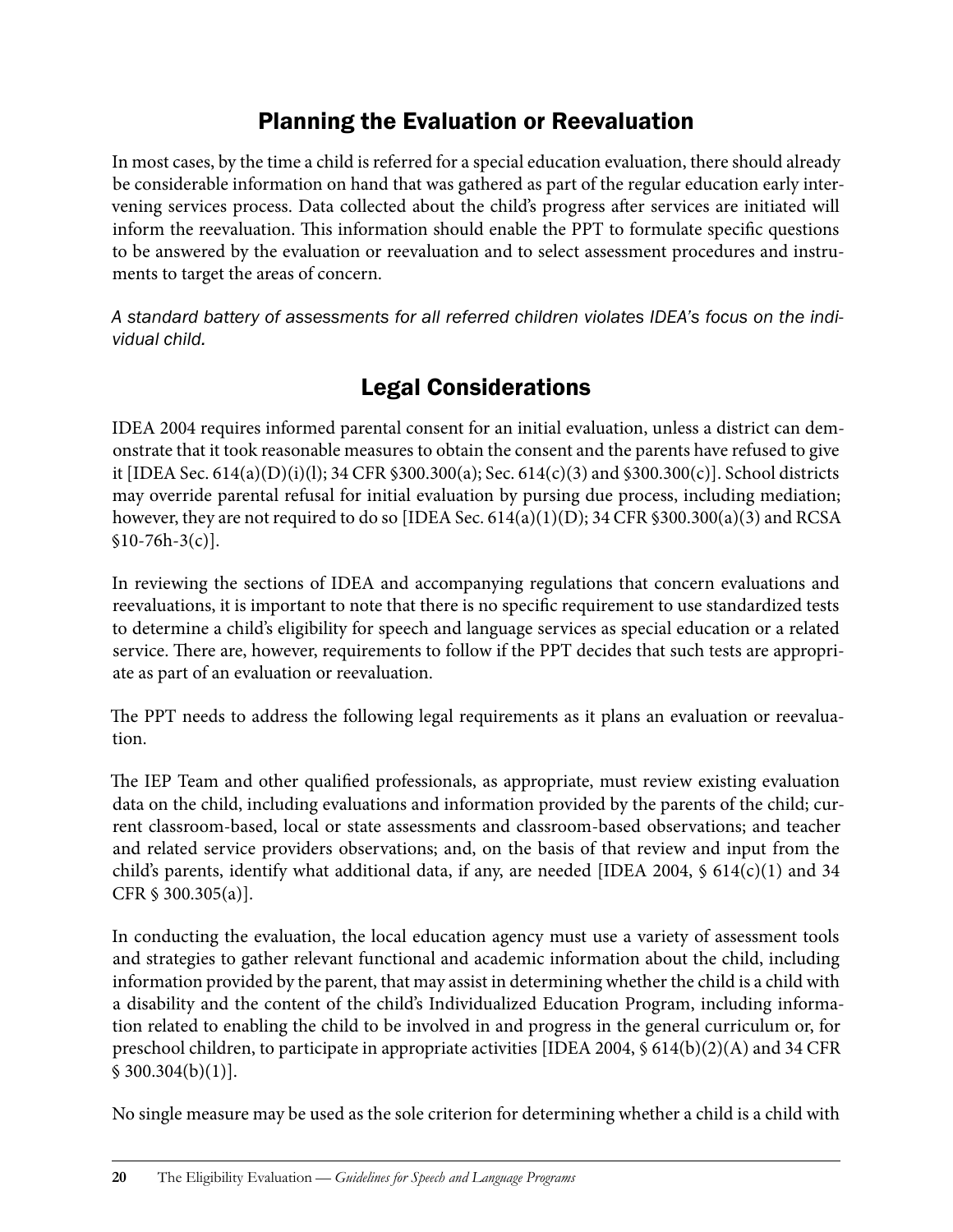## Planning the Evaluation or Reevaluation

In most cases, by the time a child is referred for a special education evaluation, there should already be considerable information on hand that was gathered as part of the regular education early intervening services process. Data collected about the child's progress after services are initiated will inform the reevaluation. This information should enable the PPT to formulate specific questions to be answered by the evaluation or reevaluation and to select assessment procedures and instruments to target the areas of concern.

*A standard battery of assessments for all referred children violates IDEA's focus on the individual child.*

## Legal Considerations

IDEA 2004 requires informed parental consent for an initial evaluation, unless a district can demonstrate that it took reasonable measures to obtain the consent and the parents have refused to give it [IDEA Sec. 614(a)(D)(i)(l); 34 CFR §300.300(a); Sec. 614(c)(3) and §300.300(c)]. School districts may override parental refusal for initial evaluation by pursing due process, including mediation; however, they are not required to do so [IDEA Sec. 614(a)(1)(D); 34 CFR §300.300(a)(3) and RCSA §10-76h-3(c)].

In reviewing the sections of IDEA and accompanying regulations that concern evaluations and reevaluations, it is important to note that there is no specific requirement to use standardized tests to determine a child's eligibility for speech and language services as special education or a related service. There are, however, requirements to follow if the PPT decides that such tests are appropriate as part of an evaluation or reevaluation.

The PPT needs to address the following legal requirements as it plans an evaluation or reevaluation.

The IEP Team and other qualified professionals, as appropriate, must review existing evaluation data on the child, including evaluations and information provided by the parents of the child; current classroom-based, local or state assessments and classroom-based observations; and teacher and related service providers observations; and, on the basis of that review and input from the child's parents, identify what additional data, if any, are needed [IDEA 2004, § 614(c)(1) and 34 CFR § 300.305(a)].

In conducting the evaluation, the local education agency must use a variety of assessment tools and strategies to gather relevant functional and academic information about the child, including information provided by the parent, that may assist in determining whether the child is a child with a disability and the content of the child's Individualized Education Program, including information related to enabling the child to be involved in and progress in the general curriculum or, for preschool children, to participate in appropriate activities [IDEA 2004, § 614(b)(2)(A) and 34 CFR § 300.304(b)(1)].

No single measure may be used as the sole criterion for determining whether a child is a child with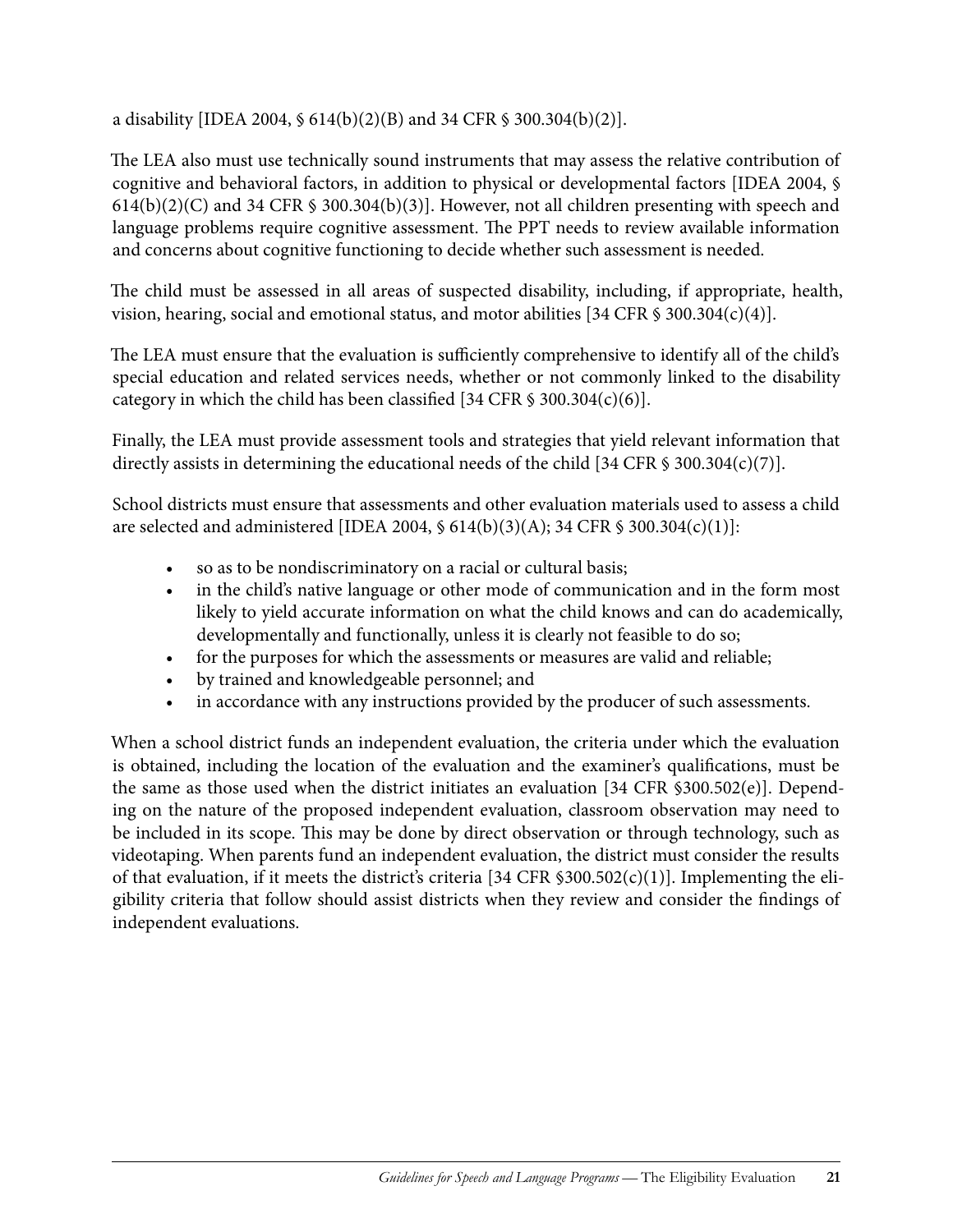a disability [IDEA 2004, § 614(b)(2)(B) and 34 CFR § 300.304(b)(2)].

The LEA also must use technically sound instruments that may assess the relative contribution of cognitive and behavioral factors, in addition to physical or developmental factors [IDEA 2004, § 614(b)(2)(C) and 34 CFR § 300.304(b)(3)]. However, not all children presenting with speech and language problems require cognitive assessment. The PPT needs to review available information and concerns about cognitive functioning to decide whether such assessment is needed.

The child must be assessed in all areas of suspected disability, including, if appropriate, health, vision, hearing, social and emotional status, and motor abilities [34 CFR § 300.304(c)(4)].

The LEA must ensure that the evaluation is sufficiently comprehensive to identify all of the child's special education and related services needs, whether or not commonly linked to the disability category in which the child has been classified [34 CFR § 300.304(c)(6)].

Finally, the LEA must provide assessment tools and strategies that yield relevant information that directly assists in determining the educational needs of the child [34 CFR § 300.304(c)(7)].

School districts must ensure that assessments and other evaluation materials used to assess a child are selected and administered [IDEA 2004, § 614(b)(3)(A); 34 CFR § 300.304(c)(1)]:

- so as to be nondiscriminatory on a racial or cultural basis;
- in the child's native language or other mode of communication and in the form most likely to yield accurate information on what the child knows and can do academically, developmentally and functionally, unless it is clearly not feasible to do so;
- for the purposes for which the assessments or measures are valid and reliable;
- by trained and knowledgeable personnel; and
- in accordance with any instructions provided by the producer of such assessments.

When a school district funds an independent evaluation, the criteria under which the evaluation is obtained, including the location of the evaluation and the examiner's qualifications, must be the same as those used when the district initiates an evaluation [34 CFR §300.502(e)]. Depending on the nature of the proposed independent evaluation, classroom observation may need to be included in its scope. This may be done by direct observation or through technology, such as videotaping. When parents fund an independent evaluation, the district must consider the results of that evaluation, if it meets the district's criteria [34 CFR §300.502(c)(1)]. Implementing the eligibility criteria that follow should assist districts when they review and consider the findings of independent evaluations.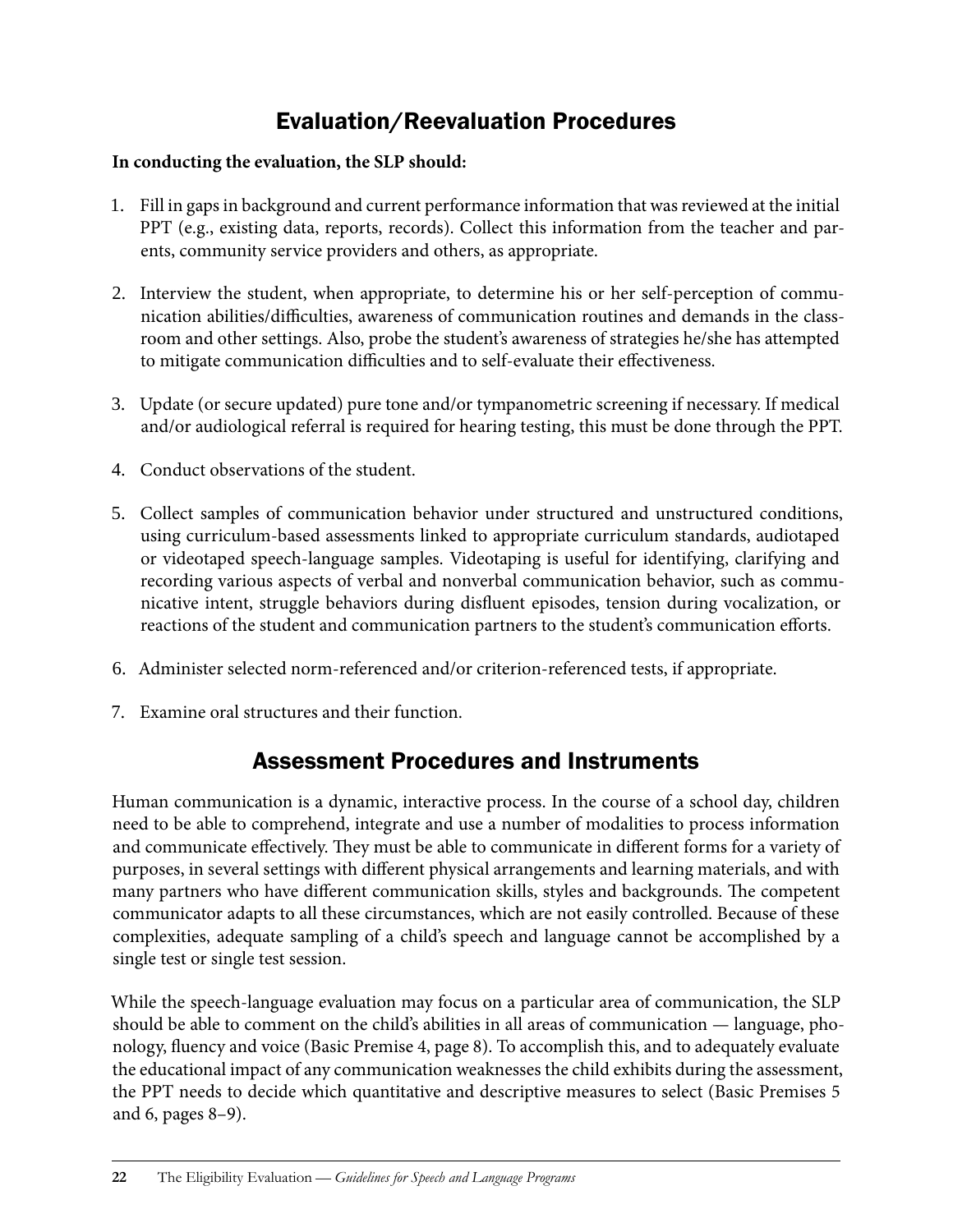## Evaluation/Reevaluation Procedures

**In conducting the evaluation, the SLP should:**

1. Fill in gaps in background and current performance information that was reviewed at the initial PPT (e.g., existing data, reports, records). Collect this information from the teacher and parents, community service providers and others, as appropriate.

2. Interview the student, when appropriate, to determine his or her self-perception of communication abilities/difficulties, awareness of communication routines and demands in the classroom and other settings. Also, probe the student's awareness of strategies he/she has attempted to mitigate communication difficulties and to self-evaluate their effectiveness.

3. Update (or secure updated) pure tone and/or tympanometric screening if necessary. If medical and/or audiological referral is required for hearing testing, this must be done through the PPT.

4. Conduct observations of the student.

5. Collect samples of communication behavior under structured and unstructured conditions, using curriculum-based assessments linked to appropriate curriculum standards, audiotaped or videotaped speech-language samples. Videotaping is useful for identifying, clarifying and recording various aspects of verbal and nonverbal communication behavior, such as communicative intent, struggle behaviors during disfluent episodes, tension during vocalization, or reactions of the student and communication partners to the student's communication efforts.

6. Administer selected norm-referenced and/or criterion-referenced tests, if appropriate.

7. Examine oral structures and their function.

## Assessment Procedures and Instruments

Human communication is a dynamic, interactive process. In the course of a school day, children need to be able to comprehend, integrate and use a number of modalities to process information and communicate effectively. They must be able to communicate in different forms for a variety of purposes, in several settings with different physical arrangements and learning materials, and with many partners who have different communication skills, styles and backgrounds. The competent communicator adapts to all these circumstances, which are not easily controlled. Because of these complexities, adequate sampling of a child's speech and language cannot be accomplished by a single test or single test session.

While the speech-language evaluation may focus on a particular area of communication, the SLP should be able to comment on the child's abilities in all areas of communication — language, phonology, fluency and voice (Basic Premise 4, page 8). To accomplish this, and to adequately evaluate the educational impact of any communication weaknesses the child exhibits during the assessment, the PPT needs to decide which quantitative and descriptive measures to select (Basic Premises 5 and 6, pages 8–9).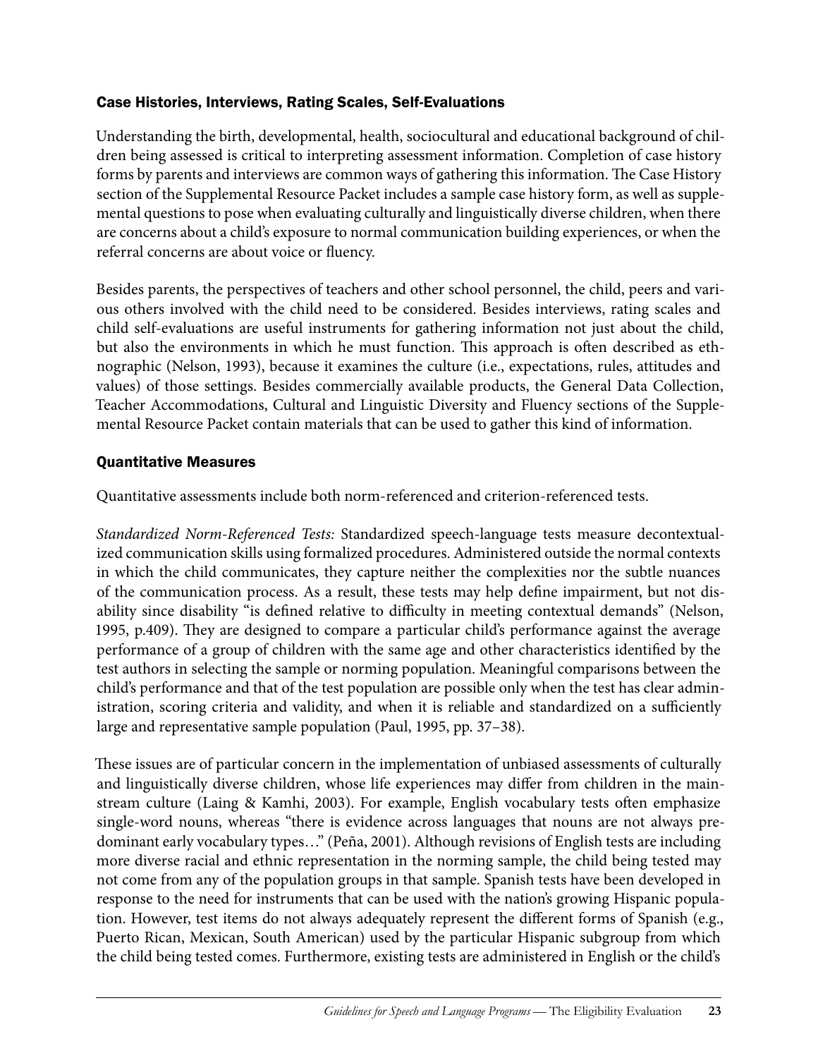### Case Histories, Interviews, Rating Scales, Self-Evaluations

Understanding the birth, developmental, health, sociocultural and educational background of children being assessed is critical to interpreting assessment information. Completion of case history forms by parents and interviews are common ways of gathering this information. The Case History section of the Supplemental Resource Packet includes a sample case history form, as well as supplemental questions to pose when evaluating culturally and linguistically diverse children, when there are concerns about a child's exposure to normal communication building experiences, or when the referral concerns are about voice or fluency.

Besides parents, the perspectives of teachers and other school personnel, the child, peers and various others involved with the child need to be considered. Besides interviews, rating scales and child self-evaluations are useful instruments for gathering information not just about the child, but also the environments in which he must function. This approach is often described as ethnographic (Nelson, 1993), because it examines the culture (i.e., expectations, rules, attitudes and values) of those settings. Besides commercially available products, the General Data Collection, Teacher Accommodations, Cultural and Linguistic Diversity and Fluency sections of the Supplemental Resource Packet contain materials that can be used to gather this kind of information.

### Quantitative Measures

Quantitative assessments include both norm-referenced and criterion-referenced tests.

*Standardized Norm-Referenced Tests:* Standardized speech-language tests measure decontextualized communication skills using formalized procedures. Administered outside the normal contexts in which the child communicates, they capture neither the complexities nor the subtle nuances of the communication process. As a result, these tests may help define impairment, but not disability since disability "is defined relative to difficulty in meeting contextual demands" (Nelson, 1995, p.409). They are designed to compare a particular child's performance against the average performance of a group of children with the same age and other characteristics identified by the test authors in selecting the sample or norming population. Meaningful comparisons between the child's performance and that of the test population are possible only when the test has clear administration, scoring criteria and validity, and when it is reliable and standardized on a sufficiently large and representative sample population (Paul, 1995, pp. 37–38).

These issues are of particular concern in the implementation of unbiased assessments of culturally and linguistically diverse children, whose life experiences may differ from children in the mainstream culture (Laing & Kamhi, 2003). For example, English vocabulary tests often emphasize single-word nouns, whereas "there is evidence across languages that nouns are not always predominant early vocabulary types…" (Peña, 2001). Although revisions of English tests are including more diverse racial and ethnic representation in the norming sample, the child being tested may not come from any of the population groups in that sample. Spanish tests have been developed in response to the need for instruments that can be used with the nation's growing Hispanic population. However, test items do not always adequately represent the different forms of Spanish (e.g., Puerto Rican, Mexican, South American) used by the particular Hispanic subgroup from which the child being tested comes. Furthermore, existing tests are administered in English or the child's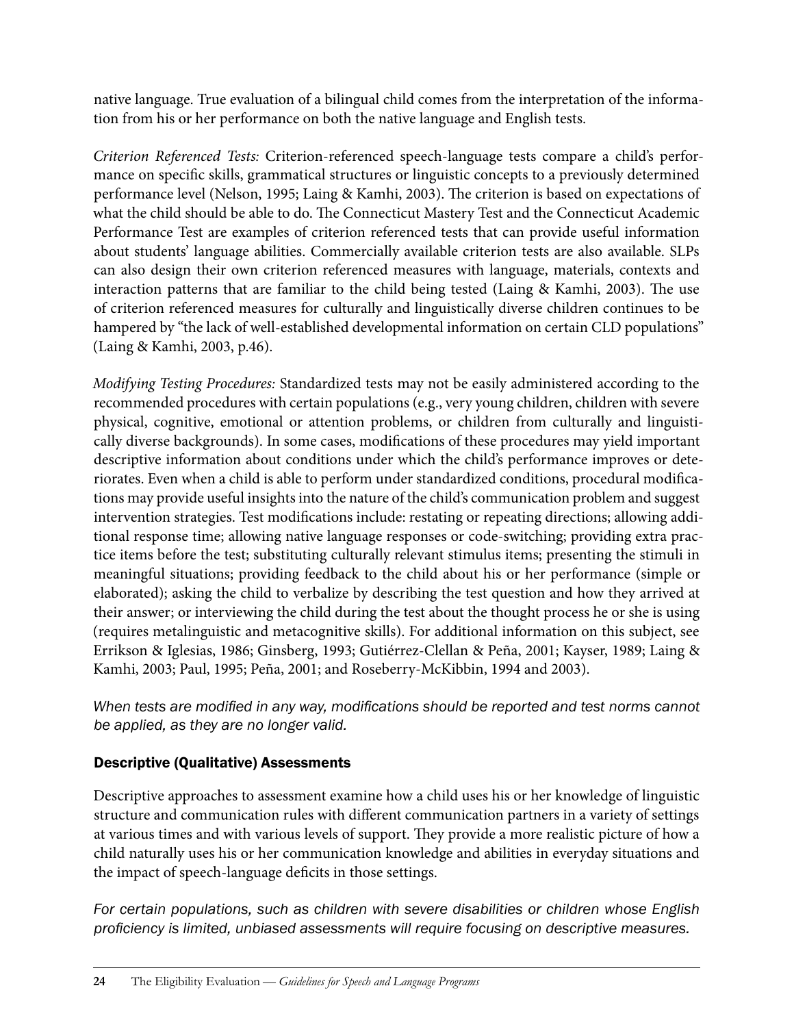native language. True evaluation of a bilingual child comes from the interpretation of the information from his or her performance on both the native language and English tests.

*Criterion Referenced Tests:* Criterion-referenced speech-language tests compare a child's performance on specific skills, grammatical structures or linguistic concepts to a previously determined performance level (Nelson, 1995; Laing & Kamhi, 2003). The criterion is based on expectations of what the child should be able to do. The Connecticut Mastery Test and the Connecticut Academic Performance Test are examples of criterion referenced tests that can provide useful information about students' language abilities. Commercially available criterion tests are also available. SLPs can also design their own criterion referenced measures with language, materials, contexts and interaction patterns that are familiar to the child being tested (Laing & Kamhi, 2003). The use of criterion referenced measures for culturally and linguistically diverse children continues to be hampered by "the lack of well-established developmental information on certain CLD populations" (Laing & Kamhi, 2003, p.46).

*Modifying Testing Procedures:* Standardized tests may not be easily administered according to the recommended procedures with certain populations (e.g., very young children, children with severe physical, cognitive, emotional or attention problems, or children from culturally and linguistically diverse backgrounds). In some cases, modifications of these procedures may yield important descriptive information about conditions under which the child's performance improves or deteriorates. Even when a child is able to perform under standardized conditions, procedural modifications may provide useful insights into the nature of the child's communication problem and suggest intervention strategies. Test modifications include: restating or repeating directions; allowing additional response time; allowing native language responses or code-switching; providing extra practice items before the test; substituting culturally relevant stimulus items; presenting the stimuli in meaningful situations; providing feedback to the child about his or her performance (simple or elaborated); asking the child to verbalize by describing the test question and how they arrived at their answer; or interviewing the child during the test about the thought process he or she is using (requires metalinguistic and metacognitive skills). For additional information on this subject, see Errikson & Iglesias, 1986; Ginsberg, 1993; Gutiérrez-Clellan & Peña, 2001; Kayser, 1989; Laing & Kamhi, 2003; Paul, 1995; Peña, 2001; and Roseberry-McKibbin, 1994 and 2003).

*When tests are modified in any way, modifications should be reported and test norms cannot be applied, as they are no longer valid.*

### Descriptive (Qualitative) Assessments

Descriptive approaches to assessment examine how a child uses his or her knowledge of linguistic structure and communication rules with different communication partners in a variety of settings at various times and with various levels of support. They provide a more realistic picture of how a child naturally uses his or her communication knowledge and abilities in everyday situations and the impact of speech-language deficits in those settings.

*For certain populations, such as children with severe disabilities or children whose English proficiency is limited, unbiased assessments will require focusing on descriptive measures.*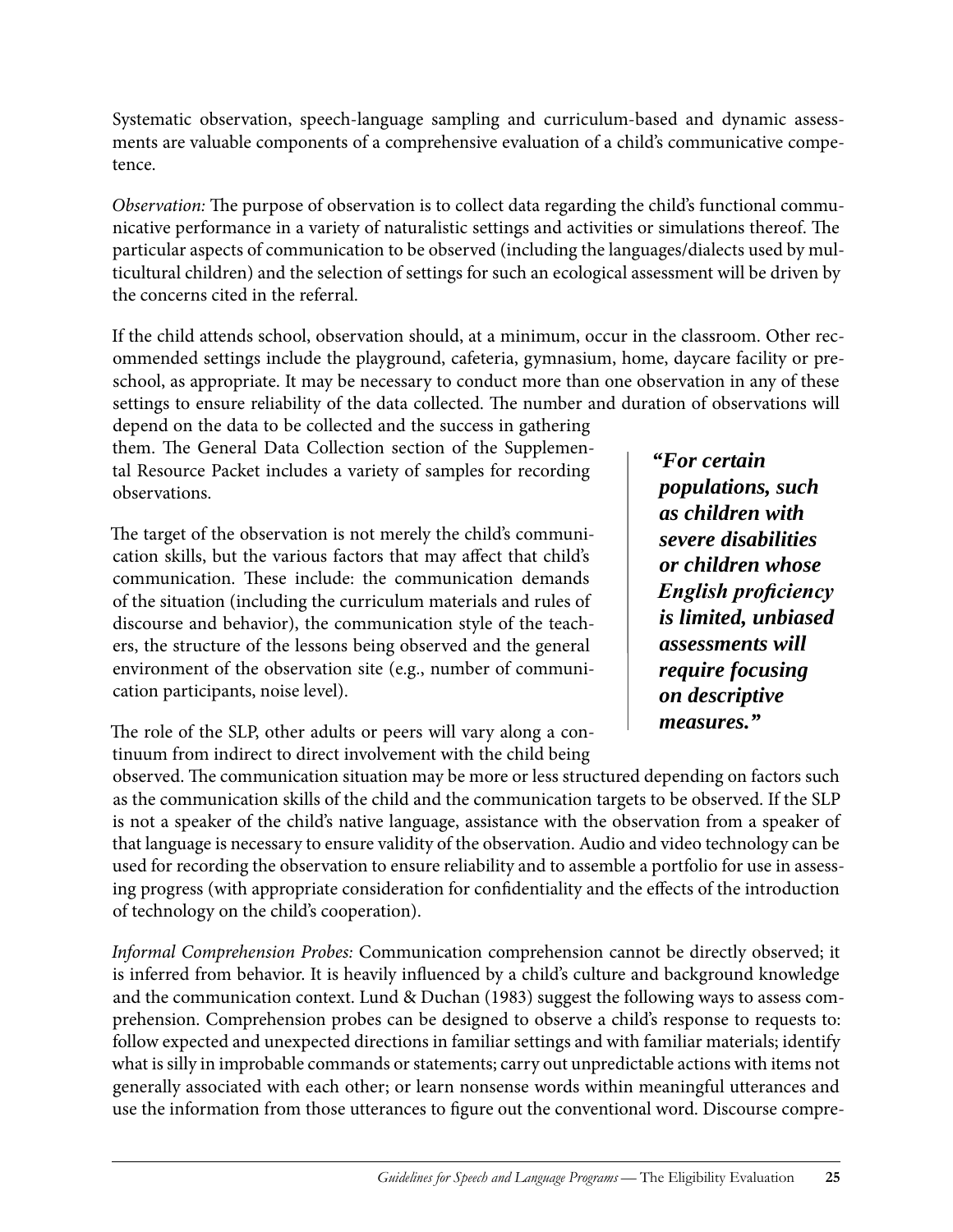Systematic observation, speech-language sampling and curriculum-based and dynamic assessments are valuable components of a comprehensive evaluation of a child's communicative competence.

*Observation:* The purpose of observation is to collect data regarding the child's functional communicative performance in a variety of naturalistic settings and activities or simulations thereof. The particular aspects of communication to be observed (including the languages/dialects used by multicultural children) and the selection of settings for such an ecological assessment will be driven by the concerns cited in the referral.

If the child attends school, observation should, at a minimum, occur in the classroom. Other recommended settings include the playground, cafeteria, gymnasium, home, daycare facility or preschool, as appropriate. It may be necessary to conduct more than one observation in any of these settings to ensure reliability of the data collected. The number and duration of observations will depend on the data to be collected and the success in gathering them. The General Data Collection section of the Supplemental Resource Packet includes a variety of samples for recording observations.

The target of the observation is not merely the child's communication skills, but the various factors that may affect that child's communication. These include: the communication demands of the situation (including the curriculum materials and rules of discourse and behavior), the communication style of the teachers, the structure of the lessons being observed and the general environment of the observation site (e.g., number of communication participants, noise level).

> ***"For certain populations, such as children with severe disabilities or children whose English proficiency is limited, unbiased assessments will require focusing on descriptive measures."***

The role of the SLP, other adults or peers will vary along a continuum from indirect to direct involvement with the child being observed. The communication situation may be more or less structured depending on factors such as the communication skills of the child and the communication targets to be observed. If the SLP is not a speaker of the child's native language, assistance with the observation from a speaker of that language is necessary to ensure validity of the observation. Audio and video technology can be used for recording the observation to ensure reliability and to assemble a portfolio for use in assessing progress (with appropriate consideration for confidentiality and the effects of the introduction of technology on the child's cooperation).

*Informal Comprehension Probes:* Communication comprehension cannot be directly observed; it is inferred from behavior. It is heavily influenced by a child's culture and background knowledge and the communication context. Lund & Duchan (1983) suggest the following ways to assess comprehension. Comprehension probes can be designed to observe a child's response to requests to: follow expected and unexpected directions in familiar settings and with familiar materials; identify what is silly in improbable commands or statements; carry out unpredictable actions with items not generally associated with each other; or learn nonsense words within meaningful utterances and use the information from those utterances to figure out the conventional word. Discourse compre-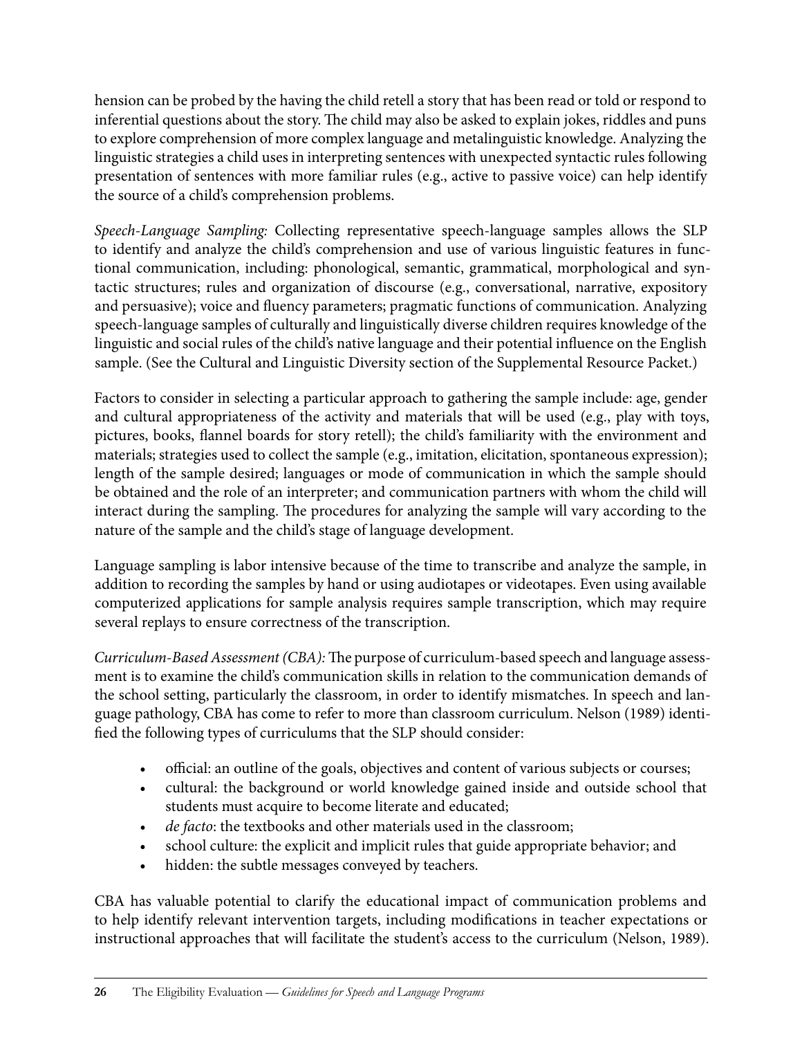hension can be probed by the having the child retell a story that has been read or told or respond to inferential questions about the story. The child may also be asked to explain jokes, riddles and puns to explore comprehension of more complex language and metalinguistic knowledge. Analyzing the linguistic strategies a child uses in interpreting sentences with unexpected syntactic rules following presentation of sentences with more familiar rules (e.g., active to passive voice) can help identify the source of a child's comprehension problems.

*Speech-Language Sampling:* Collecting representative speech-language samples allows the SLP to identify and analyze the child's comprehension and use of various linguistic features in functional communication, including: phonological, semantic, grammatical, morphological and syntactic structures; rules and organization of discourse (e.g., conversational, narrative, expository and persuasive); voice and fluency parameters; pragmatic functions of communication. Analyzing speech-language samples of culturally and linguistically diverse children requires knowledge of the linguistic and social rules of the child's native language and their potential influence on the English sample. (See the Cultural and Linguistic Diversity section of the Supplemental Resource Packet.)

Factors to consider in selecting a particular approach to gathering the sample include: age, gender and cultural appropriateness of the activity and materials that will be used (e.g., play with toys, pictures, books, flannel boards for story retell); the child's familiarity with the environment and materials; strategies used to collect the sample (e.g., imitation, elicitation, spontaneous expression); length of the sample desired; languages or mode of communication in which the sample should be obtained and the role of an interpreter; and communication partners with whom the child will interact during the sampling. The procedures for analyzing the sample will vary according to the nature of the sample and the child's stage of language development.

Language sampling is labor intensive because of the time to transcribe and analyze the sample, in addition to recording the samples by hand or using audiotapes or videotapes. Even using available computerized applications for sample analysis requires sample transcription, which may require several replays to ensure correctness of the transcription.

*Curriculum-Based Assessment (CBA):* The purpose of curriculum-based speech and language assessment is to examine the child's communication skills in relation to the communication demands of the school setting, particularly the classroom, in order to identify mismatches. In speech and language pathology, CBA has come to refer to more than classroom curriculum. Nelson (1989) identified the following types of curriculums that the SLP should consider:

- official: an outline of the goals, objectives and content of various subjects or courses;
- cultural: the background or world knowledge gained inside and outside school that students must acquire to become literate and educated;
- *de facto*: the textbooks and other materials used in the classroom;
- school culture: the explicit and implicit rules that guide appropriate behavior; and
- hidden: the subtle messages conveyed by teachers.

CBA has valuable potential to clarify the educational impact of communication problems and to help identify relevant intervention targets, including modifications in teacher expectations or instructional approaches that will facilitate the student's access to the curriculum (Nelson, 1989).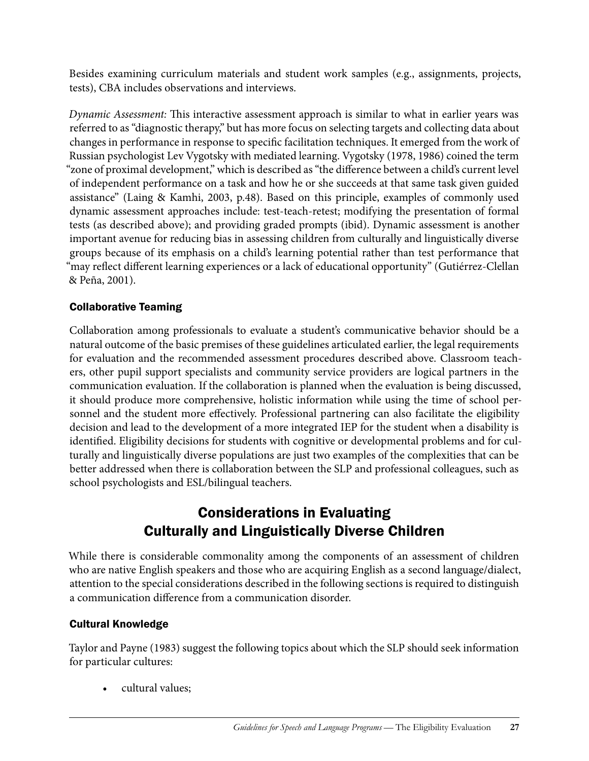Besides examining curriculum materials and student work samples (e.g., assignments, projects, tests), CBA includes observations and interviews.

*Dynamic Assessment:* This interactive assessment approach is similar to what in earlier years was referred to as "diagnostic therapy," but has more focus on selecting targets and collecting data about changes in performance in response to specific facilitation techniques. It emerged from the work of Russian psychologist Lev Vygotsky with mediated learning. Vygotsky (1978, 1986) coined the term "zone of proximal development," which is described as "the difference between a child's current level of independent performance on a task and how he or she succeeds at that same task given guided assistance" (Laing & Kamhi, 2003, p.48). Based on this principle, examples of commonly used dynamic assessment approaches include: test-teach-retest; modifying the presentation of formal tests (as described above); and providing graded prompts (ibid). Dynamic assessment is another important avenue for reducing bias in assessing children from culturally and linguistically diverse groups because of its emphasis on a child's learning potential rather than test performance that "may reflect different learning experiences or a lack of educational opportunity" (Gutiérrez-Clellan & Peña, 2001).

### Collaborative Teaming

Collaboration among professionals to evaluate a student's communicative behavior should be a natural outcome of the basic premises of these guidelines articulated earlier, the legal requirements for evaluation and the recommended assessment procedures described above. Classroom teachers, other pupil support specialists and community service providers are logical partners in the communication evaluation. If the collaboration is planned when the evaluation is being discussed, it should produce more comprehensive, holistic information while using the time of school personnel and the student more effectively. Professional partnering can also facilitate the eligibility decision and lead to the development of a more integrated IEP for the student when a disability is identified. Eligibility decisions for students with cognitive or developmental problems and for culturally and linguistically diverse populations are just two examples of the complexities that can be better addressed when there is collaboration between the SLP and professional colleagues, such as school psychologists and ESL/bilingual teachers.

## Considerations in Evaluating Culturally and Linguistically Diverse Children

While there is considerable commonality among the components of an assessment of children who are native English speakers and those who are acquiring English as a second language/dialect, attention to the special considerations described in the following sections is required to distinguish a communication difference from a communication disorder.

### Cultural Knowledge

Taylor and Payne (1983) suggest the following topics about which the SLP should seek information for particular cultures:

- cultural values;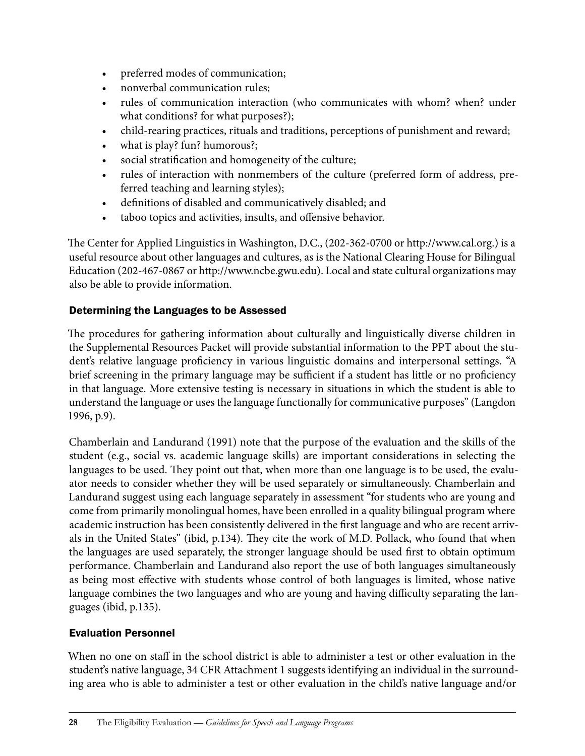- preferred modes of communication;
- nonverbal communication rules;
- rules of communication interaction (who communicates with whom? when? under what conditions? for what purposes?);
- child-rearing practices, rituals and traditions, perceptions of punishment and reward;
- what is play? fun? humorous?;
- social stratification and homogeneity of the culture;
- rules of interaction with nonmembers of the culture (preferred form of address, preferred teaching and learning styles);
- definitions of disabled and communicatively disabled; and
- taboo topics and activities, insults, and offensive behavior.

The Center for Applied Linguistics in Washington, D.C., (202-362-0700 or http://www.cal.org.) is a useful resource about other languages and cultures, as is the National Clearing House for Bilingual Education (202-467-0867 or http://www.ncbe.gwu.edu). Local and state cultural organizations may also be able to provide information.

### Determining the Languages to be Assessed

The procedures for gathering information about culturally and linguistically diverse children in the Supplemental Resources Packet will provide substantial information to the PPT about the student's relative language proficiency in various linguistic domains and interpersonal settings. "A brief screening in the primary language may be sufficient if a student has little or no proficiency in that language. More extensive testing is necessary in situations in which the student is able to understand the language or uses the language functionally for communicative purposes" (Langdon 1996, p.9).

Chamberlain and Landurand (1991) note that the purpose of the evaluation and the skills of the student (e.g., social vs. academic language skills) are important considerations in selecting the languages to be used. They point out that, when more than one language is to be used, the evaluator needs to consider whether they will be used separately or simultaneously. Chamberlain and Landurand suggest using each language separately in assessment "for students who are young and come from primarily monolingual homes, have been enrolled in a quality bilingual program where academic instruction has been consistently delivered in the first language and who are recent arrivals in the United States" (ibid, p.134). They cite the work of M.D. Pollack, who found that when the languages are used separately, the stronger language should be used first to obtain optimum performance. Chamberlain and Landurand also report the use of both languages simultaneously as being most effective with students whose control of both languages is limited, whose native language combines the two languages and who are young and having difficulty separating the languages (ibid, p.135).

### Evaluation Personnel

When no one on staff in the school district is able to administer a test or other evaluation in the student's native language, 34 CFR Attachment 1 suggests identifying an individual in the surrounding area who is able to administer a test or other evaluation in the child's native language and/or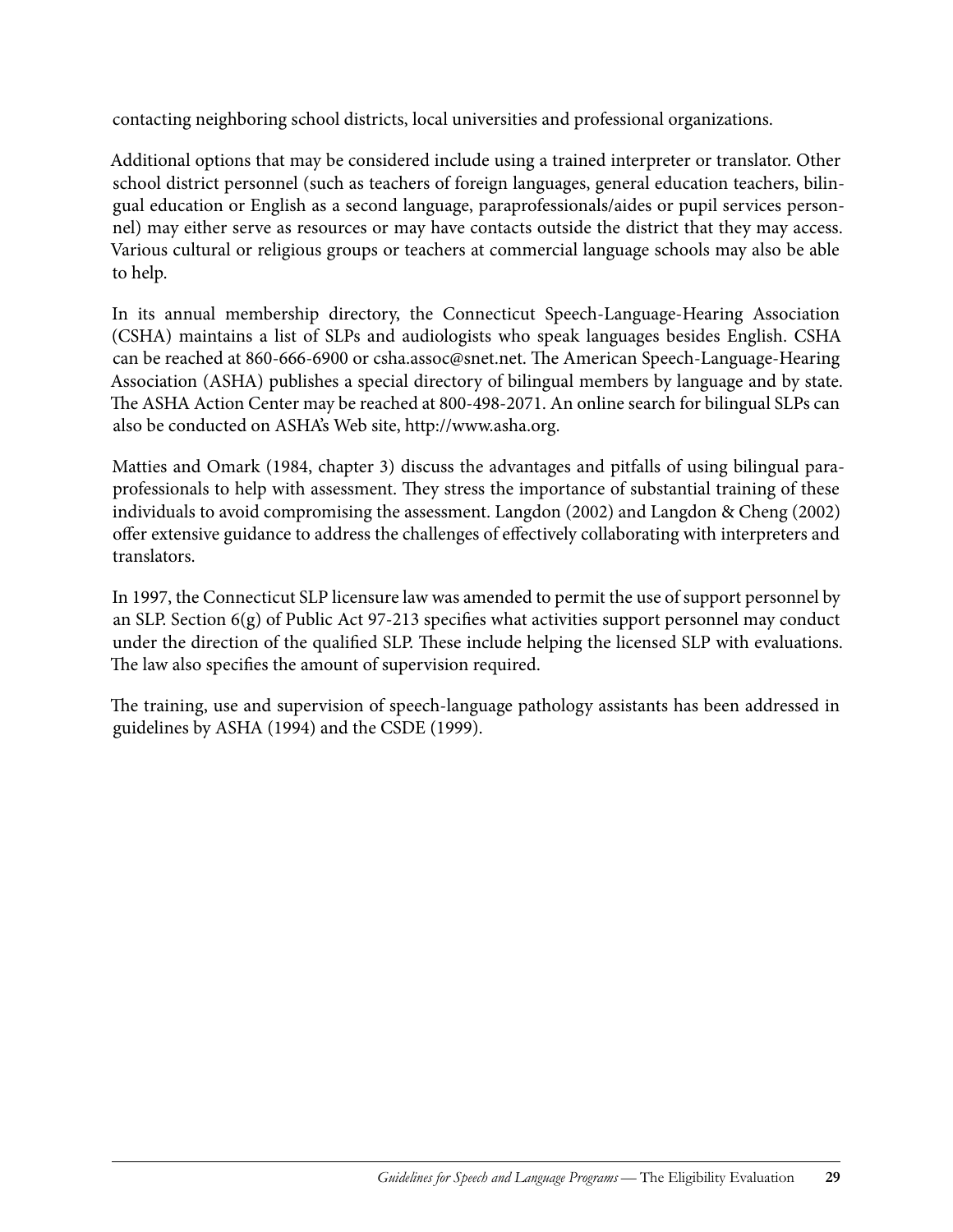contacting neighboring school districts, local universities and professional organizations.

Additional options that may be considered include using a trained interpreter or translator. Other school district personnel (such as teachers of foreign languages, general education teachers, bilingual education or English as a second language, paraprofessionals/aides or pupil services personnel) may either serve as resources or may have contacts outside the district that they may access. Various cultural or religious groups or teachers at commercial language schools may also be able to help.

In its annual membership directory, the Connecticut Speech-Language-Hearing Association (CSHA) maintains a list of SLPs and audiologists who speak languages besides English. CSHA can be reached at 860-666-6900 or csha.assoc@snet.net. The American Speech-Language-Hearing Association (ASHA) publishes a special directory of bilingual members by language and by state. The ASHA Action Center may be reached at 800-498-2071. An online search for bilingual SLPs can also be conducted on ASHA's Web site, http://www.asha.org.

Matties and Omark (1984, chapter 3) discuss the advantages and pitfalls of using bilingual paraprofessionals to help with assessment. They stress the importance of substantial training of these individuals to avoid compromising the assessment. Langdon (2002) and Langdon & Cheng (2002) offer extensive guidance to address the challenges of effectively collaborating with interpreters and translators.

In 1997, the Connecticut SLP licensure law was amended to permit the use of support personnel by an SLP. Section 6(g) of Public Act 97-213 specifies what activities support personnel may conduct under the direction of the qualified SLP. These include helping the licensed SLP with evaluations. The law also specifies the amount of supervision required.

The training, use and supervision of speech-language pathology assistants has been addressed in guidelines by ASHA (1994) and the CSDE (1999).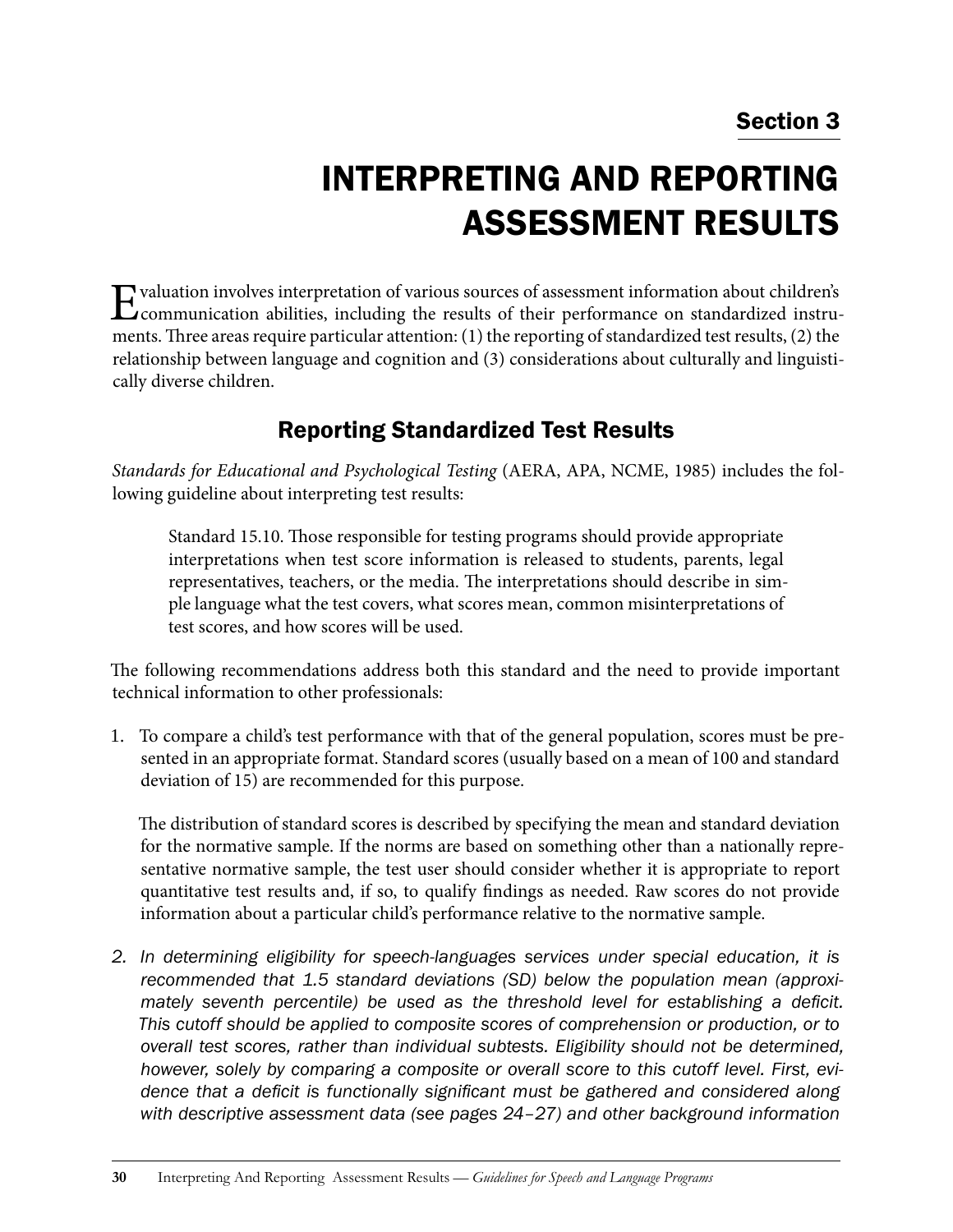Section 3

# INTERPRETING AND REPORTING ASSESSMENT RESULTS

Evaluation involves interpretation of various sources of assessment information about children's communication abilities, including the results of their performance on standardized instruments. Three areas require particular attention: (1) the reporting of standardized test results, (2) the relationship between language and cognition and (3) considerations about culturally and linguistically diverse children.

## Reporting Standardized Test Results

*Standards for Educational and Psychological Testing* (AERA, APA, NCME, 1985) includes the following guideline about interpreting test results:

> Standard 15.10. Those responsible for testing programs should provide appropriate interpretations when test score information is released to students, parents, legal representatives, teachers, or the media. The interpretations should describe in simple language what the test covers, what scores mean, common misinterpretations of test scores, and how scores will be used.

The following recommendations address both this standard and the need to provide important technical information to other professionals:

1. To compare a child's test performance with that of the general population, scores must be presented in an appropriate format. Standard scores (usually based on a mean of 100 and standard deviation of 15) are recommended for this purpose.

   The distribution of standard scores is described by specifying the mean and standard deviation for the normative sample. If the norms are based on something other than a nationally representative normative sample, the test user should consider whether it is appropriate to report quantitative test results and, if so, to qualify findings as needed. Raw scores do not provide information about a particular child's performance relative to the normative sample.

2. *In determining eligibility for speech-languages services under special education, it is recommended that 1.5 standard deviations (SD) below the population mean (approximately seventh percentile) be used as the threshold level for establishing a deficit. This cutoff should be applied to composite scores of comprehension or production, or to overall test scores, rather than individual subtests. Eligibility should not be determined, however, solely by comparing a composite or overall score to this cutoff level. First, evidence that a deficit is functionally significant must be gathered and considered along with descriptive assessment data (see pages 24–27) and other background information*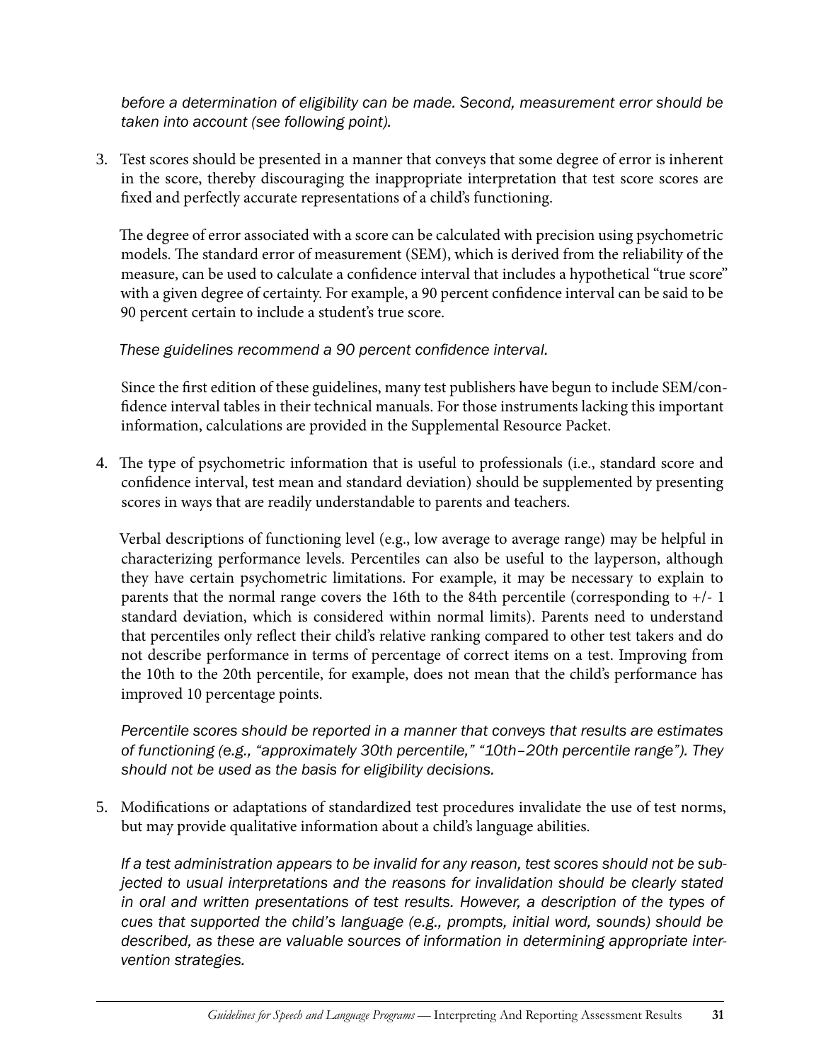*before a determination of eligibility can be made. Second, measurement error should be taken into account (see following point).*

3. Test scores should be presented in a manner that conveys that some degree of error is inherent in the score, thereby discouraging the inappropriate interpretation that test score scores are fixed and perfectly accurate representations of a child's functioning.

   The degree of error associated with a score can be calculated with precision using psychometric models. The standard error of measurement (SEM), which is derived from the reliability of the measure, can be used to calculate a confidence interval that includes a hypothetical "true score" with a given degree of certainty. For example, a 90 percent confidence interval can be said to be 90 percent certain to include a student's true score.

   *These guidelines recommend a 90 percent confidence interval.*

   Since the first edition of these guidelines, many test publishers have begun to include SEM/confidence interval tables in their technical manuals. For those instruments lacking this important information, calculations are provided in the Supplemental Resource Packet.

4. The type of psychometric information that is useful to professionals (i.e., standard score and confidence interval, test mean and standard deviation) should be supplemented by presenting scores in ways that are readily understandable to parents and teachers.

   Verbal descriptions of functioning level (e.g., low average to average range) may be helpful in characterizing performance levels. Percentiles can also be useful to the layperson, although they have certain psychometric limitations. For example, it may be necessary to explain to parents that the normal range covers the 16th to the 84th percentile (corresponding to +/- 1 standard deviation, which is considered within normal limits). Parents need to understand that percentiles only reflect their child's relative ranking compared to other test takers and do not describe performance in terms of percentage of correct items on a test. Improving from the 10th to the 20th percentile, for example, does not mean that the child's performance has improved 10 percentage points.

   *Percentile scores should be reported in a manner that conveys that results are estimates of functioning (e.g., "approximately 30th percentile," "10th–20th percentile range"). They should not be used as the basis for eligibility decisions.*

5. Modifications or adaptations of standardized test procedures invalidate the use of test norms, but may provide qualitative information about a child's language abilities.

   *If a test administration appears to be invalid for any reason, test scores should not be subjected to usual interpretations and the reasons for invalidation should be clearly stated in oral and written presentations of test results. However, a description of the types of cues that supported the child's language (e.g., prompts, initial word, sounds) should be described, as these are valuable sources of information in determining appropriate intervention strategies.*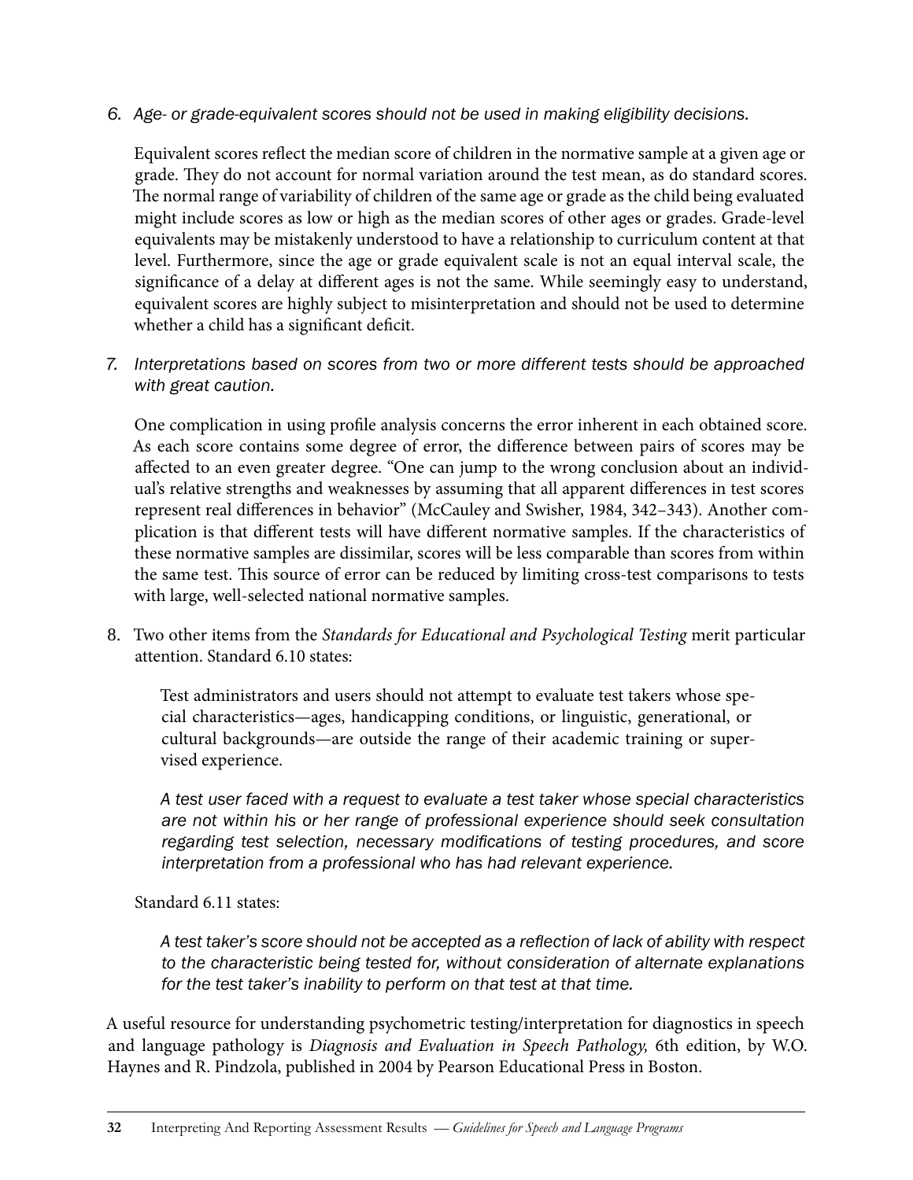6. *Age- or grade-equivalent scores should not be used in making eligibility decisions.*

   Equivalent scores reflect the median score of children in the normative sample at a given age or grade. They do not account for normal variation around the test mean, as do standard scores. The normal range of variability of children of the same age or grade as the child being evaluated might include scores as low or high as the median scores of other ages or grades. Grade-level equivalents may be mistakenly understood to have a relationship to curriculum content at that level. Furthermore, since the age or grade equivalent scale is not an equal interval scale, the significance of a delay at different ages is not the same. While seemingly easy to understand, equivalent scores are highly subject to misinterpretation and should not be used to determine whether a child has a significant deficit.

7. *Interpretations based on scores from two or more different tests should be approached with great caution.*

   One complication in using profile analysis concerns the error inherent in each obtained score. As each score contains some degree of error, the difference between pairs of scores may be affected to an even greater degree. "One can jump to the wrong conclusion about an individual's relative strengths and weaknesses by assuming that all apparent differences in test scores represent real differences in behavior" (McCauley and Swisher, 1984, 342–343). Another complication is that different tests will have different normative samples. If the characteristics of these normative samples are dissimilar, scores will be less comparable than scores from within the same test. This source of error can be reduced by limiting cross-test comparisons to tests with large, well-selected national normative samples.

8. Two other items from the *Standards for Educational and Psychological Testing* merit particular attention. Standard 6.10 states:

   > Test administrators and users should not attempt to evaluate test takers whose special characteristics—ages, handicapping conditions, or linguistic, generational, or cultural backgrounds—are outside the range of their academic training or supervised experience.
   >
   > *A test user faced with a request to evaluate a test taker whose special characteristics are not within his or her range of professional experience should seek consultation regarding test selection, necessary modifications of testing procedures, and score interpretation from a professional who has had relevant experience.*

   Standard 6.11 states:

   > *A test taker's score should not be accepted as a reflection of lack of ability with respect to the characteristic being tested for, without consideration of alternate explanations for the test taker's inability to perform on that test at that time.*

A useful resource for understanding psychometric testing/interpretation for diagnostics in speech and language pathology is *Diagnosis and Evaluation in Speech Pathology,* 6th edition, by W.O. Haynes and R. Pindzola, published in 2004 by Pearson Educational Press in Boston.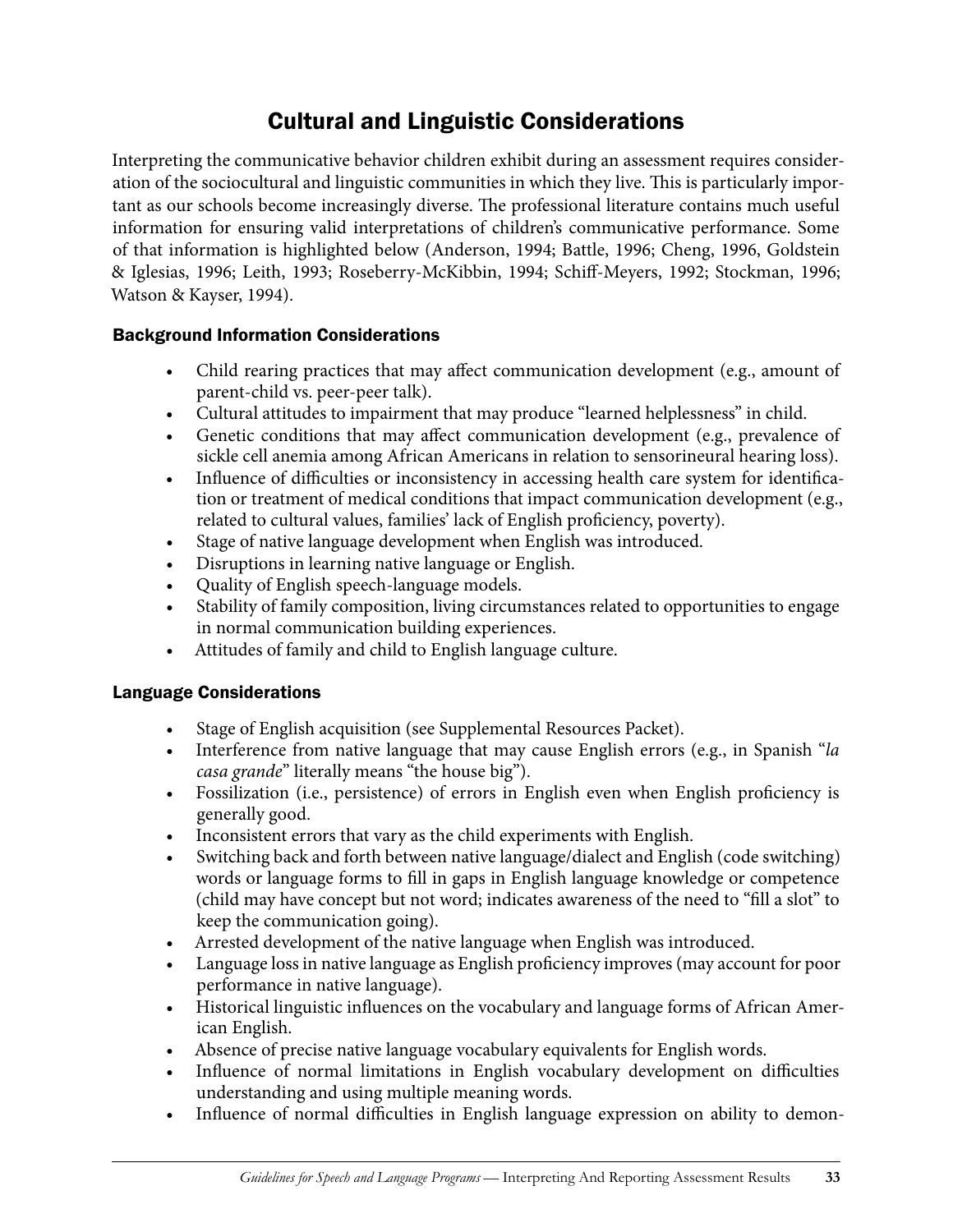# Cultural and Linguistic Considerations

Interpreting the communicative behavior children exhibit during an assessment requires consideration of the sociocultural and linguistic communities in which they live. This is particularly important as our schools become increasingly diverse. The professional literature contains much useful information for ensuring valid interpretations of children's communicative performance. Some of that information is highlighted below (Anderson, 1994; Battle, 1996; Cheng, 1996, Goldstein & Iglesias, 1996; Leith, 1993; Roseberry-McKibbin, 1994; Schiff-Meyers, 1992; Stockman, 1996; Watson & Kayser, 1994).

### Background Information Considerations

- Child rearing practices that may affect communication development (e.g., amount of parent-child vs. peer-peer talk).
- Cultural attitudes to impairment that may produce "learned helplessness" in child.
- Genetic conditions that may affect communication development (e.g., prevalence of sickle cell anemia among African Americans in relation to sensorineural hearing loss).
- Influence of difficulties or inconsistency in accessing health care system for identification or treatment of medical conditions that impact communication development (e.g., related to cultural values, families' lack of English proficiency, poverty).
- Stage of native language development when English was introduced.
- Disruptions in learning native language or English.
- Quality of English speech-language models.
- Stability of family composition, living circumstances related to opportunities to engage in normal communication building experiences.
- Attitudes of family and child to English language culture.

### Language Considerations

- Stage of English acquisition (see Supplemental Resources Packet).
- Interference from native language that may cause English errors (e.g., in Spanish "*la casa grande*" literally means "the house big").
- Fossilization (i.e., persistence) of errors in English even when English proficiency is generally good.
- Inconsistent errors that vary as the child experiments with English.
- Switching back and forth between native language/dialect and English (code switching) words or language forms to fill in gaps in English language knowledge or competence (child may have concept but not word; indicates awareness of the need to "fill a slot" to keep the communication going).
- Arrested development of the native language when English was introduced.
- Language loss in native language as English proficiency improves (may account for poor performance in native language).
- Historical linguistic influences on the vocabulary and language forms of African American English.
- Absence of precise native language vocabulary equivalents for English words.
- Influence of normal limitations in English vocabulary development on difficulties understanding and using multiple meaning words.
- Influence of normal difficulties in English language expression on ability to demon-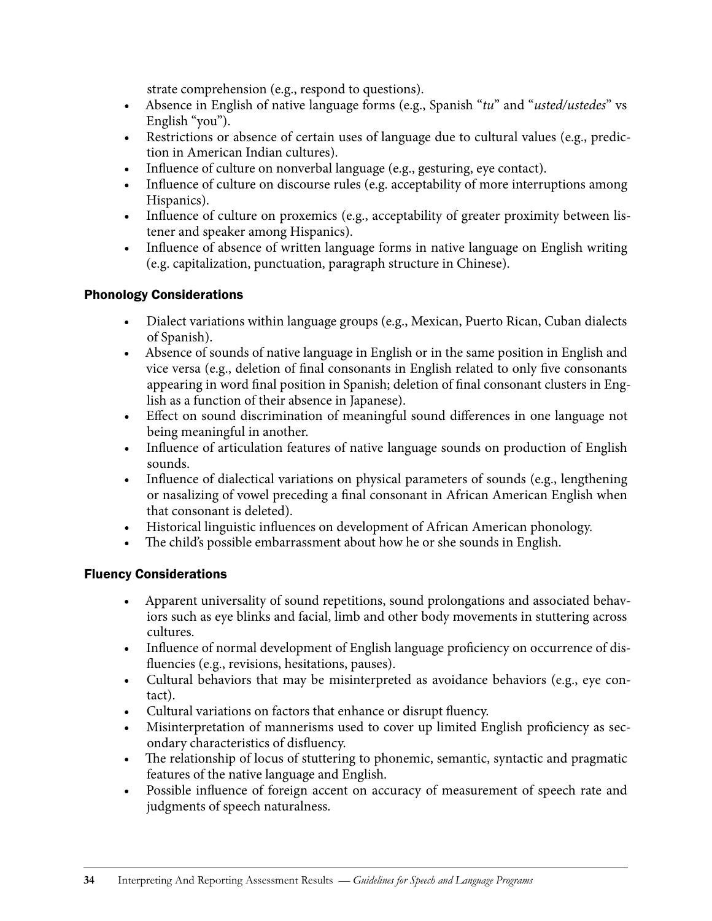strate comprehension (e.g., respond to questions).

- Absence in English of native language forms (e.g., Spanish "*tu*" and "*usted/ustedes*" vs English "you").
- Restrictions or absence of certain uses of language due to cultural values (e.g., prediction in American Indian cultures).
- Influence of culture on nonverbal language (e.g., gesturing, eye contact).
- Influence of culture on discourse rules (e.g. acceptability of more interruptions among Hispanics).
- Influence of culture on proxemics (e.g., acceptability of greater proximity between listener and speaker among Hispanics).
- Influence of absence of written language forms in native language on English writing (e.g. capitalization, punctuation, paragraph structure in Chinese).

### Phonology Considerations

- Dialect variations within language groups (e.g., Mexican, Puerto Rican, Cuban dialects of Spanish).
- Absence of sounds of native language in English or in the same position in English and vice versa (e.g., deletion of final consonants in English related to only five consonants appearing in word final position in Spanish; deletion of final consonant clusters in English as a function of their absence in Japanese).
- Effect on sound discrimination of meaningful sound differences in one language not being meaningful in another.
- Influence of articulation features of native language sounds on production of English sounds.
- Influence of dialectical variations on physical parameters of sounds (e.g., lengthening or nasalizing of vowel preceding a final consonant in African American English when that consonant is deleted).
- Historical linguistic influences on development of African American phonology.
- The child's possible embarrassment about how he or she sounds in English.

### Fluency Considerations

- Apparent universality of sound repetitions, sound prolongations and associated behaviors such as eye blinks and facial, limb and other body movements in stuttering across cultures.
- Influence of normal development of English language proficiency on occurrence of disfluencies (e.g., revisions, hesitations, pauses).
- Cultural behaviors that may be misinterpreted as avoidance behaviors (e.g., eye contact).
- Cultural variations on factors that enhance or disrupt fluency.
- Misinterpretation of mannerisms used to cover up limited English proficiency as secondary characteristics of disfluency.
- The relationship of locus of stuttering to phonemic, semantic, syntactic and pragmatic features of the native language and English.
- Possible influence of foreign accent on accuracy of measurement of speech rate and judgments of speech naturalness.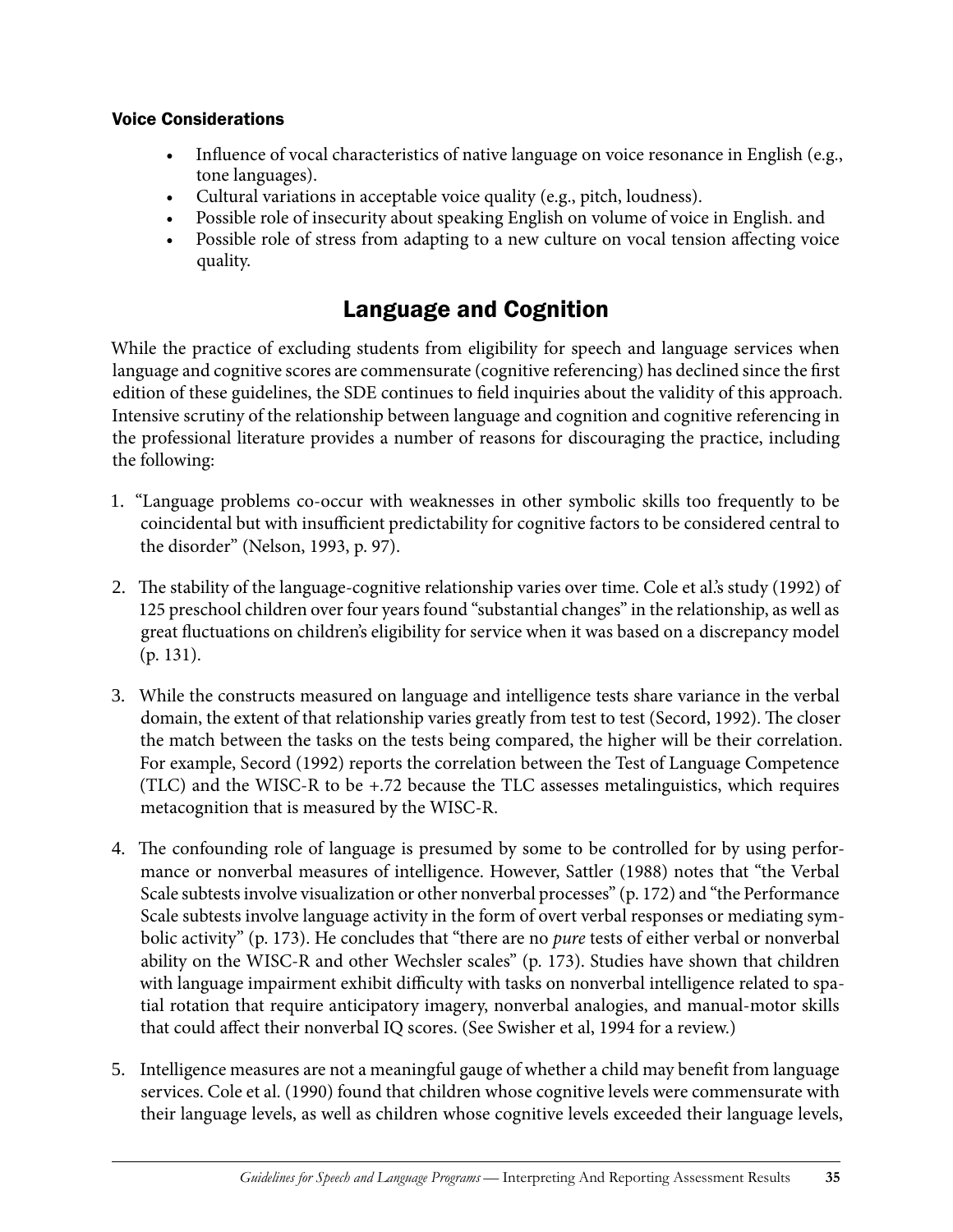### Voice Considerations

- Influence of vocal characteristics of native language on voice resonance in English (e.g., tone languages).
- Cultural variations in acceptable voice quality (e.g., pitch, loudness).
- Possible role of insecurity about speaking English on volume of voice in English. and
- Possible role of stress from adapting to a new culture on vocal tension affecting voice quality.

## Language and Cognition

While the practice of excluding students from eligibility for speech and language services when language and cognitive scores are commensurate (cognitive referencing) has declined since the first edition of these guidelines, the SDE continues to field inquiries about the validity of this approach. Intensive scrutiny of the relationship between language and cognition and cognitive referencing in the professional literature provides a number of reasons for discouraging the practice, including the following:

1. "Language problems co-occur with weaknesses in other symbolic skills too frequently to be coincidental but with insufficient predictability for cognitive factors to be considered central to the disorder" (Nelson, 1993, p. 97).

2. The stability of the language-cognitive relationship varies over time. Cole et al.'s study (1992) of 125 preschool children over four years found "substantial changes" in the relationship, as well as great fluctuations on children's eligibility for service when it was based on a discrepancy model (p. 131).

3. While the constructs measured on language and intelligence tests share variance in the verbal domain, the extent of that relationship varies greatly from test to test (Secord, 1992). The closer the match between the tasks on the tests being compared, the higher will be their correlation. For example, Secord (1992) reports the correlation between the Test of Language Competence (TLC) and the WISC-R to be +.72 because the TLC assesses metalinguistics, which requires metacognition that is measured by the WISC-R.

4. The confounding role of language is presumed by some to be controlled for by using performance or nonverbal measures of intelligence. However, Sattler (1988) notes that "the Verbal Scale subtests involve visualization or other nonverbal processes" (p. 172) and "the Performance Scale subtests involve language activity in the form of overt verbal responses or mediating symbolic activity" (p. 173). He concludes that "there are no *pure* tests of either verbal or nonverbal ability on the WISC-R and other Wechsler scales" (p. 173). Studies have shown that children with language impairment exhibit difficulty with tasks on nonverbal intelligence related to spatial rotation that require anticipatory imagery, nonverbal analogies, and manual-motor skills that could affect their nonverbal IQ scores. (See Swisher et al, 1994 for a review.)

5. Intelligence measures are not a meaningful gauge of whether a child may benefit from language services. Cole et al. (1990) found that children whose cognitive levels were commensurate with their language levels, as well as children whose cognitive levels exceeded their language levels,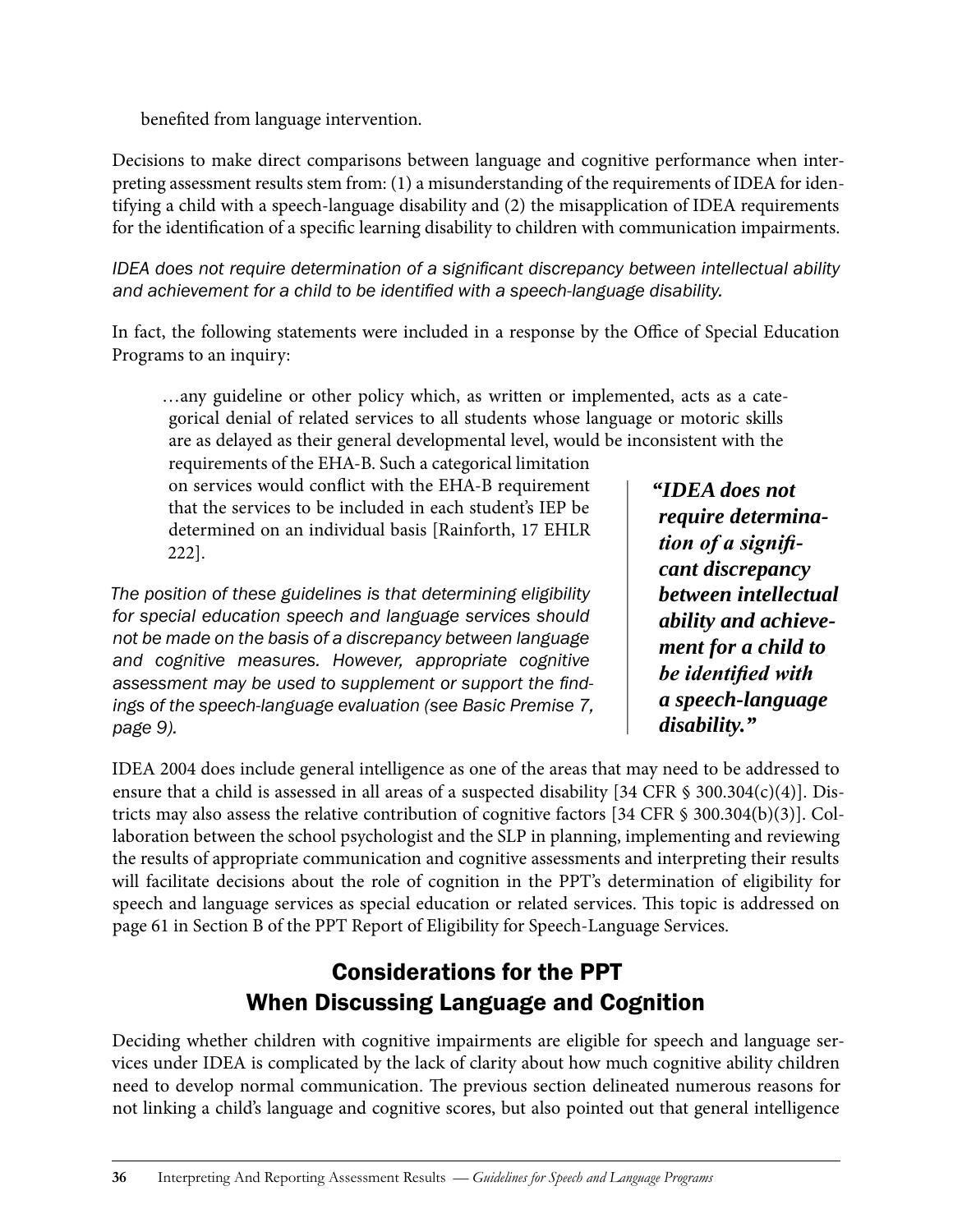benefited from language intervention.

Decisions to make direct comparisons between language and cognitive performance when interpreting assessment results stem from: (1) a misunderstanding of the requirements of IDEA for identifying a child with a speech-language disability and (2) the misapplication of IDEA requirements for the identification of a specific learning disability to children with communication impairments.

*IDEA does not require determination of a significant discrepancy between intellectual ability and achievement for a child to be identified with a speech-language disability.*

In fact, the following statements were included in a response by the Office of Special Education Programs to an inquiry:

> …any guideline or other policy which, as written or implemented, acts as a categorical denial of related services to all students whose language or motoric skills are as delayed as their general developmental level, would be inconsistent with the requirements of the EHA-B. Such a categorical limitation on services would conflict with the EHA-B requirement that the services to be included in each student's IEP be determined on an individual basis [Rainforth, 17 EHLR 222].

*The position of these guidelines is that determining eligibility for special education speech and language services should not be made on the basis of a discrepancy between language and cognitive measures. However, appropriate cognitive assessment may be used to supplement or support the findings of the speech-language evaluation (see Basic Premise 7, page 9).*

> ***"IDEA does not require determination of a significant discrepancy between intellectual ability and achievement for a child to be identified with a speech-language disability."***

IDEA 2004 does include general intelligence as one of the areas that may need to be addressed to ensure that a child is assessed in all areas of a suspected disability [34 CFR § 300.304(c)(4)]. Districts may also assess the relative contribution of cognitive factors [34 CFR § 300.304(b)(3)]. Collaboration between the school psychologist and the SLP in planning, implementing and reviewing the results of appropriate communication and cognitive assessments and interpreting their results will facilitate decisions about the role of cognition in the PPT's determination of eligibility for speech and language services as special education or related services. This topic is addressed on page 61 in Section B of the PPT Report of Eligibility for Speech-Language Services.

## Considerations for the PPT When Discussing Language and Cognition

Deciding whether children with cognitive impairments are eligible for speech and language services under IDEA is complicated by the lack of clarity about how much cognitive ability children need to develop normal communication. The previous section delineated numerous reasons for not linking a child's language and cognitive scores, but also pointed out that general intelligence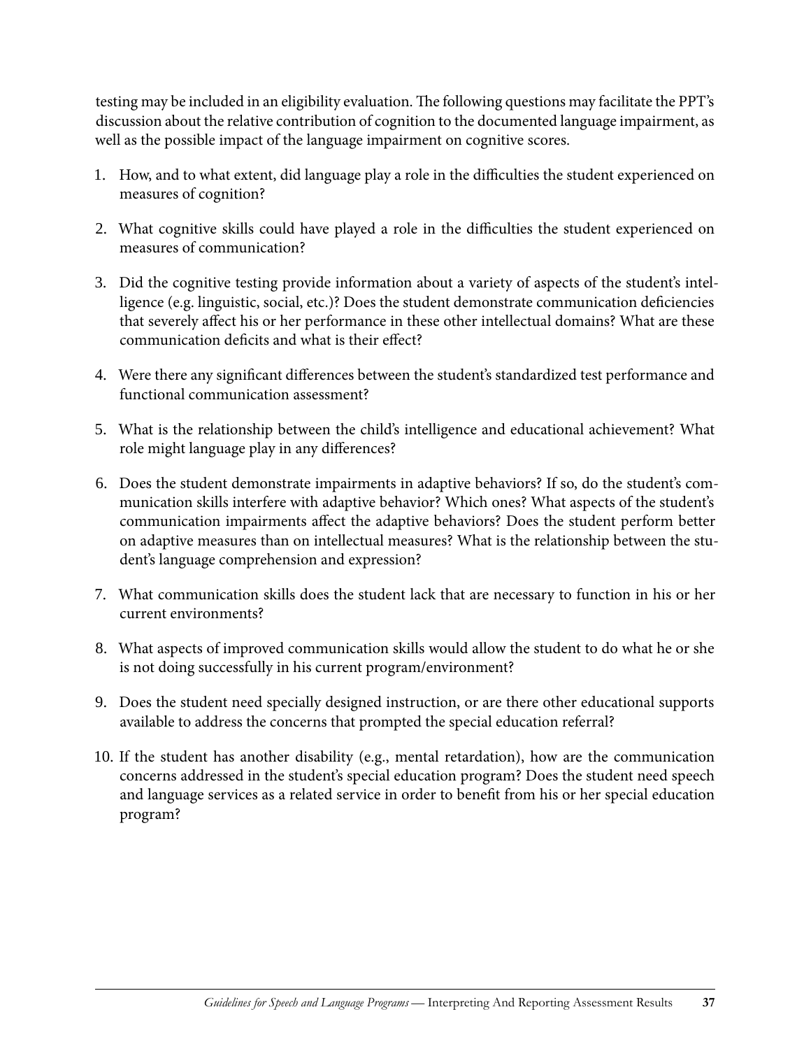testing may be included in an eligibility evaluation. The following questions may facilitate the PPT's discussion about the relative contribution of cognition to the documented language impairment, as well as the possible impact of the language impairment on cognitive scores.

1. How, and to what extent, did language play a role in the difficulties the student experienced on measures of cognition?

2. What cognitive skills could have played a role in the difficulties the student experienced on measures of communication?

3. Did the cognitive testing provide information about a variety of aspects of the student's intelligence (e.g. linguistic, social, etc.)? Does the student demonstrate communication deficiencies that severely affect his or her performance in these other intellectual domains? What are these communication deficits and what is their effect?

4. Were there any significant differences between the student's standardized test performance and functional communication assessment?

5. What is the relationship between the child's intelligence and educational achievement? What role might language play in any differences?

6. Does the student demonstrate impairments in adaptive behaviors? If so, do the student's communication skills interfere with adaptive behavior? Which ones? What aspects of the student's communication impairments affect the adaptive behaviors? Does the student perform better on adaptive measures than on intellectual measures? What is the relationship between the student's language comprehension and expression?

7. What communication skills does the student lack that are necessary to function in his or her current environments?

8. What aspects of improved communication skills would allow the student to do what he or she is not doing successfully in his current program/environment?

9. Does the student need specially designed instruction, or are there other educational supports available to address the concerns that prompted the special education referral?

10. If the student has another disability (e.g., mental retardation), how are the communication concerns addressed in the student's special education program? Does the student need speech and language services as a related service in order to benefit from his or her special education program?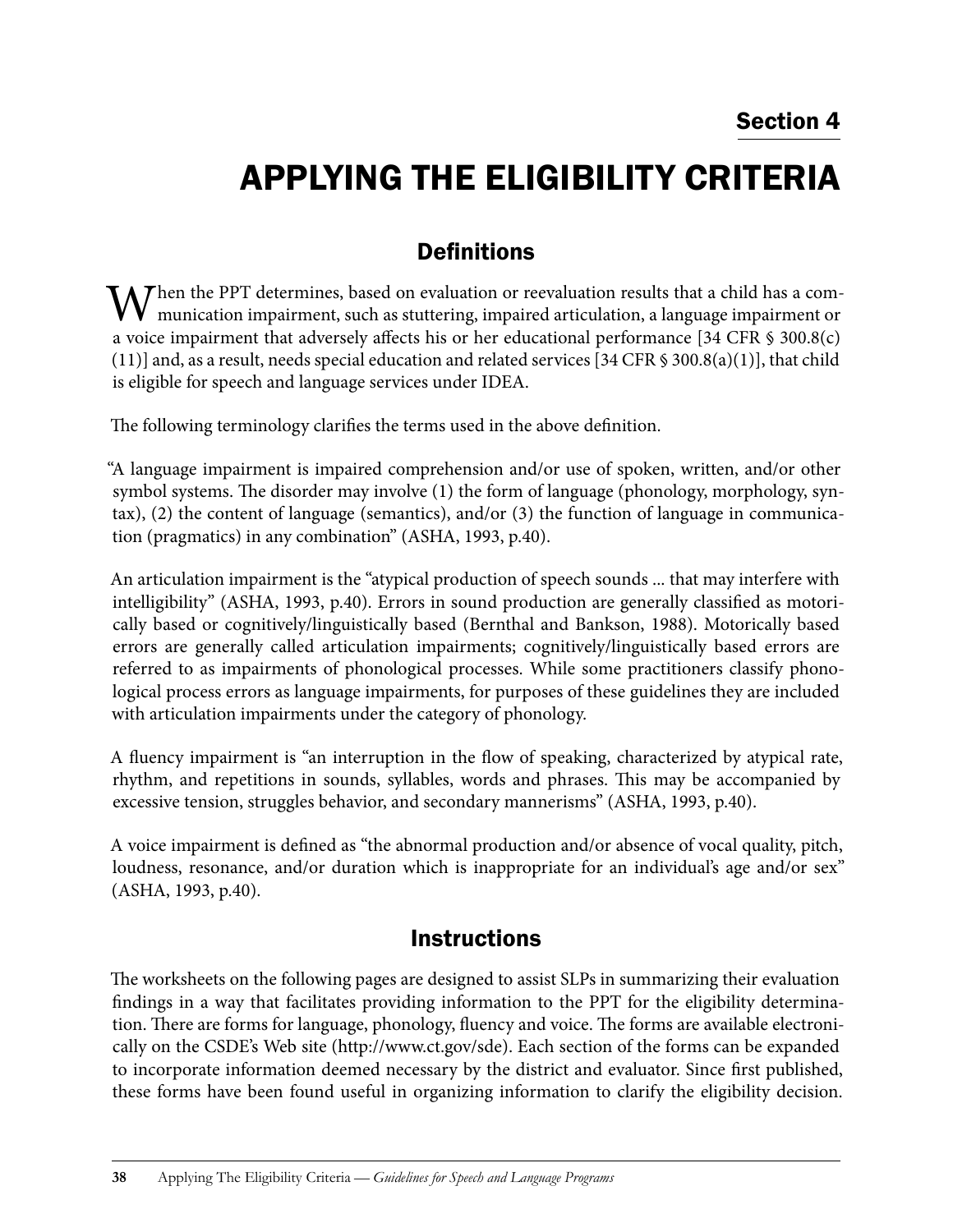## Section 4

# APPLYING THE ELIGIBILITY CRITERIA

## Definitions

When the PPT determines, based on evaluation or reevaluation results that a child has a communication impairment, such as stuttering, impaired articulation, a language impairment or a voice impairment that adversely affects his or her educational performance [34 CFR § 300.8(c)(11)] and, as a result, needs special education and related services [34 CFR § 300.8(a)(1)], that child is eligible for speech and language services under IDEA.

The following terminology clarifies the terms used in the above definition.

"A language impairment is impaired comprehension and/or use of spoken, written, and/or other symbol systems. The disorder may involve (1) the form of language (phonology, morphology, syntax), (2) the content of language (semantics), and/or (3) the function of language in communication (pragmatics) in any combination" (ASHA, 1993, p.40).

An articulation impairment is the "atypical production of speech sounds ... that may interfere with intelligibility" (ASHA, 1993, p.40). Errors in sound production are generally classified as motorically based or cognitively/linguistically based (Bernthal and Bankson, 1988). Motorically based errors are generally called articulation impairments; cognitively/linguistically based errors are referred to as impairments of phonological processes. While some practitioners classify phonological process errors as language impairments, for purposes of these guidelines they are included with articulation impairments under the category of phonology.

A fluency impairment is "an interruption in the flow of speaking, characterized by atypical rate, rhythm, and repetitions in sounds, syllables, words and phrases. This may be accompanied by excessive tension, struggles behavior, and secondary mannerisms" (ASHA, 1993, p.40).

A voice impairment is defined as "the abnormal production and/or absence of vocal quality, pitch, loudness, resonance, and/or duration which is inappropriate for an individual's age and/or sex" (ASHA, 1993, p.40).

## Instructions

The worksheets on the following pages are designed to assist SLPs in summarizing their evaluation findings in a way that facilitates providing information to the PPT for the eligibility determination. There are forms for language, phonology, fluency and voice. The forms are available electronically on the CSDE's Web site (http://www.ct.gov/sde). Each section of the forms can be expanded to incorporate information deemed necessary by the district and evaluator. Since first published, these forms have been found useful in organizing information to clarify the eligibility decision.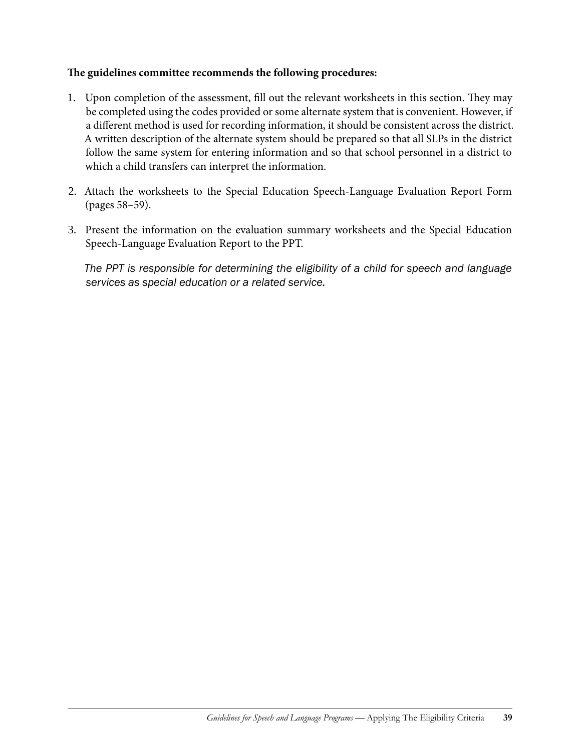**The guidelines committee recommends the following procedures:**

1. Upon completion of the assessment, fill out the relevant worksheets in this section. They may be completed using the codes provided or some alternate system that is convenient. However, if a different method is used for recording information, it should be consistent across the district. A written description of the alternate system should be prepared so that all SLPs in the district follow the same system for entering information and so that school personnel in a district to which a child transfers can interpret the information.

2. Attach the worksheets to the Special Education Speech-Language Evaluation Report Form (pages 58–59).

3. Present the information on the evaluation summary worksheets and the Special Education Speech-Language Evaluation Report to the PPT.

   *The PPT is responsible for determining the eligibility of a child for speech and language services as special education or a related service.*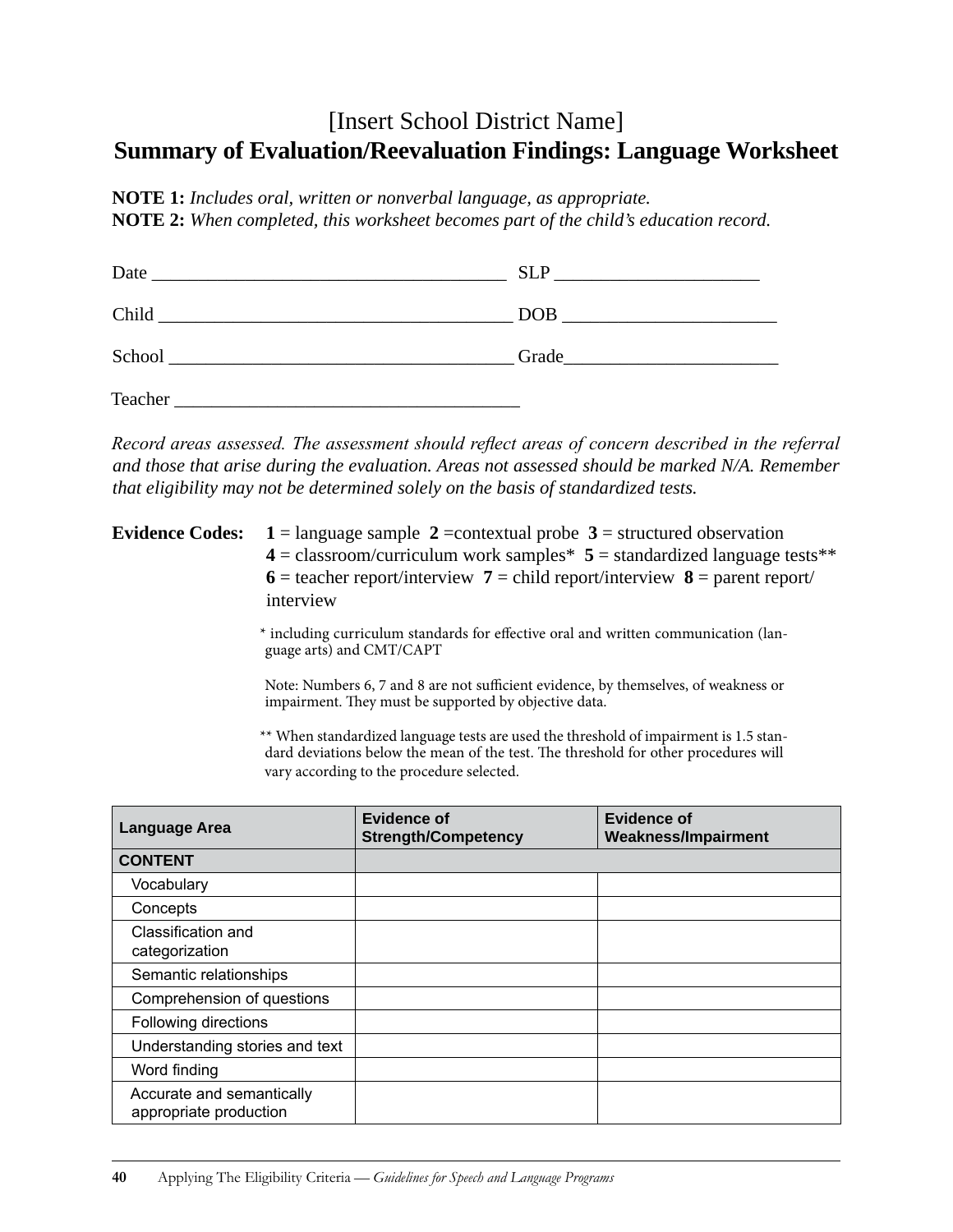# [Insert School District Name]
# Summary of Evaluation/Reevaluation Findings: Language Worksheet

**NOTE 1:** *Includes oral, written or nonverbal language, as appropriate.*
**NOTE 2:** *When completed, this worksheet becomes part of the child's education record.*

Date ______________________________________ SLP _____________________

Child ______________________________________ DOB ______________________

School ____________________________________ Grade______________________

Teacher ___________________________________

*Record areas assessed. The assessment should reflect areas of concern described in the referral and those that arise during the evaluation. Areas not assessed should be marked N/A. Remember that eligibility may not be determined solely on the basis of standardized tests.*

**Evidence Codes:** **1** = language sample **2** =contextual probe **3** = structured observation **4** = classroom/curriculum work samples* **5** = standardized language tests** **6** = teacher report/interview **7** = child report/interview **8** = parent report/interview

\* including curriculum standards for effective oral and written communication (language arts) and CMT/CAPT

Note: Numbers 6, 7 and 8 are not sufficient evidence, by themselves, of weakness or impairment. They must be supported by objective data.

** When standardized language tests are used the threshold of impairment is 1.5 standard deviations below the mean of the test. The threshold for other procedures will vary according to the procedure selected.

| Language Area | Evidence of Strength/Competency | Evidence of Weakness/Impairment |
|---|---|---|
| **CONTENT** | | |
| Vocabulary | | |
| Concepts | | |
| Classification and categorization | | |
| Semantic relationships | | |
| Comprehension of questions | | |
| Following directions | | |
| Understanding stories and text | | |
| Word finding | | |
| Accurate and semantically appropriate production | | |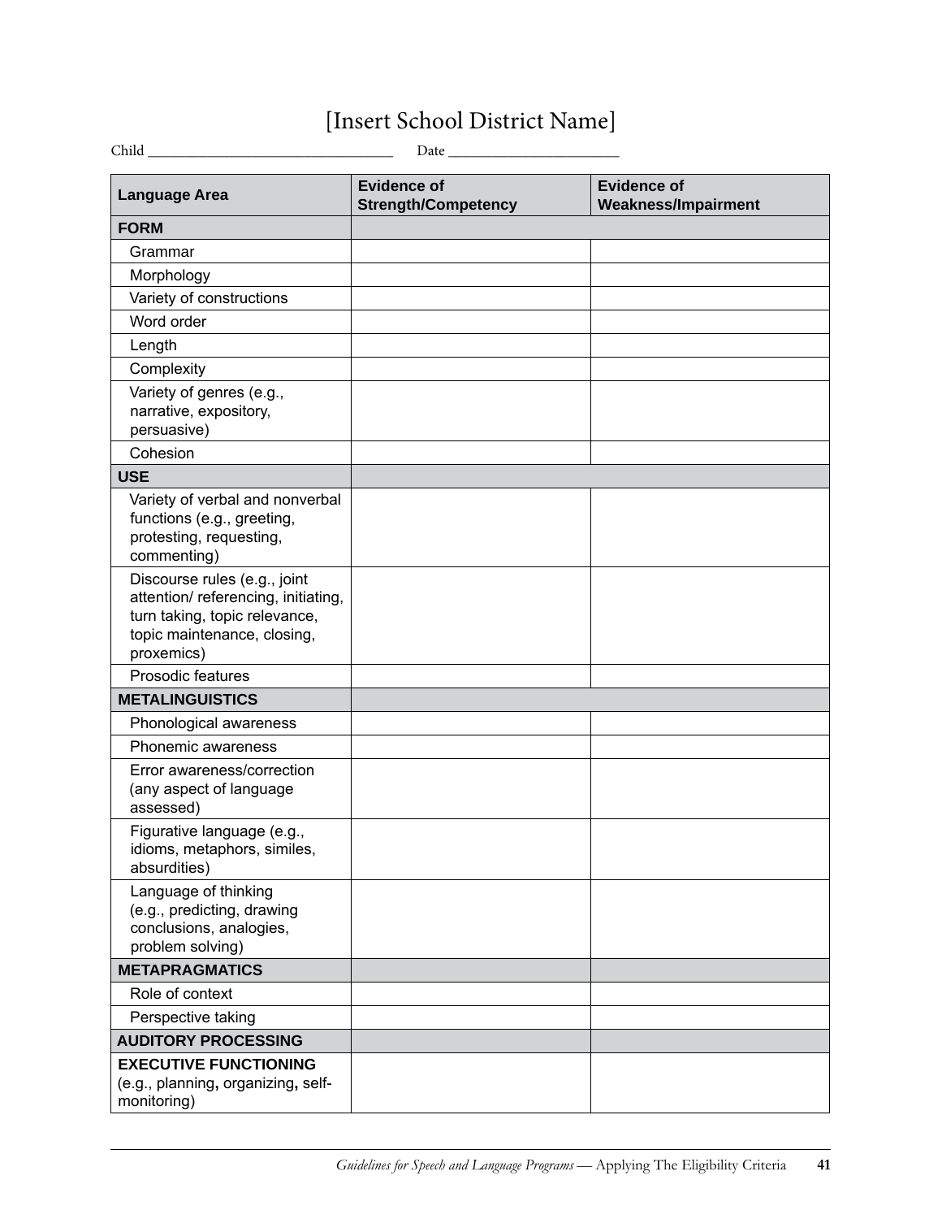# [Insert School District Name]

Child ________________________________ Date ______________________

| Language Area | Evidence of Strength/Competency | Evidence of Weakness/Impairment |
|---|---|---|
| **FORM** | | |
| Grammar | | |
| Morphology | | |
| Variety of constructions | | |
| Word order | | |
| Length | | |
| Complexity | | |
| Variety of genres (e.g., narrative, expository, persuasive) | | |
| Cohesion | | |
| **USE** | | |
| Variety of verbal and nonverbal functions (e.g., greeting, protesting, requesting, commenting) | | |
| Discourse rules (e.g., joint attention/ referencing, initiating, turn taking, topic relevance, topic maintenance, closing, proxemics) | | |
| Prosodic features | | |
| **METALINGUISTICS** | | |
| Phonological awareness | | |
| Phonemic awareness | | |
| Error awareness/correction (any aspect of language assessed) | | |
| Figurative language (e.g., idioms, metaphors, similes, absurdities) | | |
| Language of thinking (e.g., predicting, drawing conclusions, analogies, problem solving) | | |
| **METAPRAGMATICS** | | |
| Role of context | | |
| Perspective taking | | |
| **AUDITORY PROCESSING** | | |
| **EXECUTIVE FUNCTIONING** (e.g., planning, organizing, self-monitoring) | | |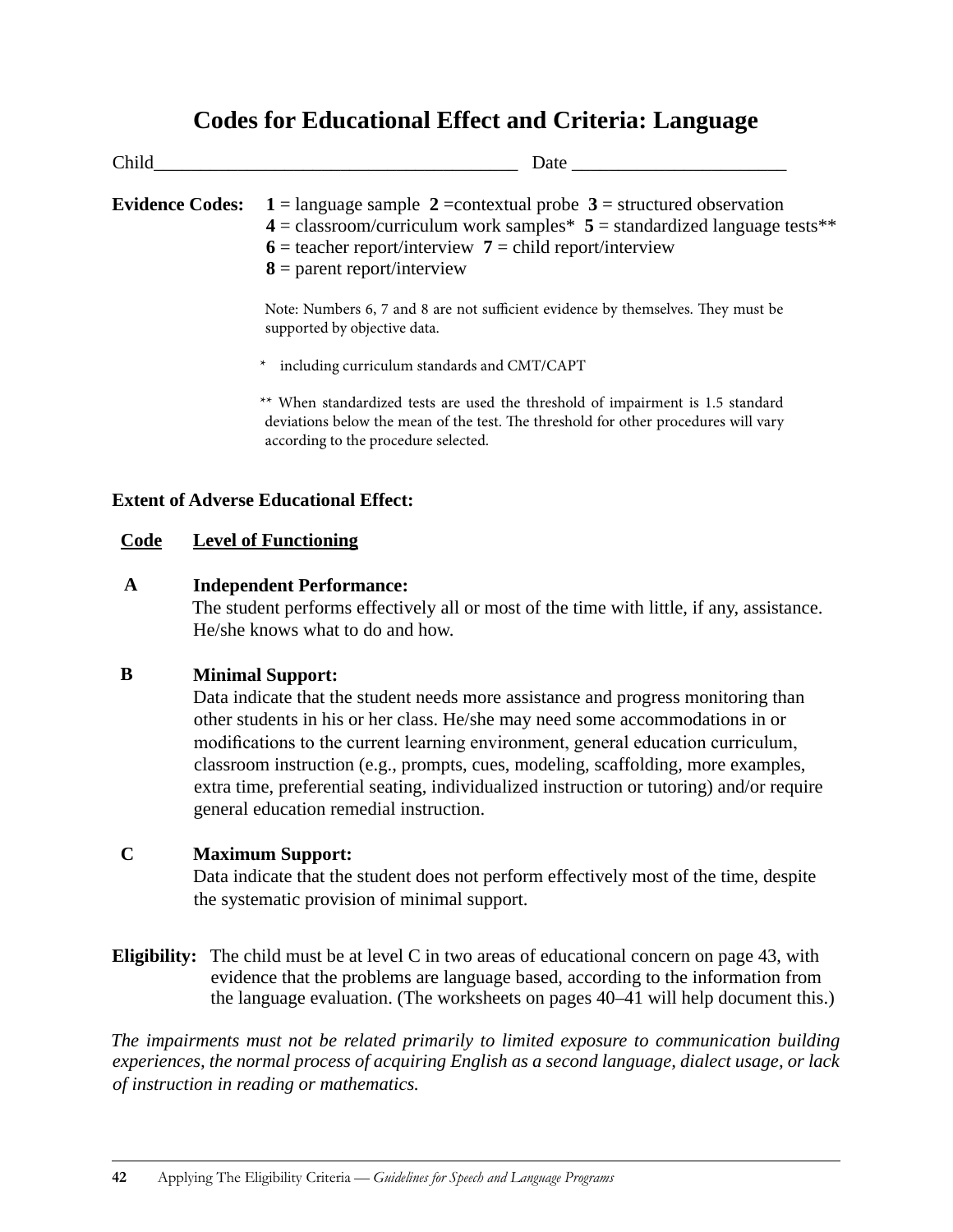# Codes for Educational Effect and Criteria: Language

Child______________________________________ Date ______________________

**Evidence Codes:** **1** = language sample **2** =contextual probe **3** = structured observation
**4** = classroom/curriculum work samples* **5** = standardized language tests**
**6** = teacher report/interview **7** = child report/interview
**8** = parent report/interview

Note: Numbers 6, 7 and 8 are not sufficient evidence by themselves. They must be supported by objective data.

* including curriculum standards and CMT/CAPT

** When standardized tests are used the threshold of impairment is 1.5 standard deviations below the mean of the test. The threshold for other procedures will vary according to the procedure selected.

**Extent of Adverse Educational Effect:**

| Code | Level of Functioning |
|---|---|
| **A** | **Independent Performance:** The student performs effectively all or most of the time with little, if any, assistance. He/she knows what to do and how. |
| **B** | **Minimal Support:** Data indicate that the student needs more assistance and progress monitoring than other students in his or her class. He/she may need some accommodations in or modifications to the current learning environment, general education curriculum, classroom instruction (e.g., prompts, cues, modeling, scaffolding, more examples, extra time, preferential seating, individualized instruction or tutoring) and/or require general education remedial instruction. |
| **C** | **Maximum Support:** Data indicate that the student does not perform effectively most of the time, despite the systematic provision of minimal support. |

**Eligibility:** The child must be at level C in two areas of educational concern on page 43, with evidence that the problems are language based, according to the information from the language evaluation. (The worksheets on pages 40–41 will help document this.)

*The impairments must not be related primarily to limited exposure to communication building experiences, the normal process of acquiring English as a second language, dialect usage, or lack of instruction in reading or mathematics.*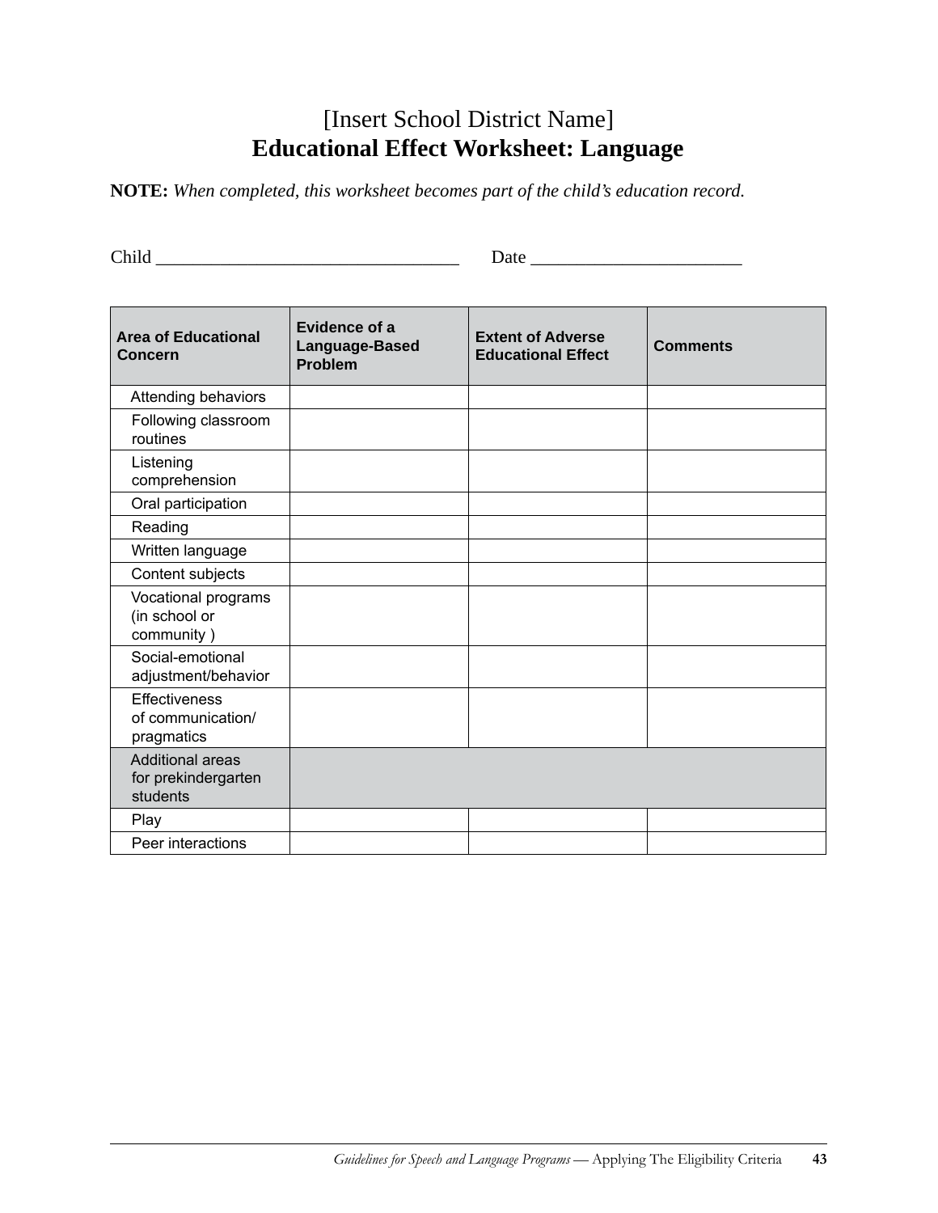# [Insert School District Name]

## Educational Effect Worksheet: Language

**NOTE:** *When completed, this worksheet becomes part of the child's education record.*

Child ________________________________ Date ______________________

| Area of Educational Concern | Evidence of a Language-Based Problem | Extent of Adverse Educational Effect | Comments |
|---|---|---|---|
| Attending behaviors | | | |
| Following classroom routines | | | |
| Listening comprehension | | | |
| Oral participation | | | |
| Reading | | | |
| Written language | | | |
| Content subjects | | | |
| Vocational programs (in school or community ) | | | |
| Social-emotional adjustment/behavior | | | |
| Effectiveness of communication/ pragmatics | | | |
| Additional areas for prekindergarten students | | | |
| Play | | | |
| Peer interactions | | | |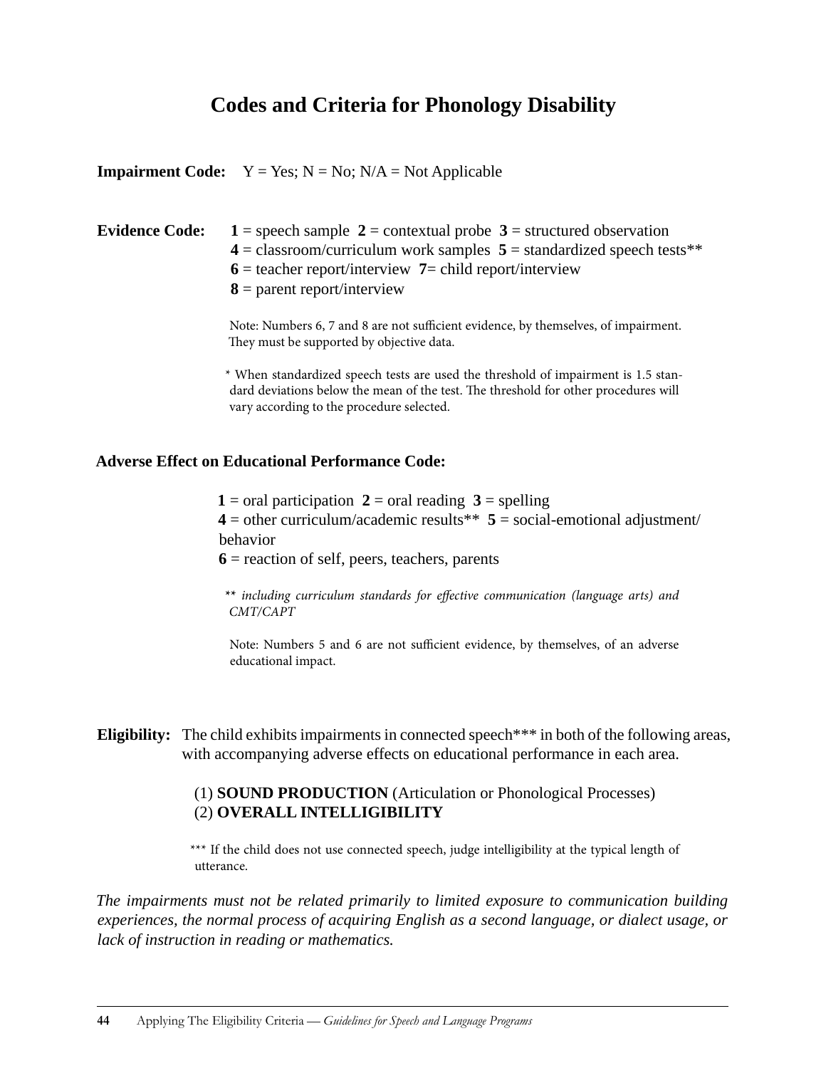# Codes and Criteria for Phonology Disability

**Impairment Code:** Y = Yes; N = No; N/A = Not Applicable

**Evidence Code:** **1** = speech sample **2** = contextual probe **3** = structured observation
**4** = classroom/curriculum work samples **5** = standardized speech tests**
**6** = teacher report/interview **7**= child report/interview
**8** = parent report/interview

Note: Numbers 6, 7 and 8 are not sufficient evidence, by themselves, of impairment. They must be supported by objective data.

* When standardized speech tests are used the threshold of impairment is 1.5 standard deviations below the mean of the test. The threshold for other procedures will vary according to the procedure selected.

**Adverse Effect on Educational Performance Code:**

**1** = oral participation **2** = oral reading **3** = spelling
**4** = other curriculum/academic results** **5** = social-emotional adjustment/behavior
**6** = reaction of self, peers, teachers, parents

*** including curriculum standards for effective communication (language arts) and CMT/CAPT*

Note: Numbers 5 and 6 are not sufficient evidence, by themselves, of an adverse educational impact.

**Eligibility:** The child exhibits impairments in connected speech*** in both of the following areas, with accompanying adverse effects on educational performance in each area.

(1) **SOUND PRODUCTION** (Articulation or Phonological Processes)
(2) **OVERALL INTELLIGIBILITY**

*** If the child does not use connected speech, judge intelligibility at the typical length of utterance.

*The impairments must not be related primarily to limited exposure to communication building experiences, the normal process of acquiring English as a second language, or dialect usage, or lack of instruction in reading or mathematics.*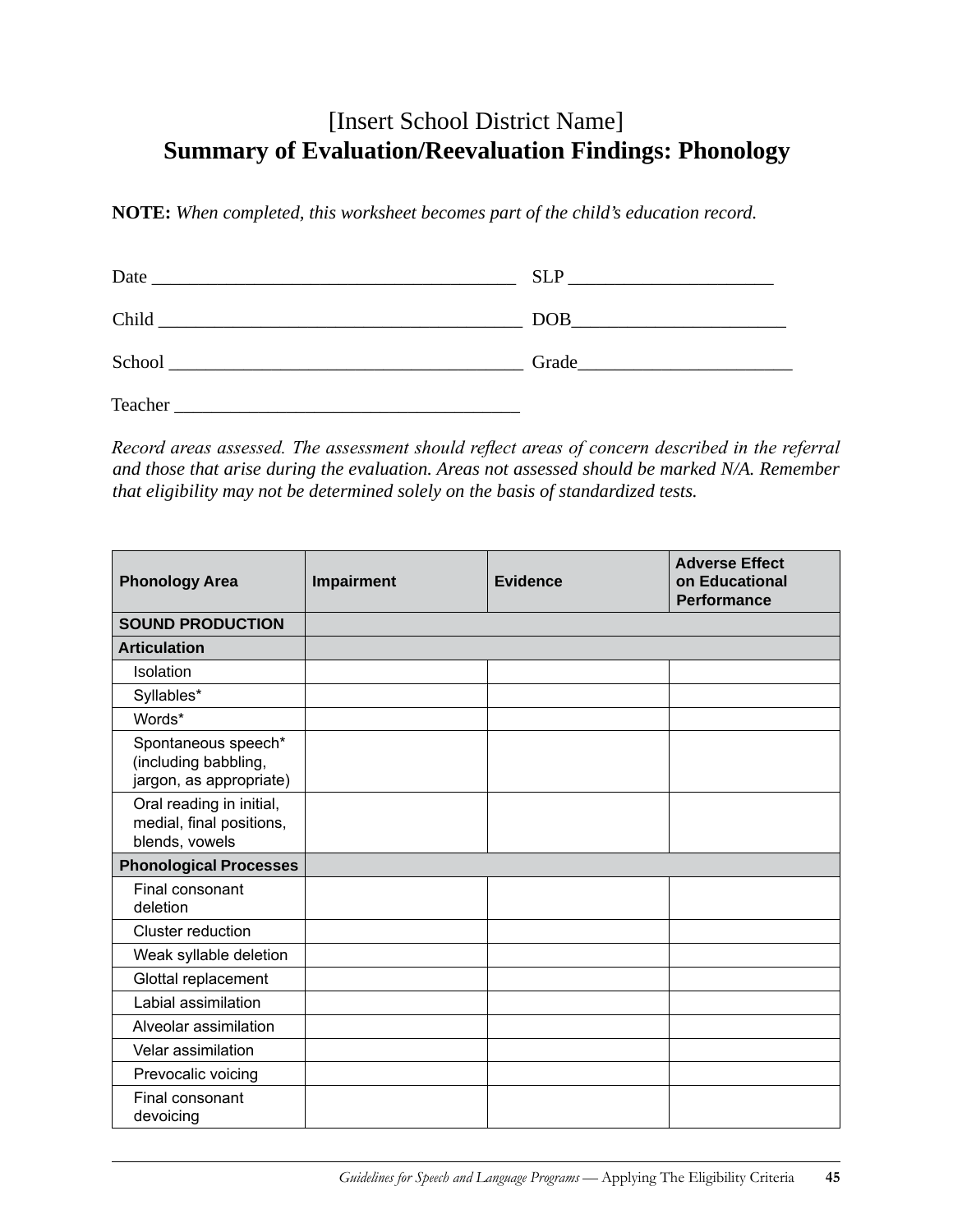# [Insert School District Name]

## Summary of Evaluation/Reevaluation Findings: Phonology

**NOTE:** *When completed, this worksheet becomes part of the child's education record.*

Date ______________________________________ SLP ______________________

Child ______________________________________ DOB_______________________

School _____________________________________ Grade_______________________

Teacher ____________________________________

*Record areas assessed. The assessment should reflect areas of concern described in the referral and those that arise during the evaluation. Areas not assessed should be marked N/A. Remember that eligibility may not be determined solely on the basis of standardized tests.*

| Phonology Area | Impairment | Evidence | Adverse Effect on Educational Performance |
|---|---|---|---|
| **SOUND PRODUCTION** | | | |
| **Articulation** | | | |
| Isolation | | | |
| Syllables* | | | |
| Words* | | | |
| Spontaneous speech* (including babbling, jargon, as appropriate) | | | |
| Oral reading in initial, medial, final positions, blends, vowels | | | |
| **Phonological Processes** | | | |
| Final consonant deletion | | | |
| Cluster reduction | | | |
| Weak syllable deletion | | | |
| Glottal replacement | | | |
| Labial assimilation | | | |
| Alveolar assimilation | | | |
| Velar assimilation | | | |
| Prevocalic voicing | | | |
| Final consonant devoicing | | | |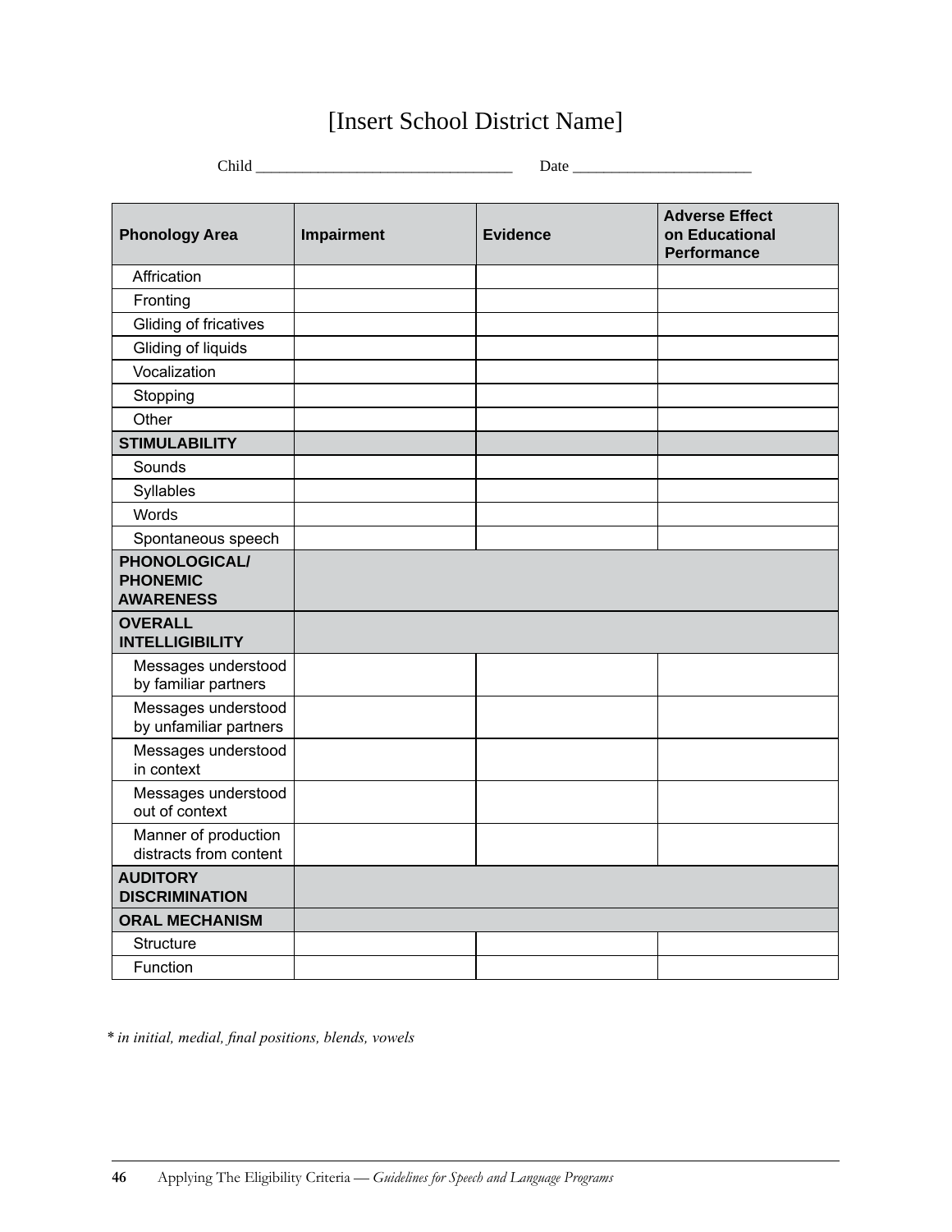# [Insert School District Name]

Child ________________________________ Date ______________________

| Phonology Area | Impairment | Evidence | Adverse Effect on Educational Performance |
|---|---|---|---|
| Affrication | | | |
| Fronting | | | |
| Gliding of fricatives | | | |
| Gliding of liquids | | | |
| Vocalization | | | |
| Stopping | | | |
| Other | | | |
| **STIMULABILITY** | | | |
| Sounds | | | |
| Syllables | | | |
| Words | | | |
| Spontaneous speech | | | |
| **PHONOLOGICAL/ PHONEMIC AWARENESS** | | | |
| **OVERALL INTELLIGIBILITY** | | | |
| Messages understood by familiar partners | | | |
| Messages understood by unfamiliar partners | | | |
| Messages understood in context | | | |
| Messages understood out of context | | | |
| Manner of production distracts from content | | | |
| **AUDITORY DISCRIMINATION** | | | |
| **ORAL MECHANISM** | | | |
| Structure | | | |
| Function | | | |

*\* in initial, medial, final positions, blends, vowels*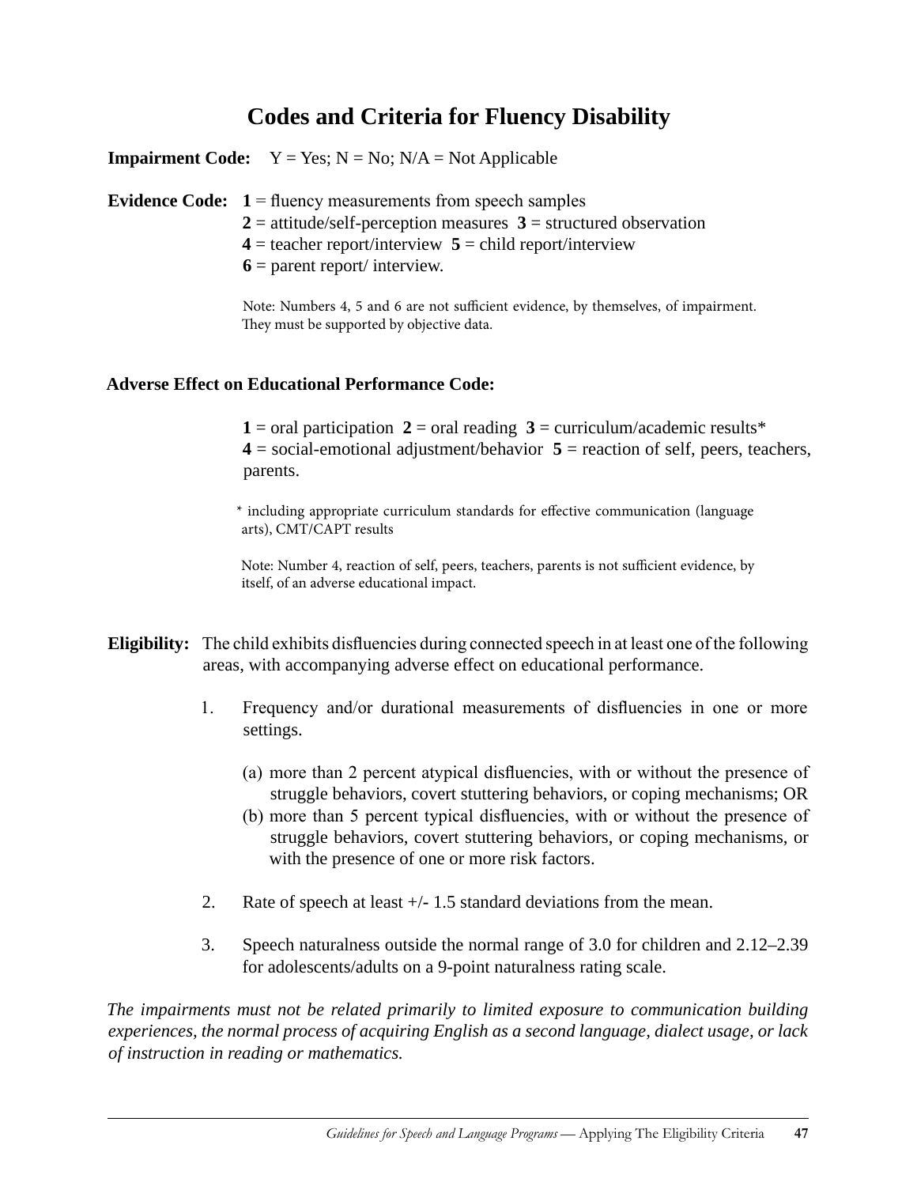# Codes and Criteria for Fluency Disability

**Impairment Code:** Y = Yes; N = No; N/A = Not Applicable

**Evidence Code:** **1** = fluency measurements from speech samples
**2** = attitude/self-perception measures **3** = structured observation
**4** = teacher report/interview **5** = child report/interview
**6** = parent report/ interview.

Note: Numbers 4, 5 and 6 are not sufficient evidence, by themselves, of impairment. They must be supported by objective data.

**Adverse Effect on Educational Performance Code:**

**1** = oral participation **2** = oral reading **3** = curriculum/academic results*
**4** = social-emotional adjustment/behavior **5** = reaction of self, peers, teachers, parents.

* including appropriate curriculum standards for effective communication (language arts), CMT/CAPT results

Note: Number 4, reaction of self, peers, teachers, parents is not sufficient evidence, by itself, of an adverse educational impact.

**Eligibility:** The child exhibits disfluencies during connected speech in at least one of the following areas, with accompanying adverse effect on educational performance.

1. Frequency and/or durational measurements of disfluencies in one or more settings.

   (a) more than 2 percent atypical disfluencies, with or without the presence of struggle behaviors, covert stuttering behaviors, or coping mechanisms; OR
   (b) more than 5 percent typical disfluencies, with or without the presence of struggle behaviors, covert stuttering behaviors, or coping mechanisms, or with the presence of one or more risk factors.

2. Rate of speech at least +/- 1.5 standard deviations from the mean.

3. Speech naturalness outside the normal range of 3.0 for children and 2.12–2.39 for adolescents/adults on a 9-point naturalness rating scale.

*The impairments must not be related primarily to limited exposure to communication building experiences, the normal process of acquiring English as a second language, dialect usage, or lack of instruction in reading or mathematics.*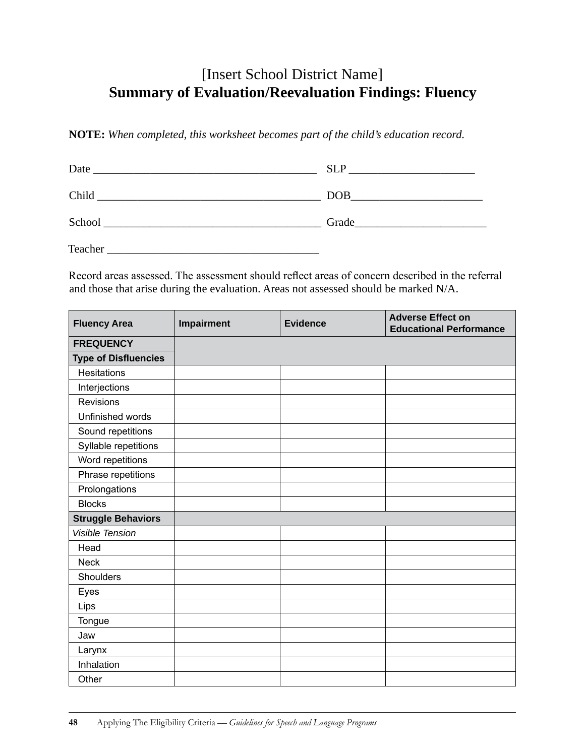# [Insert School District Name]
## **Summary of Evaluation/Reevaluation Findings: Fluency**

**NOTE:** *When completed, this worksheet becomes part of the child's education record.*

Date _______________________________________ SLP ______________________

Child _______________________________________ DOB_______________________

School ______________________________________ Grade_______________________

Teacher _____________________________________

Record areas assessed. The assessment should reflect areas of concern described in the referral and those that arise during the evaluation. Areas not assessed should be marked N/A.

| Fluency Area | Impairment | Evidence | Adverse Effect on Educational Performance |
|---|---|---|---|
| **FREQUENCY** | | | |
| **Type of Disfluencies** | | | |
| Hesitations | | | |
| Interjections | | | |
| Revisions | | | |
| Unfinished words | | | |
| Sound repetitions | | | |
| Syllable repetitions | | | |
| Word repetitions | | | |
| Phrase repetitions | | | |
| Prolongations | | | |
| Blocks | | | |
| **Struggle Behaviors** | | | |
| *Visible Tension* | | | |
| Head | | | |
| Neck | | | |
| Shoulders | | | |
| Eyes | | | |
| Lips | | | |
| Tongue | | | |
| Jaw | | | |
| Larynx | | | |
| Inhalation | | | |
| Other | | | |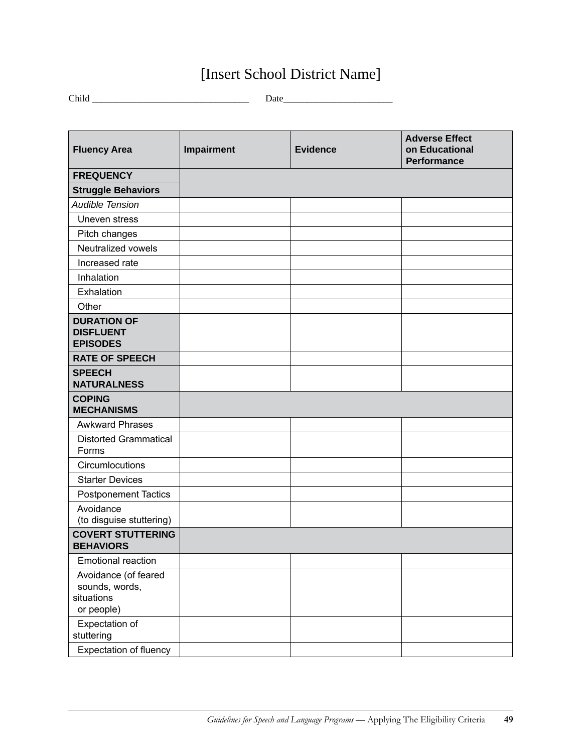# [Insert School District Name]

Child ________________________________ Date______________________

| Fluency Area | Impairment | Evidence | Adverse Effect on Educational Performance |
|---|---|---|---|
| **FREQUENCY** | | | |
| **Struggle Behaviors** | | | |
| *Audible Tension* | | | |
| Uneven stress | | | |
| Pitch changes | | | |
| Neutralized vowels | | | |
| Increased rate | | | |
| Inhalation | | | |
| Exhalation | | | |
| Other | | | |
| **DURATION OF DISFLUENT EPISODES** | | | |
| **RATE OF SPEECH** | | | |
| **SPEECH NATURALNESS** | | | |
| **COPING MECHANISMS** | | | |
| Awkward Phrases | | | |
| Distorted Grammatical Forms | | | |
| Circumlocutions | | | |
| Starter Devices | | | |
| Postponement Tactics | | | |
| Avoidance (to disguise stuttering) | | | |
| **COVERT STUTTERING BEHAVIORS** | | | |
| Emotional reaction | | | |
| Avoidance (of feared sounds, words, situations or people) | | | |
| Expectation of stuttering | | | |
| Expectation of fluency | | | |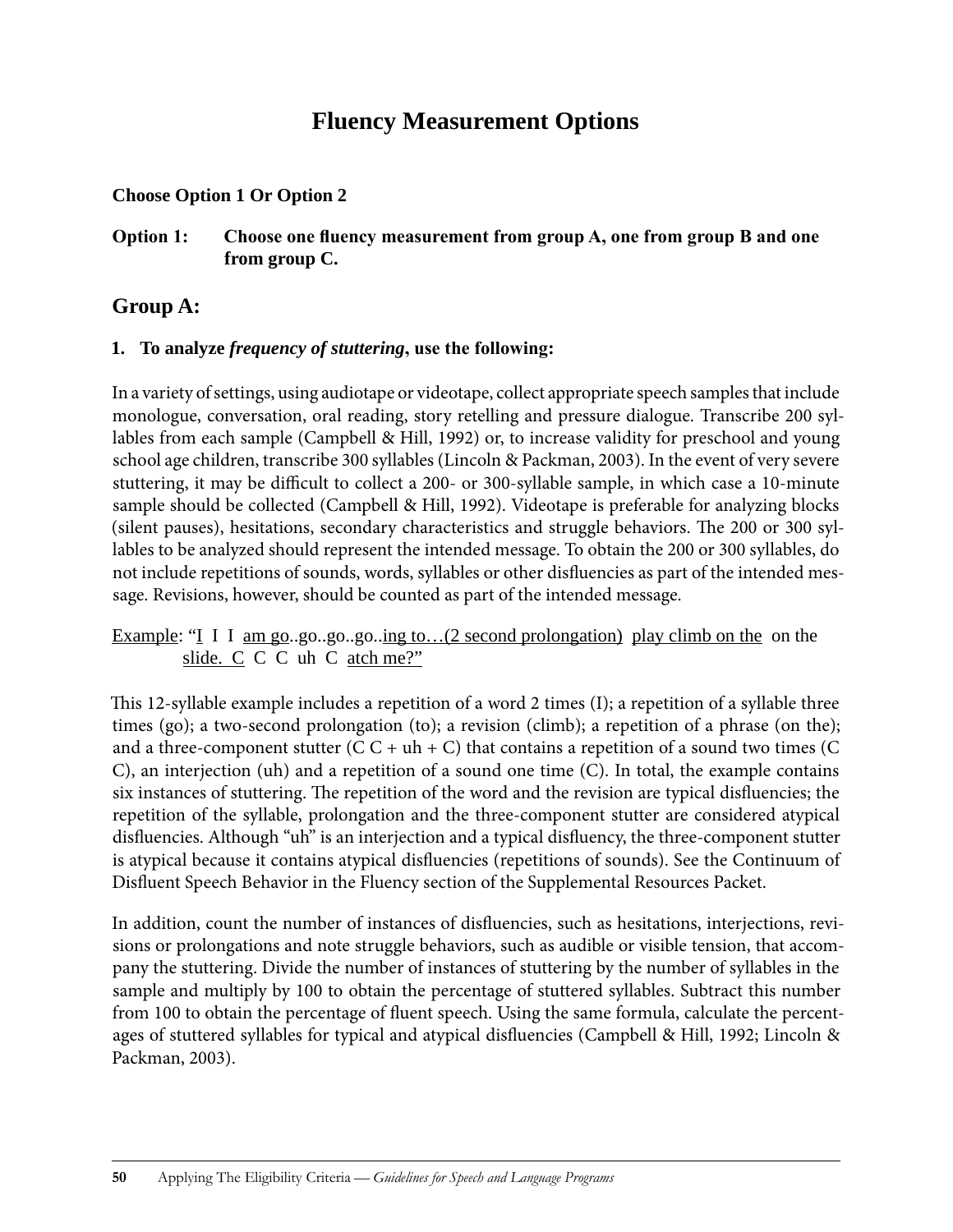# Fluency Measurement Options

**Choose Option 1 Or Option 2**

**Option 1:** **Choose one fluency measurement from group A, one from group B and one from group C.**

## Group A:

**1. To analyze *frequency of stuttering*, use the following:**

In a variety of settings, using audiotape or videotape, collect appropriate speech samples that include monologue, conversation, oral reading, story retelling and pressure dialogue. Transcribe 200 syllables from each sample (Campbell & Hill, 1992) or, to increase validity for preschool and young school age children, transcribe 300 syllables (Lincoln & Packman, 2003). In the event of very severe stuttering, it may be difficult to collect a 200- or 300-syllable sample, in which case a 10-minute sample should be collected (Campbell & Hill, 1992). Videotape is preferable for analyzing blocks (silent pauses), hesitations, secondary characteristics and struggle behaviors. The 200 or 300 syllables to be analyzed should represent the intended message. To obtain the 200 or 300 syllables, do not include repetitions of sounds, words, syllables or other disfluencies as part of the intended message. Revisions, however, should be counted as part of the intended message.

<u>Example</u>: "<u>I</u> I I <u>am go</u>..go..go..go..<u>ing to…(2 second prolongation)</u> <u>play climb on the</u> on the <u>slide. C</u> C C uh C <u>atch me?"</u>

This 12-syllable example includes a repetition of a word 2 times (I); a repetition of a syllable three times (go); a two-second prolongation (to); a revision (climb); a repetition of a phrase (on the); and a three-component stutter (C C + uh + C) that contains a repetition of a sound two times (C C), an interjection (uh) and a repetition of a sound one time (C). In total, the example contains six instances of stuttering. The repetition of the word and the revision are typical disfluencies; the repetition of the syllable, prolongation and the three-component stutter are considered atypical disfluencies. Although "uh" is an interjection and a typical disfluency, the three-component stutter is atypical because it contains atypical disfluencies (repetitions of sounds). See the Continuum of Disfluent Speech Behavior in the Fluency section of the Supplemental Resources Packet.

In addition, count the number of instances of disfluencies, such as hesitations, interjections, revisions or prolongations and note struggle behaviors, such as audible or visible tension, that accompany the stuttering. Divide the number of instances of stuttering by the number of syllables in the sample and multiply by 100 to obtain the percentage of stuttered syllables. Subtract this number from 100 to obtain the percentage of fluent speech. Using the same formula, calculate the percentages of stuttered syllables for typical and atypical disfluencies (Campbell & Hill, 1992; Lincoln & Packman, 2003).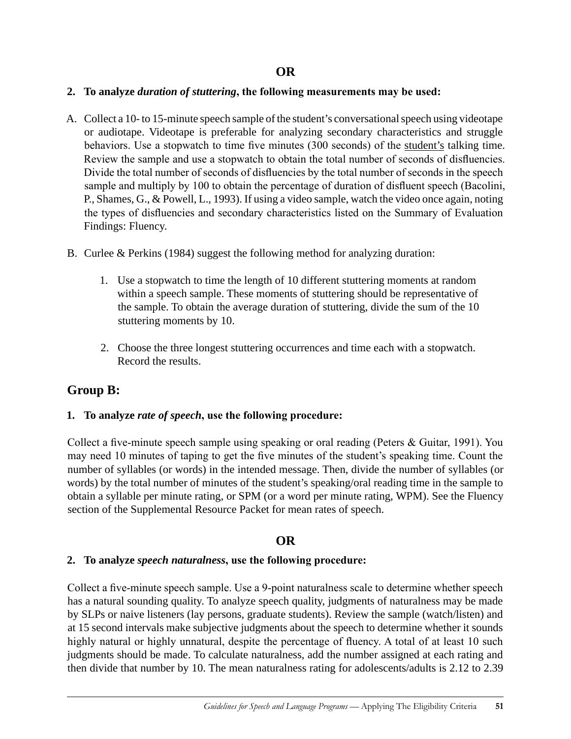**OR**

**2. To analyze *duration of stuttering*, the following measurements may be used:**

A. Collect a 10- to 15-minute speech sample of the student's conversational speech using videotape or audiotape. Videotape is preferable for analyzing secondary characteristics and struggle behaviors. Use a stopwatch to time five minutes (300 seconds) of the <u>student's</u> talking time. Review the sample and use a stopwatch to obtain the total number of seconds of disfluencies. Divide the total number of seconds of disfluencies by the total number of seconds in the speech sample and multiply by 100 to obtain the percentage of duration of disfluent speech (Bacolini, P., Shames, G., & Powell, L., 1993). If using a video sample, watch the video once again, noting the types of disfluencies and secondary characteristics listed on the Summary of Evaluation Findings: Fluency.

B. Curlee & Perkins (1984) suggest the following method for analyzing duration:

   1. Use a stopwatch to time the length of 10 different stuttering moments at random within a speech sample. These moments of stuttering should be representative of the sample. To obtain the average duration of stuttering, divide the sum of the 10 stuttering moments by 10.

   2. Choose the three longest stuttering occurrences and time each with a stopwatch. Record the results.

## Group B:

**1. To analyze *rate of speech*, use the following procedure:**

Collect a five-minute speech sample using speaking or oral reading (Peters & Guitar, 1991). You may need 10 minutes of taping to get the five minutes of the student's speaking time. Count the number of syllables (or words) in the intended message. Then, divide the number of syllables (or words) by the total number of minutes of the student's speaking/oral reading time in the sample to obtain a syllable per minute rating, or SPM (or a word per minute rating, WPM). See the Fluency section of the Supplemental Resource Packet for mean rates of speech.

**OR**

**2. To analyze *speech naturalness*, use the following procedure:**

Collect a five-minute speech sample. Use a 9-point naturalness scale to determine whether speech has a natural sounding quality. To analyze speech quality, judgments of naturalness may be made by SLPs or naive listeners (lay persons, graduate students). Review the sample (watch/listen) and at 15 second intervals make subjective judgments about the speech to determine whether it sounds highly natural or highly unnatural, despite the percentage of fluency. A total of at least 10 such judgments should be made. To calculate naturalness, add the number assigned at each rating and then divide that number by 10. The mean naturalness rating for adolescents/adults is 2.12 to 2.39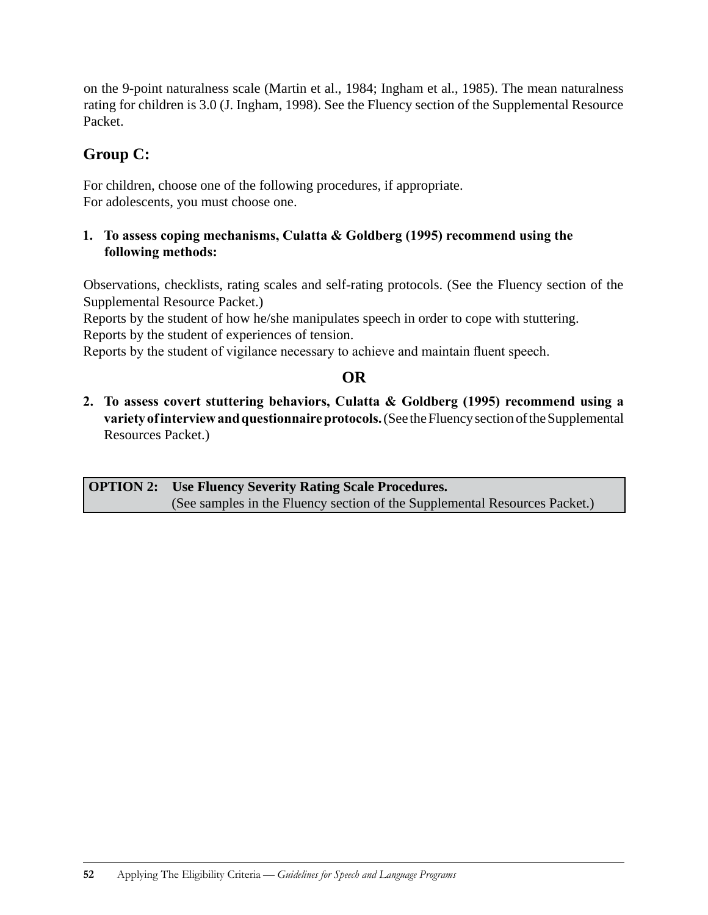on the 9-point naturalness scale (Martin et al., 1984; Ingham et al., 1985). The mean naturalness rating for children is 3.0 (J. Ingham, 1998). See the Fluency section of the Supplemental Resource Packet.

## Group C:

For children, choose one of the following procedures, if appropriate.
For adolescents, you must choose one.

**1. To assess coping mechanisms, Culatta & Goldberg (1995) recommend using the following methods:**

Observations, checklists, rating scales and self-rating protocols. (See the Fluency section of the Supplemental Resource Packet.)
Reports by the student of how he/she manipulates speech in order to cope with stuttering.
Reports by the student of experiences of tension.
Reports by the student of vigilance necessary to achieve and maintain fluent speech.

**OR**

**2. To assess covert stuttering behaviors, Culatta & Goldberg (1995) recommend using a variety of interview and questionnaire protocols.** (See the Fluency section of the Supplemental Resources Packet.)

| **OPTION 2:** | **Use Fluency Severity Rating Scale Procedures.** (See samples in the Fluency section of the Supplemental Resources Packet.) |
|---|---|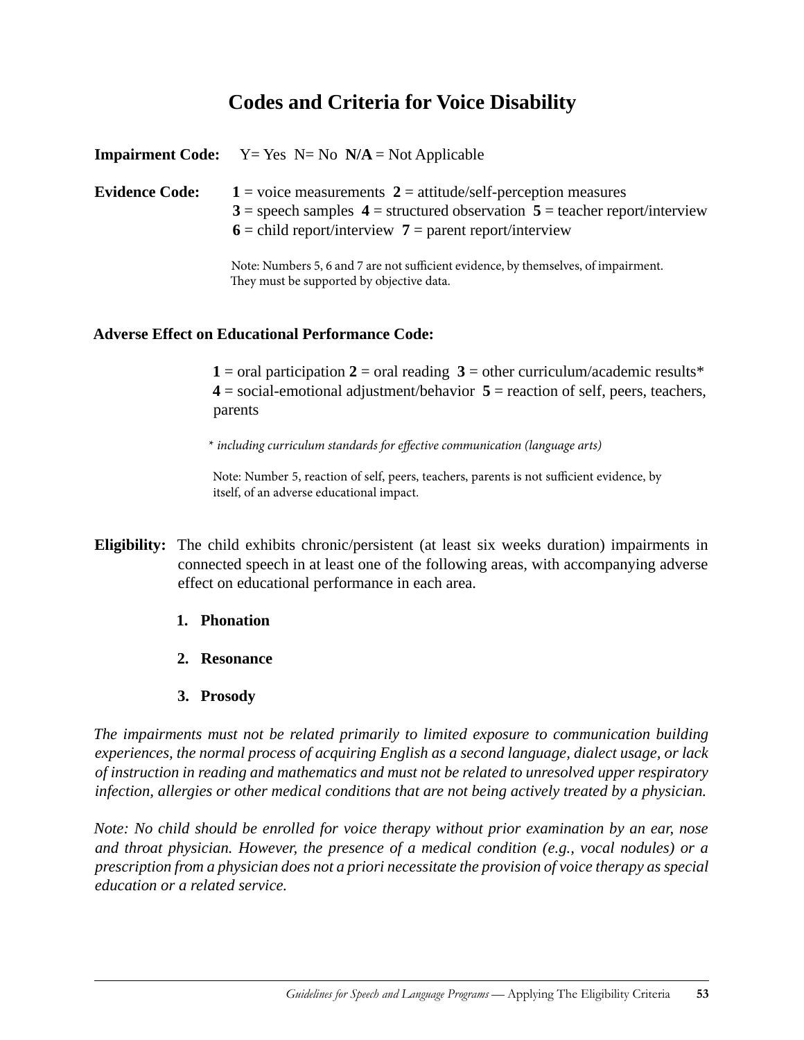# Codes and Criteria for Voice Disability

**Impairment Code:** Y= Yes N= No **N/A** = Not Applicable

**Evidence Code:** **1** = voice measurements **2** = attitude/self-perception measures
**3** = speech samples **4** = structured observation **5** = teacher report/interview
**6** = child report/interview **7** = parent report/interview

Note: Numbers 5, 6 and 7 are not sufficient evidence, by themselves, of impairment. They must be supported by objective data.

**Adverse Effect on Educational Performance Code:**

**1** = oral participation **2** = oral reading **3** = other curriculum/academic results*
**4** = social-emotional adjustment/behavior **5** = reaction of self, peers, teachers, parents

* *including curriculum standards for effective communication (language arts)*

Note: Number 5, reaction of self, peers, teachers, parents is not sufficient evidence, by itself, of an adverse educational impact.

**Eligibility:** The child exhibits chronic/persistent (at least six weeks duration) impairments in connected speech in at least one of the following areas, with accompanying adverse effect on educational performance in each area.

1. **Phonation**
2. **Resonance**
3. **Prosody**

*The impairments must not be related primarily to limited exposure to communication building experiences, the normal process of acquiring English as a second language, dialect usage, or lack of instruction in reading and mathematics and must not be related to unresolved upper respiratory infection, allergies or other medical conditions that are not being actively treated by a physician.*

*Note: No child should be enrolled for voice therapy without prior examination by an ear, nose and throat physician. However, the presence of a medical condition (e.g., vocal nodules) or a prescription from a physician does not a priori necessitate the provision of voice therapy as special education or a related service.*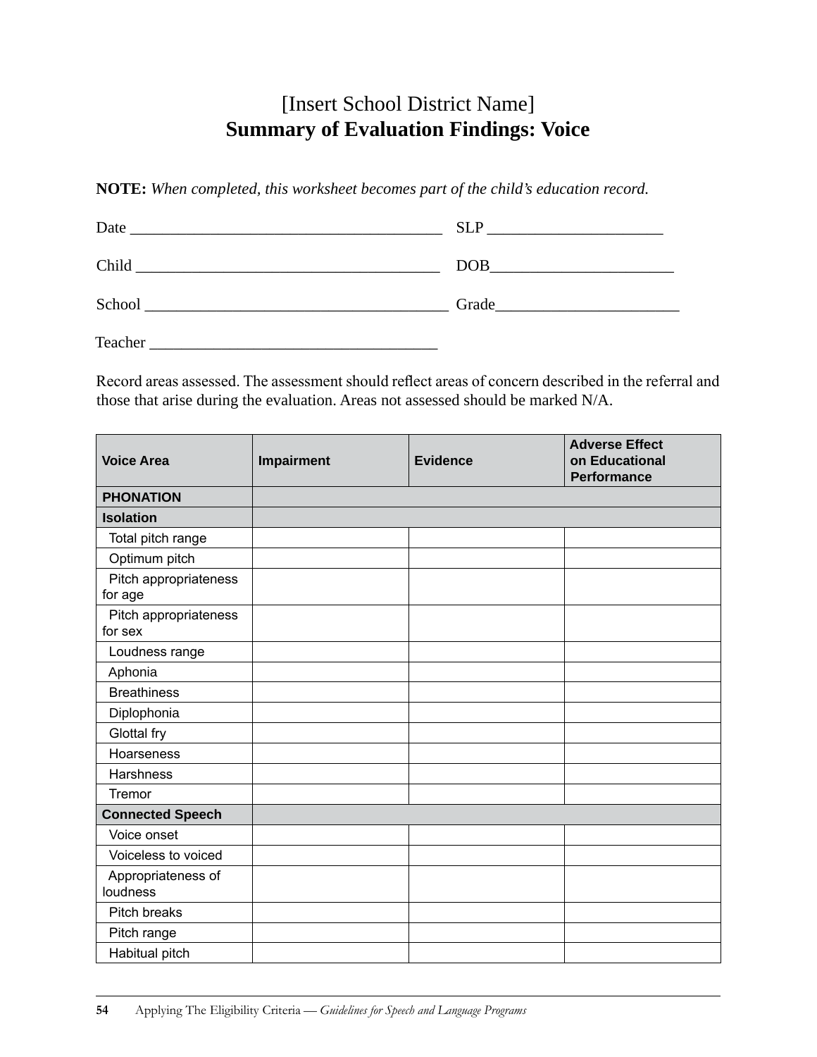# [Insert School District Name]
## Summary of Evaluation Findings: Voice

**NOTE:** *When completed, this worksheet becomes part of the child's education record.*

Date ______________________________________ SLP _____________________

Child ______________________________________ DOB______________________

School _____________________________________ Grade______________________

Teacher ___________________________________

Record areas assessed. The assessment should reflect areas of concern described in the referral and those that arise during the evaluation. Areas not assessed should be marked N/A.

| Voice Area | Impairment | Evidence | Adverse Effect on Educational Performance |
|---|---|---|---|
| **PHONATION** | | | |
| **Isolation** | | | |
| Total pitch range | | | |
| Optimum pitch | | | |
| Pitch appropriateness for age | | | |
| Pitch appropriateness for sex | | | |
| Loudness range | | | |
| Aphonia | | | |
| Breathiness | | | |
| Diplophonia | | | |
| Glottal fry | | | |
| Hoarseness | | | |
| Harshness | | | |
| Tremor | | | |
| **Connected Speech** | | | |
| Voice onset | | | |
| Voiceless to voiced | | | |
| Appropriateness of loudness | | | |
| Pitch breaks | | | |
| Pitch range | | | |
| Habitual pitch | | | |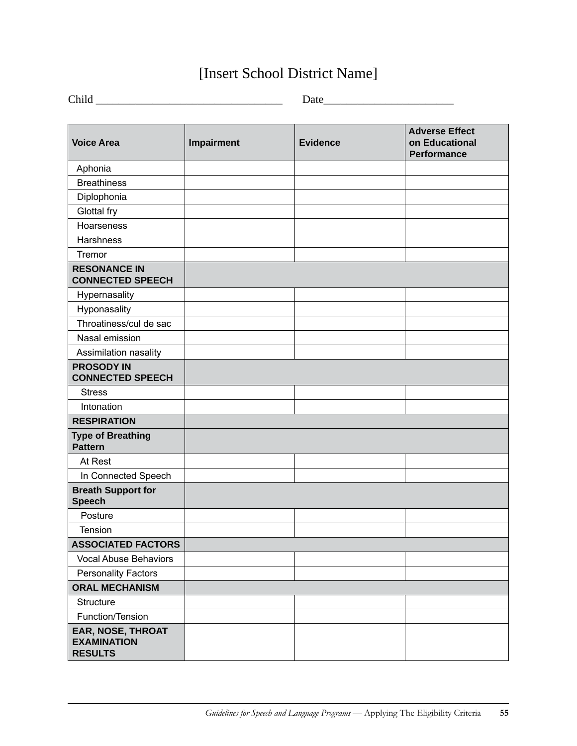# [Insert School District Name]

Child _________________________________ Date_______________________

| Voice Area | Impairment | Evidence | Adverse Effect on Educational Performance |
|---|---|---|---|
| Aphonia | | | |
| Breathiness | | | |
| Diplophonia | | | |
| Glottal fry | | | |
| Hoarseness | | | |
| Harshness | | | |
| Tremor | | | |
| **RESONANCE IN CONNECTED SPEECH** | | | |
| Hypernasality | | | |
| Hyponasality | | | |
| Throatiness/cul de sac | | | |
| Nasal emission | | | |
| Assimilation nasality | | | |
| **PROSODY IN CONNECTED SPEECH** | | | |
| Stress | | | |
| Intonation | | | |
| **RESPIRATION** | | | |
| **Type of Breathing Pattern** | | | |
| At Rest | | | |
| In Connected Speech | | | |
| **Breath Support for Speech** | | | |
| Posture | | | |
| Tension | | | |
| **ASSOCIATED FACTORS** | | | |
| Vocal Abuse Behaviors | | | |
| Personality Factors | | | |
| **ORAL MECHANISM** | | | |
| Structure | | | |
| Function/Tension | | | |
| **EAR, NOSE, THROAT EXAMINATION RESULTS** | | | |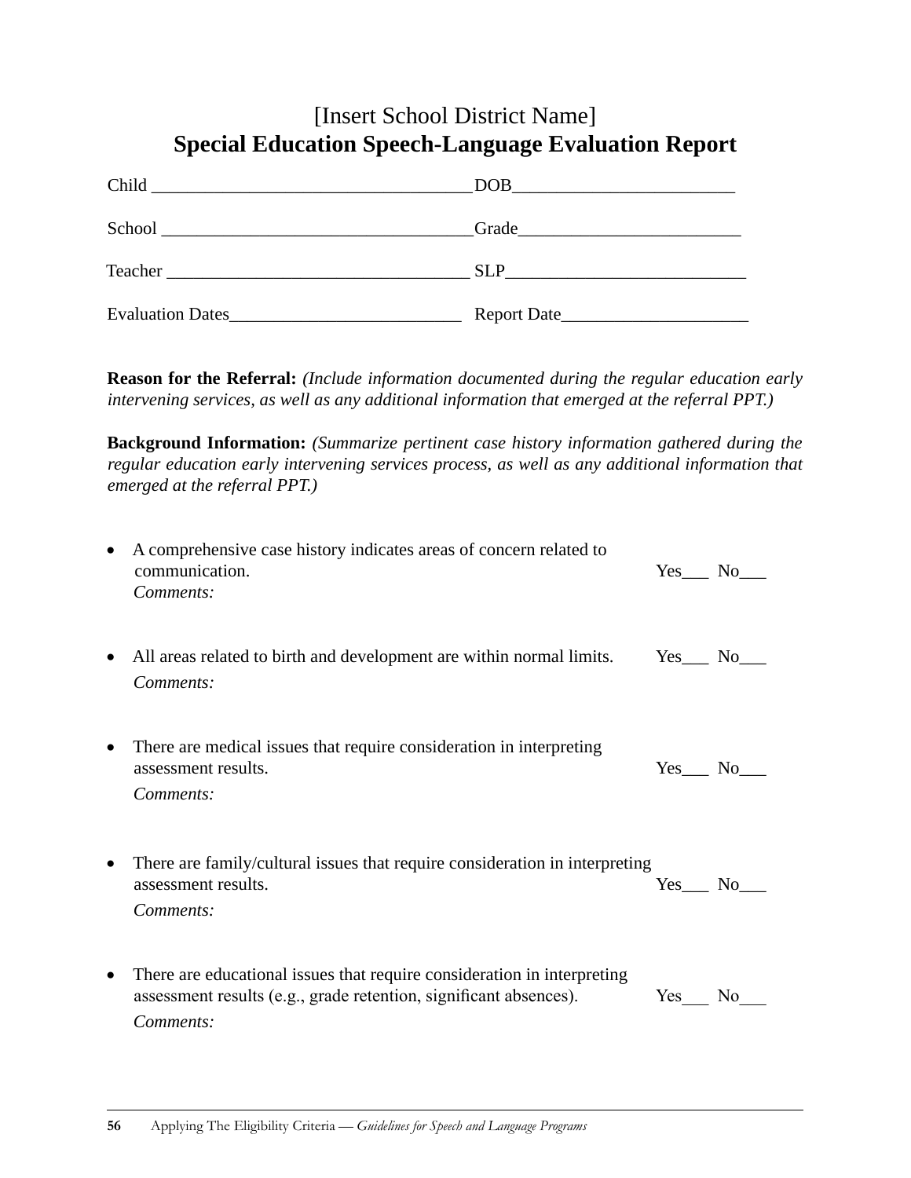# [Insert School District Name]
## Special Education Speech-Language Evaluation Report

Child ___________________________________ DOB________________________

School __________________________________ Grade________________________

Teacher _________________________________ SLP__________________________

Evaluation Dates__________________________ Report Date____________________

**Reason for the Referral:** *(Include information documented during the regular education early intervening services, as well as any additional information that emerged at the referral PPT.)*

**Background Information:** *(Summarize pertinent case history information gathered during the regular education early intervening services process, as well as any additional information that emerged at the referral PPT.)*

- A comprehensive case history indicates areas of concern related to communication. Yes___ No___
  *Comments:*

- All areas related to birth and development are within normal limits. Yes___ No___
  *Comments:*

- There are medical issues that require consideration in interpreting assessment results. Yes___ No___
  *Comments:*

- There are family/cultural issues that require consideration in interpreting assessment results. Yes___ No___
  *Comments:*

- There are educational issues that require consideration in interpreting assessment results (e.g., grade retention, significant absences). Yes___ No___
  *Comments:*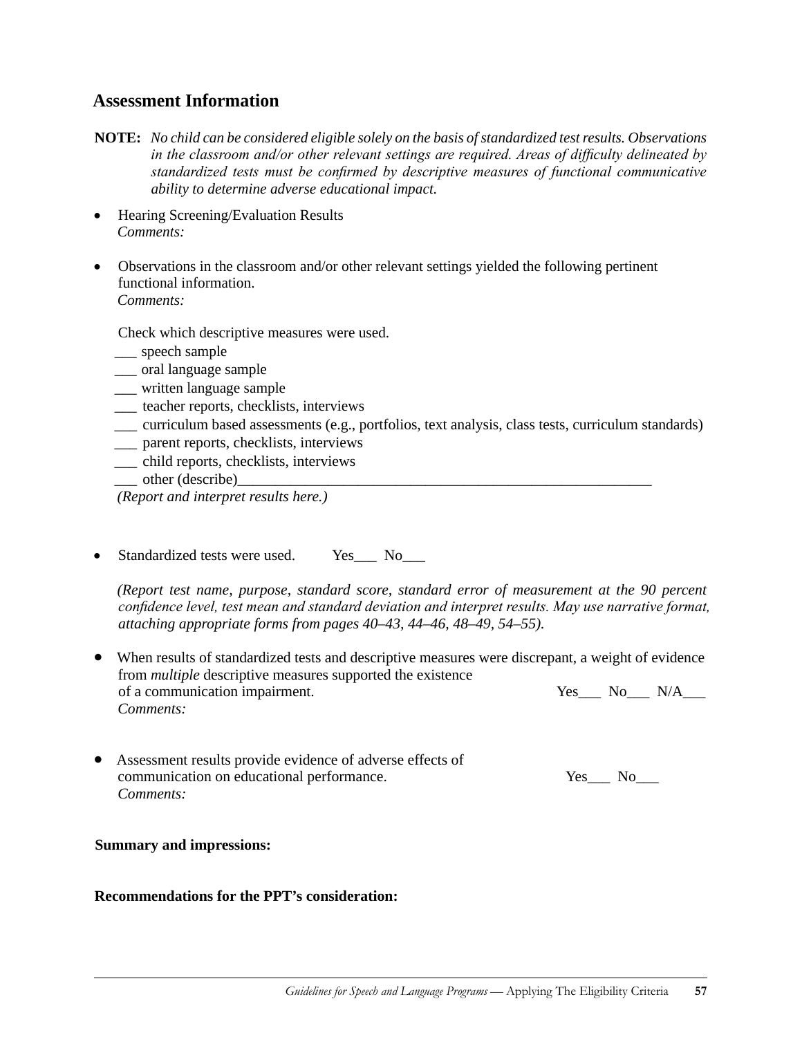## Assessment Information

**NOTE:** *No child can be considered eligible solely on the basis of standardized test results. Observations in the classroom and/or other relevant settings are required. Areas of difficulty delineated by standardized tests must be confirmed by descriptive measures of functional communicative ability to determine adverse educational impact.*

- Hearing Screening/Evaluation Results
  *Comments:*

- Observations in the classroom and/or other relevant settings yielded the following pertinent functional information.
  *Comments:*

  Check which descriptive measures were used.
  ___ speech sample
  ___ oral language sample
  ___ written language sample
  ___ teacher reports, checklists, interviews
  ___ curriculum based assessments (e.g., portfolios, text analysis, class tests, curriculum standards)
  ___ parent reports, checklists, interviews
  ___ child reports, checklists, interviews
  ___ other (describe)___________________________________________________________
  *(Report and interpret results here.)*

- Standardized tests were used.    Yes___ No___

  *(Report test name, purpose, standard score, standard error of measurement at the 90 percent confidence level, test mean and standard deviation and interpret results. May use narrative format, attaching appropriate forms from pages 40–43, 44–46, 48–49, 54–55).*

- When results of standardized tests and descriptive measures were discrepant, a weight of evidence from *multiple* descriptive measures supported the existence of a communication impairment.    Yes___ No___ N/A___
  *Comments:*

- Assessment results provide evidence of adverse effects of communication on educational performance.    Yes___ No___
  *Comments:*

**Summary and impressions:**

**Recommendations for the PPT's consideration:**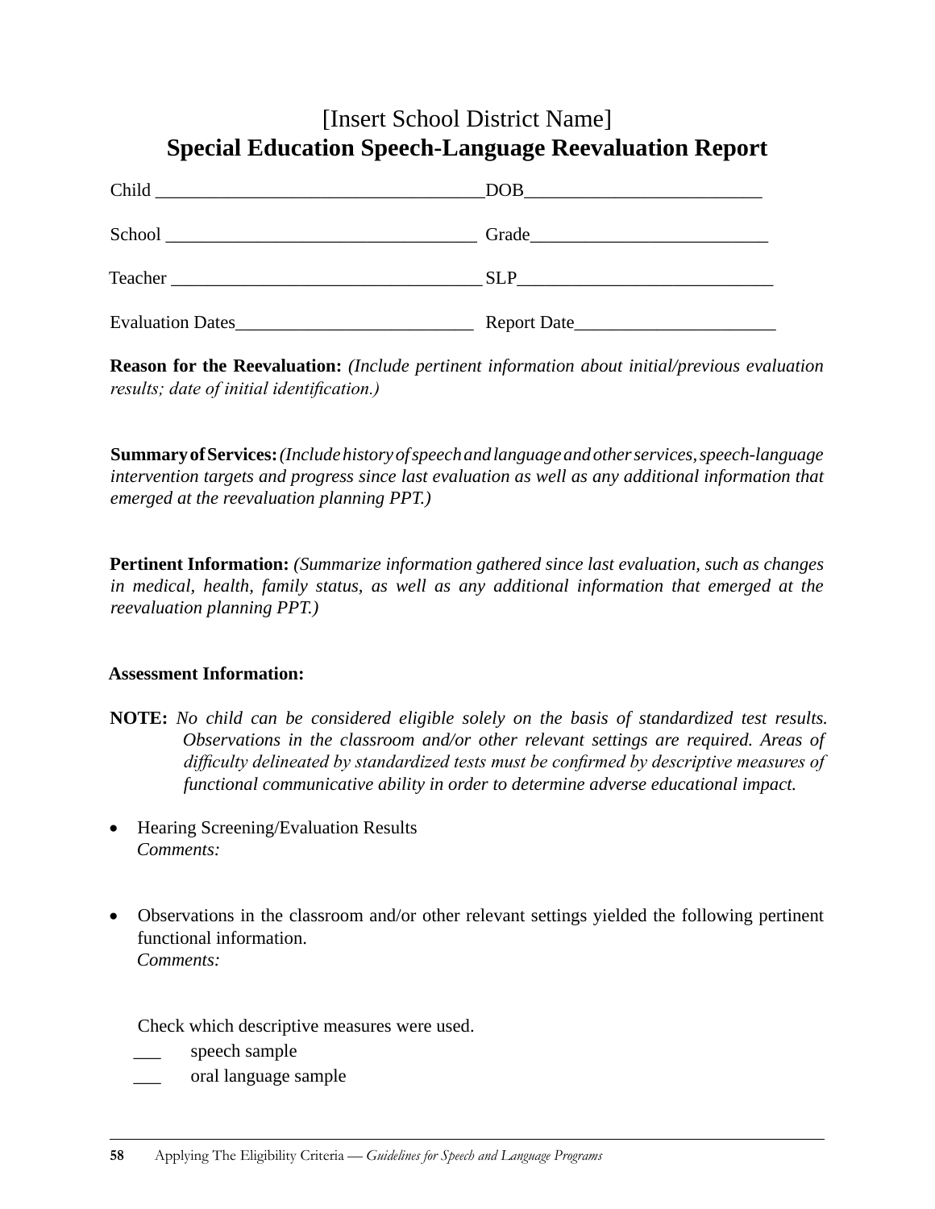[Insert School District Name]

# Special Education Speech-Language Reevaluation Report

Child ___________________________________ DOB_________________________

School _________________________________ Grade_________________________

Teacher _________________________________ SLP___________________________

Evaluation Dates__________________________ Report Date_____________________

**Reason for the Reevaluation:** *(Include pertinent information about initial/previous evaluation results; date of initial identification.)*

**Summary of Services:** *(Include history of speech and language and other services, speech-language intervention targets and progress since last evaluation as well as any additional information that emerged at the reevaluation planning PPT.)*

**Pertinent Information:** *(Summarize information gathered since last evaluation, such as changes in medical, health, family status, as well as any additional information that emerged at the reevaluation planning PPT.)*

**Assessment Information:**

**NOTE:** *No child can be considered eligible solely on the basis of standardized test results. Observations in the classroom and/or other relevant settings are required. Areas of difficulty delineated by standardized tests must be confirmed by descriptive measures of functional communicative ability in order to determine adverse educational impact.*

- Hearing Screening/Evaluation Results
  *Comments:*

- Observations in the classroom and/or other relevant settings yielded the following pertinent functional information.
  *Comments:*

  Check which descriptive measures were used.

  ___ speech sample

  ___ oral language sample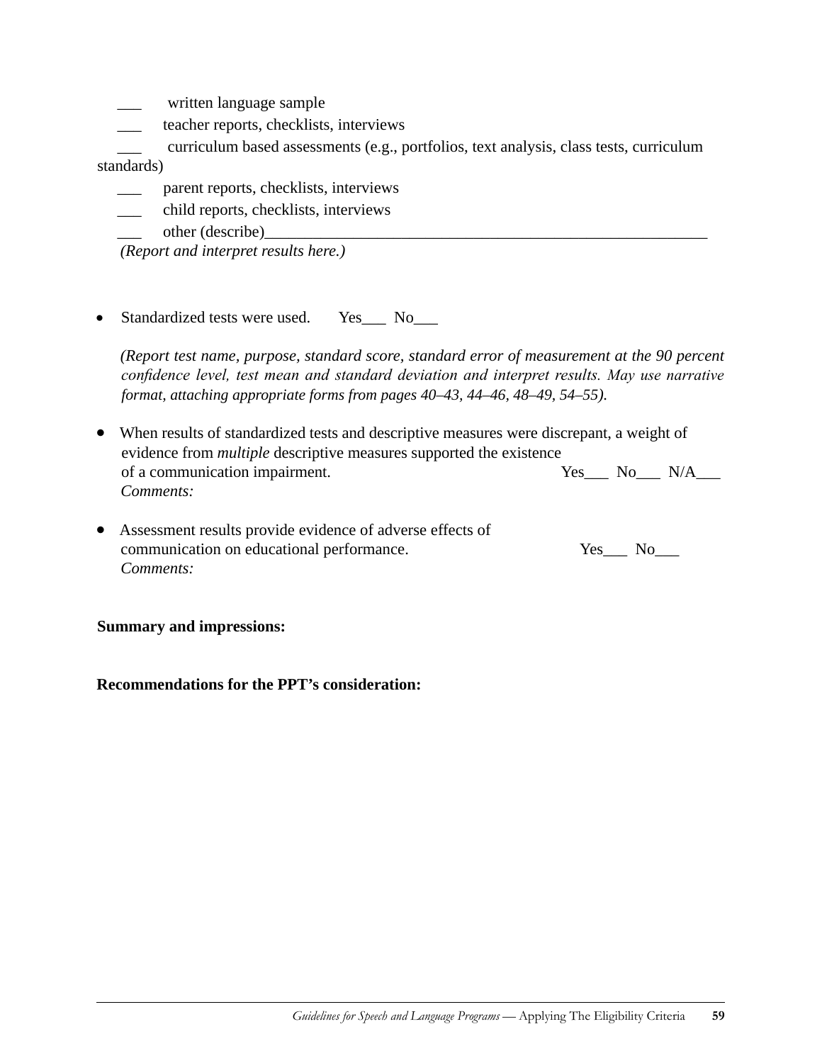___ written language sample

___ teacher reports, checklists, interviews

___ curriculum based assessments (e.g., portfolios, text analysis, class tests, curriculum standards)

___ parent reports, checklists, interviews

___ child reports, checklists, interviews

___ other (describe)________________________________________________________

*(Report and interpret results here.)*

- Standardized tests were used. Yes___ No___

  *(Report test name, purpose, standard score, standard error of measurement at the 90 percent confidence level, test mean and standard deviation and interpret results. May use narrative format, attaching appropriate forms from pages 40–43, 44–46, 48–49, 54–55).*

- When results of standardized tests and descriptive measures were discrepant, a weight of evidence from *multiple* descriptive measures supported the existence of a communication impairment. Yes___ No___ N/A___

  *Comments:*

- Assessment results provide evidence of adverse effects of communication on educational performance. Yes___ No___

  *Comments:*

**Summary and impressions:**

**Recommendations for the PPT's consideration:**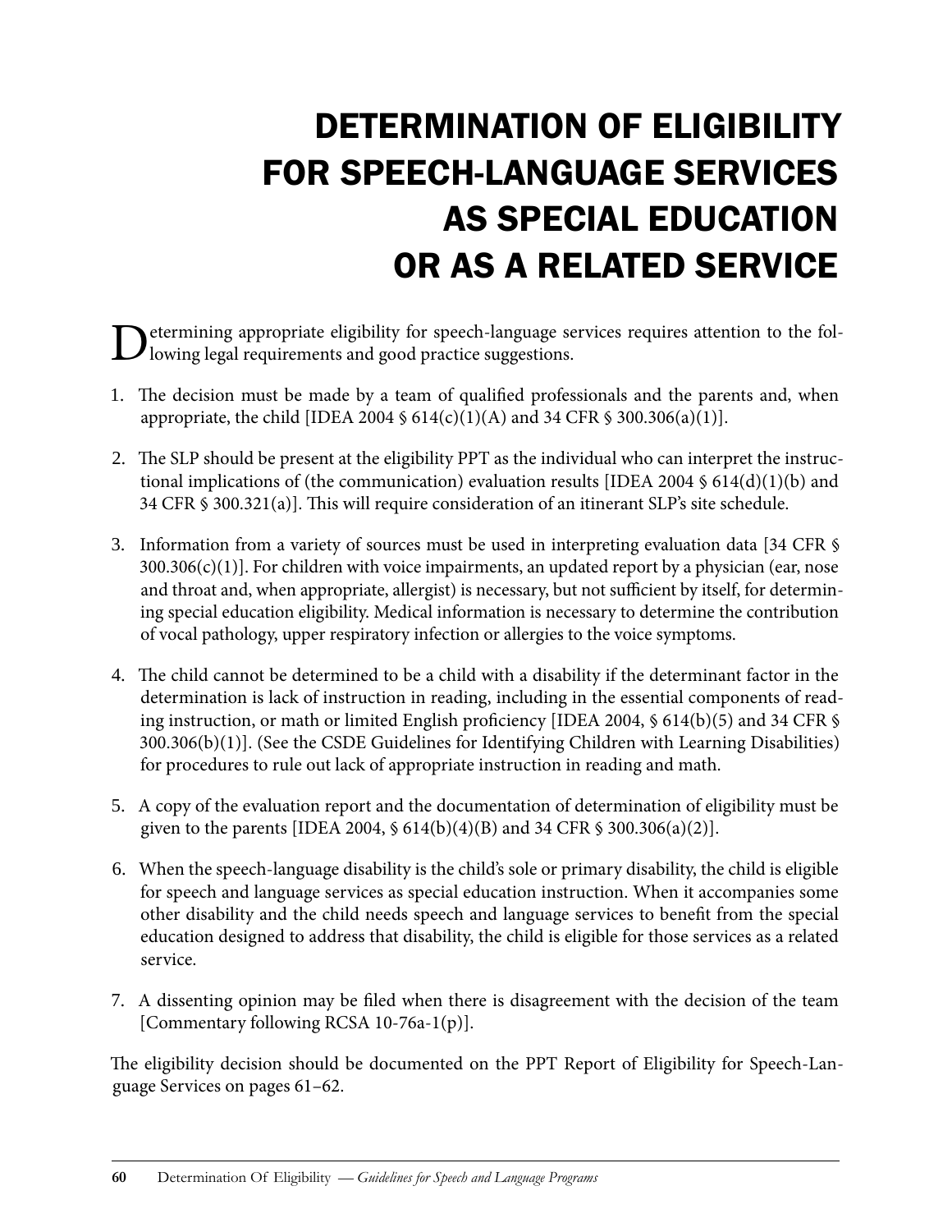# DETERMINATION OF ELIGIBILITY FOR SPEECH-LANGUAGE SERVICES AS SPECIAL EDUCATION OR AS A RELATED SERVICE

Determining appropriate eligibility for speech-language services requires attention to the following legal requirements and good practice suggestions.

1. The decision must be made by a team of qualified professionals and the parents and, when appropriate, the child [IDEA 2004 § 614(c)(1)(A) and 34 CFR § 300.306(a)(1)].

2. The SLP should be present at the eligibility PPT as the individual who can interpret the instructional implications of (the communication) evaluation results [IDEA 2004 § 614(d)(1)(b) and 34 CFR § 300.321(a)]. This will require consideration of an itinerant SLP's site schedule.

3. Information from a variety of sources must be used in interpreting evaluation data [34 CFR § 300.306(c)(1)]. For children with voice impairments, an updated report by a physician (ear, nose and throat and, when appropriate, allergist) is necessary, but not sufficient by itself, for determining special education eligibility. Medical information is necessary to determine the contribution of vocal pathology, upper respiratory infection or allergies to the voice symptoms.

4. The child cannot be determined to be a child with a disability if the determinant factor in the determination is lack of instruction in reading, including in the essential components of reading instruction, or math or limited English proficiency [IDEA 2004, § 614(b)(5) and 34 CFR § 300.306(b)(1)]. (See the CSDE Guidelines for Identifying Children with Learning Disabilities) for procedures to rule out lack of appropriate instruction in reading and math.

5. A copy of the evaluation report and the documentation of determination of eligibility must be given to the parents [IDEA 2004, § 614(b)(4)(B) and 34 CFR § 300.306(a)(2)].

6. When the speech-language disability is the child's sole or primary disability, the child is eligible for speech and language services as special education instruction. When it accompanies some other disability and the child needs speech and language services to benefit from the special education designed to address that disability, the child is eligible for those services as a related service.

7. A dissenting opinion may be filed when there is disagreement with the decision of the team [Commentary following RCSA 10-76a-1(p)].

The eligibility decision should be documented on the PPT Report of Eligibility for Speech-Language Services on pages 61–62.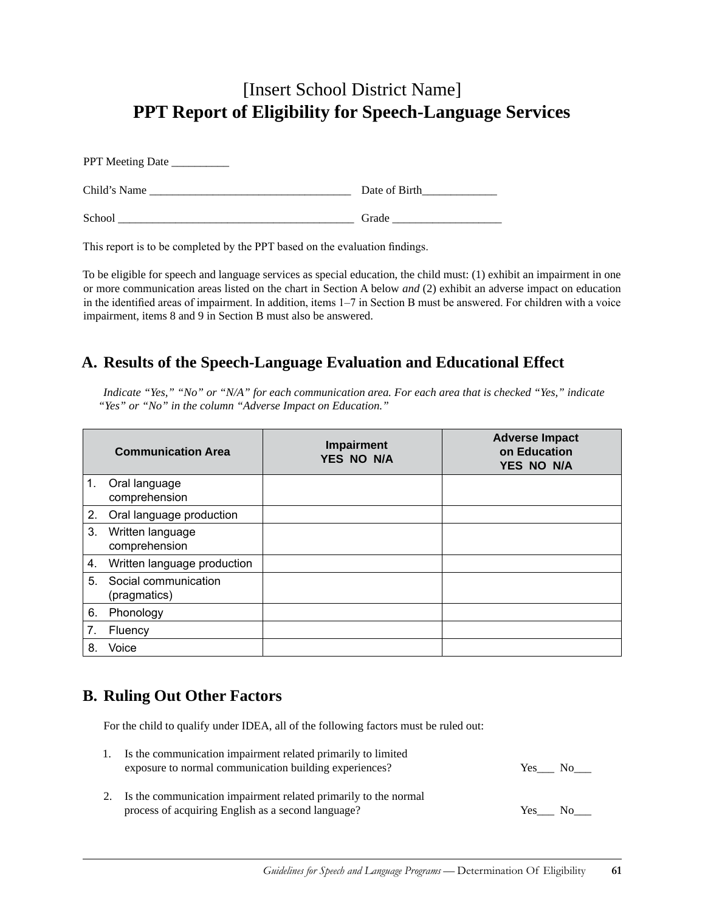# [Insert School District Name]
# **PPT Report of Eligibility for Speech-Language Services**

PPT Meeting Date __________

Child's Name ___________________________________ Date of Birth_____________

School _________________________________________ Grade ___________________

This report is to be completed by the PPT based on the evaluation findings.

To be eligible for speech and language services as special education, the child must: (1) exhibit an impairment in one or more communication areas listed on the chart in Section A below *and* (2) exhibit an adverse impact on education in the identified areas of impairment. In addition, items 1–7 in Section B must be answered. For children with a voice impairment, items 8 and 9 in Section B must also be answered.

## A. Results of the Speech-Language Evaluation and Educational Effect

*Indicate "Yes," "No" or "N/A" for each communication area. For each area that is checked "Yes," indicate "Yes" or "No" in the column "Adverse Impact on Education."*

| Communication Area | Impairment YES NO N/A | Adverse Impact on Education YES NO N/A |
|---|---|---|
| 1. Oral language comprehension | | |
| 2. Oral language production | | |
| 3. Written language comprehension | | |
| 4. Written language production | | |
| 5. Social communication (pragmatics) | | |
| 6. Phonology | | |
| 7. Fluency | | |
| 8. Voice | | |

## B. Ruling Out Other Factors

For the child to qualify under IDEA, all of the following factors must be ruled out:

1. Is the communication impairment related primarily to limited exposure to normal communication building experiences? Yes___ No___

2. Is the communication impairment related primarily to the normal process of acquiring English as a second language? Yes___ No___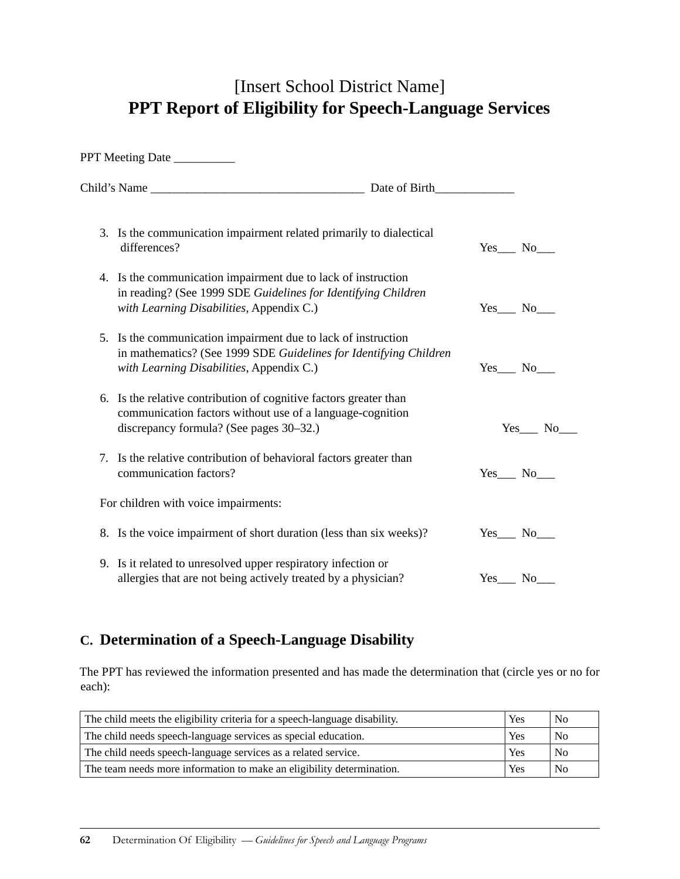# [Insert School District Name]
# **PPT Report of Eligibility for Speech-Language Services**

PPT Meeting Date __________

Child's Name __________________________________ Date of Birth_____________

3. Is the communication impairment related primarily to dialectical differences? Yes___ No___

4. Is the communication impairment due to lack of instruction in reading? (See 1999 SDE *Guidelines for Identifying Children with Learning Disabilities*, Appendix C.) Yes___ No___

5. Is the communication impairment due to lack of instruction in mathematics? (See 1999 SDE *Guidelines for Identifying Children with Learning Disabilities*, Appendix C.) Yes___ No___

6. Is the relative contribution of cognitive factors greater than communication factors without use of a language-cognition discrepancy formula? (See pages 30–32.) Yes___ No___

7. Is the relative contribution of behavioral factors greater than communication factors? Yes___ No___

For children with voice impairments:

8. Is the voice impairment of short duration (less than six weeks)? Yes___ No___

9. Is it related to unresolved upper respiratory infection or allergies that are not being actively treated by a physician? Yes___ No___

## C. Determination of a Speech-Language Disability

The PPT has reviewed the information presented and has made the determination that (circle yes or no for each):

| | | |
|---|---|---|
| The child meets the eligibility criteria for a speech-language disability. | Yes | No |
| The child needs speech-language services as special education. | Yes | No |
| The child needs speech-language services as a related service. | Yes | No |
| The team needs more information to make an eligibility determination. | Yes | No |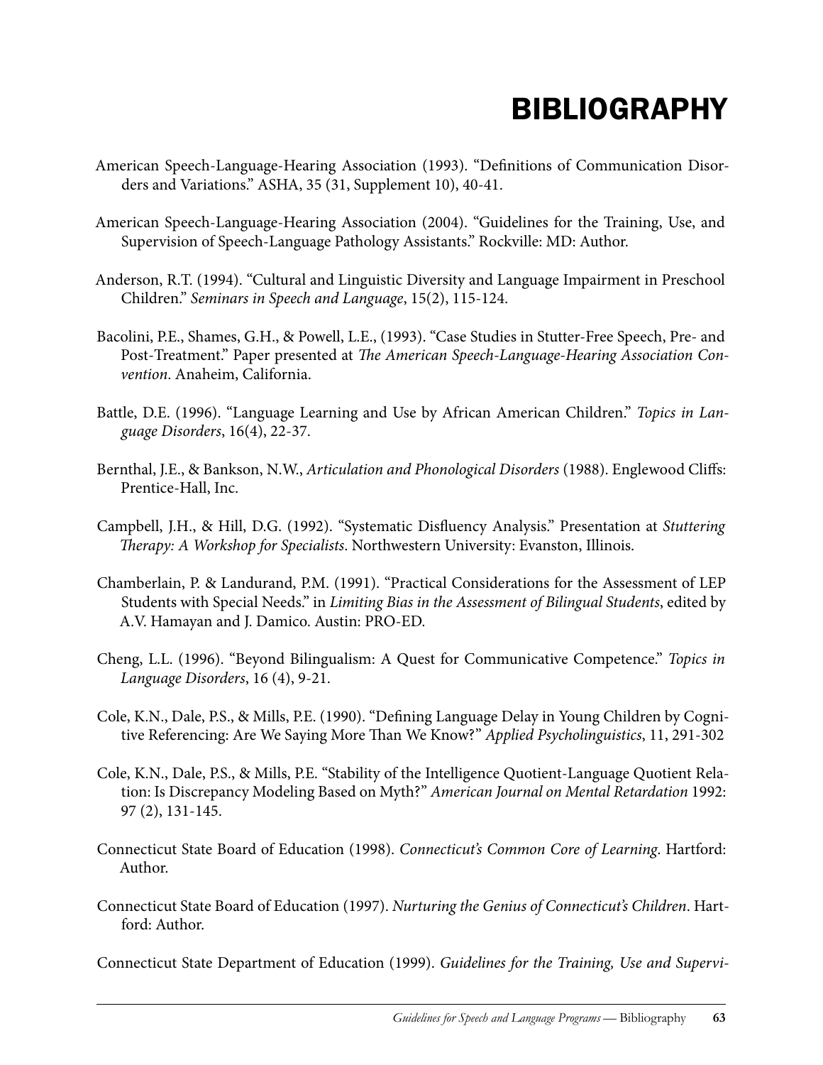# BIBLIOGRAPHY

American Speech-Language-Hearing Association (1993). "Definitions of Communication Disorders and Variations." ASHA, 35 (31, Supplement 10), 40-41.

American Speech-Language-Hearing Association (2004). "Guidelines for the Training, Use, and Supervision of Speech-Language Pathology Assistants." Rockville: MD: Author.

Anderson, R.T. (1994). "Cultural and Linguistic Diversity and Language Impairment in Preschool Children." *Seminars in Speech and Language*, 15(2), 115-124.

Bacolini, P.E., Shames, G.H., & Powell, L.E., (1993). "Case Studies in Stutter-Free Speech, Pre- and Post-Treatment." Paper presented at *The American Speech-Language-Hearing Association Convention*. Anaheim, California.

Battle, D.E. (1996). "Language Learning and Use by African American Children." *Topics in Language Disorders*, 16(4), 22-37.

Bernthal, J.E., & Bankson, N.W., *Articulation and Phonological Disorders* (1988). Englewood Cliffs: Prentice-Hall, Inc.

Campbell, J.H., & Hill, D.G. (1992). "Systematic Disfluency Analysis." Presentation at *Stuttering Therapy: A Workshop for Specialists*. Northwestern University: Evanston, Illinois.

Chamberlain, P. & Landurand, P.M. (1991). "Practical Considerations for the Assessment of LEP Students with Special Needs." in *Limiting Bias in the Assessment of Bilingual Students*, edited by A.V. Hamayan and J. Damico. Austin: PRO-ED.

Cheng, L.L. (1996). "Beyond Bilingualism: A Quest for Communicative Competence." *Topics in Language Disorders*, 16 (4), 9-21.

Cole, K.N., Dale, P.S., & Mills, P.E. (1990). "Defining Language Delay in Young Children by Cognitive Referencing: Are We Saying More Than We Know?" *Applied Psycholinguistics*, 11, 291-302

Cole, K.N., Dale, P.S., & Mills, P.E. "Stability of the Intelligence Quotient-Language Quotient Relation: Is Discrepancy Modeling Based on Myth?" *American Journal on Mental Retardation* 1992: 97 (2), 131-145.

Connecticut State Board of Education (1998). *Connecticut's Common Core of Learning*. Hartford: Author.

Connecticut State Board of Education (1997). *Nurturing the Genius of Connecticut's Children*. Hartford: Author.

Connecticut State Department of Education (1999). *Guidelines for the Training, Use and Supervi-*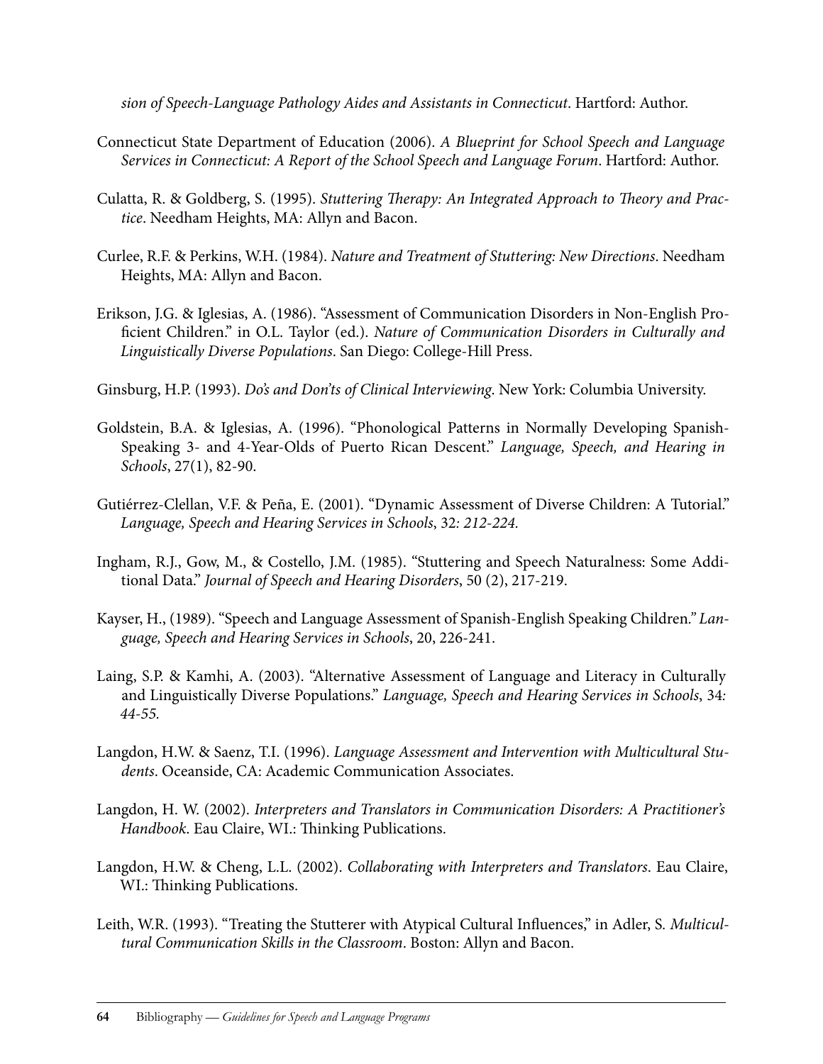*sion of Speech-Language Pathology Aides and Assistants in Connecticut*. Hartford: Author.

Connecticut State Department of Education (2006). *A Blueprint for School Speech and Language Services in Connecticut: A Report of the School Speech and Language Forum*. Hartford: Author.

Culatta, R. & Goldberg, S. (1995). *Stuttering Therapy: An Integrated Approach to Theory and Practice*. Needham Heights, MA: Allyn and Bacon.

Curlee, R.F. & Perkins, W.H. (1984). *Nature and Treatment of Stuttering: New Directions*. Needham Heights, MA: Allyn and Bacon.

Erikson, J.G. & Iglesias, A. (1986). "Assessment of Communication Disorders in Non-English Proficient Children." in O.L. Taylor (ed.). *Nature of Communication Disorders in Culturally and Linguistically Diverse Populations*. San Diego: College-Hill Press.

Ginsburg, H.P. (1993). *Do's and Don'ts of Clinical Interviewing*. New York: Columbia University.

Goldstein, B.A. & Iglesias, A. (1996). "Phonological Patterns in Normally Developing Spanish-Speaking 3- and 4-Year-Olds of Puerto Rican Descent." *Language, Speech, and Hearing in Schools*, 27(1), 82-90.

Gutiérrez-Clellan, V.F. & Peña, E. (2001). "Dynamic Assessment of Diverse Children: A Tutorial." *Language, Speech and Hearing Services in Schools*, 32*: 212-224.*

Ingham, R.J., Gow, M., & Costello, J.M. (1985). "Stuttering and Speech Naturalness: Some Additional Data." *Journal of Speech and Hearing Disorders*, 50 (2), 217-219.

Kayser, H., (1989). "Speech and Language Assessment of Spanish-English Speaking Children." *Language, Speech and Hearing Services in Schools*, 20, 226-241.

Laing, S.P. & Kamhi, A. (2003). "Alternative Assessment of Language and Literacy in Culturally and Linguistically Diverse Populations." *Language, Speech and Hearing Services in Schools*, 34*: 44-55.*

Langdon, H.W. & Saenz, T.I. (1996). *Language Assessment and Intervention with Multicultural Students*. Oceanside, CA: Academic Communication Associates.

Langdon, H. W. (2002). *Interpreters and Translators in Communication Disorders: A Practitioner's Handbook*. Eau Claire, WI.: Thinking Publications.

Langdon, H.W. & Cheng, L.L. (2002). *Collaborating with Interpreters and Translators*. Eau Claire, WI.: Thinking Publications.

Leith, W.R. (1993). "Treating the Stutterer with Atypical Cultural Influences," in Adler, S. *Multicultural Communication Skills in the Classroom*. Boston: Allyn and Bacon.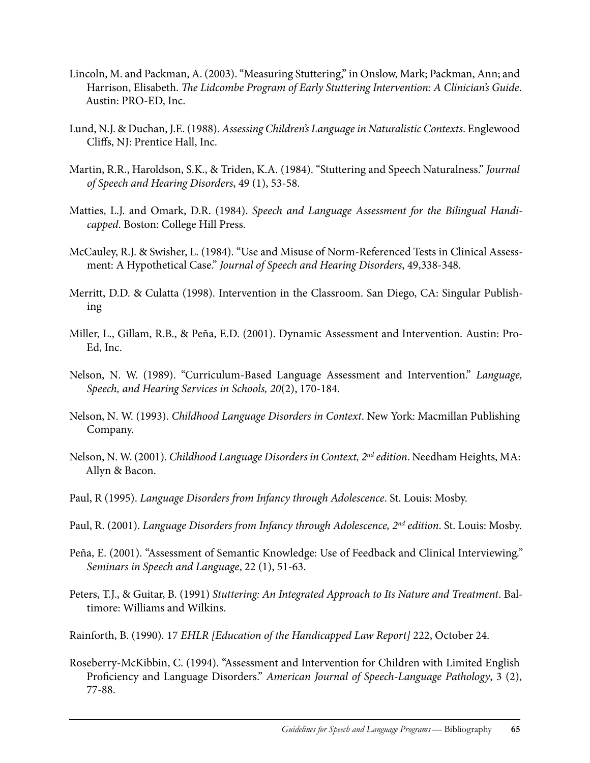Lincoln, M. and Packman, A. (2003). "Measuring Stuttering," in Onslow, Mark; Packman, Ann; and Harrison, Elisabeth. *The Lidcombe Program of Early Stuttering Intervention: A Clinician's Guide*. Austin: PRO-ED, Inc.

Lund, N.J. & Duchan, J.E. (1988). *Assessing Children's Language in Naturalistic Contexts*. Englewood Cliffs, NJ: Prentice Hall, Inc.

Martin, R.R., Haroldson, S.K., & Triden, K.A. (1984). "Stuttering and Speech Naturalness." *Journal of Speech and Hearing Disorders*, 49 (1), 53-58.

Matties, L.J. and Omark, D.R. (1984). *Speech and Language Assessment for the Bilingual Handicapped*. Boston: College Hill Press.

McCauley, R.J. & Swisher, L. (1984). "Use and Misuse of Norm-Referenced Tests in Clinical Assessment: A Hypothetical Case." *Journal of Speech and Hearing Disorders*, 49,338-348.

Merritt, D.D. & Culatta (1998). Intervention in the Classroom. San Diego, CA: Singular Publishing

Miller, L., Gillam, R.B., & Peña, E.D. (2001). Dynamic Assessment and Intervention. Austin: Pro-Ed, Inc.

Nelson, N. W. (1989). "Curriculum-Based Language Assessment and Intervention." *Language, Speech, and Hearing Services in Schools, 20*(2), 170-184.

Nelson, N. W. (1993). *Childhood Language Disorders in Context*. New York: Macmillan Publishing Company.

Nelson, N. W. (2001). *Childhood Language Disorders in Context, 2nd edition*. Needham Heights, MA: Allyn & Bacon.

Paul, R (1995). *Language Disorders from Infancy through Adolescence*. St. Louis: Mosby.

Paul, R. (2001). *Language Disorders from Infancy through Adolescence, 2nd edition*. St. Louis: Mosby.

Peña, E. (2001). "Assessment of Semantic Knowledge: Use of Feedback and Clinical Interviewing." *Seminars in Speech and Language*, 22 (1), 51-63.

Peters, T.J., & Guitar, B. (1991) *Stuttering: An Integrated Approach to Its Nature and Treatment*. Baltimore: Williams and Wilkins.

Rainforth, B. (1990). 17 *EHLR [Education of the Handicapped Law Report]* 222, October 24.

Roseberry-McKibbin, C. (1994). "Assessment and Intervention for Children with Limited English Proficiency and Language Disorders." *American Journal of Speech-Language Pathology*, 3 (2), 77-88.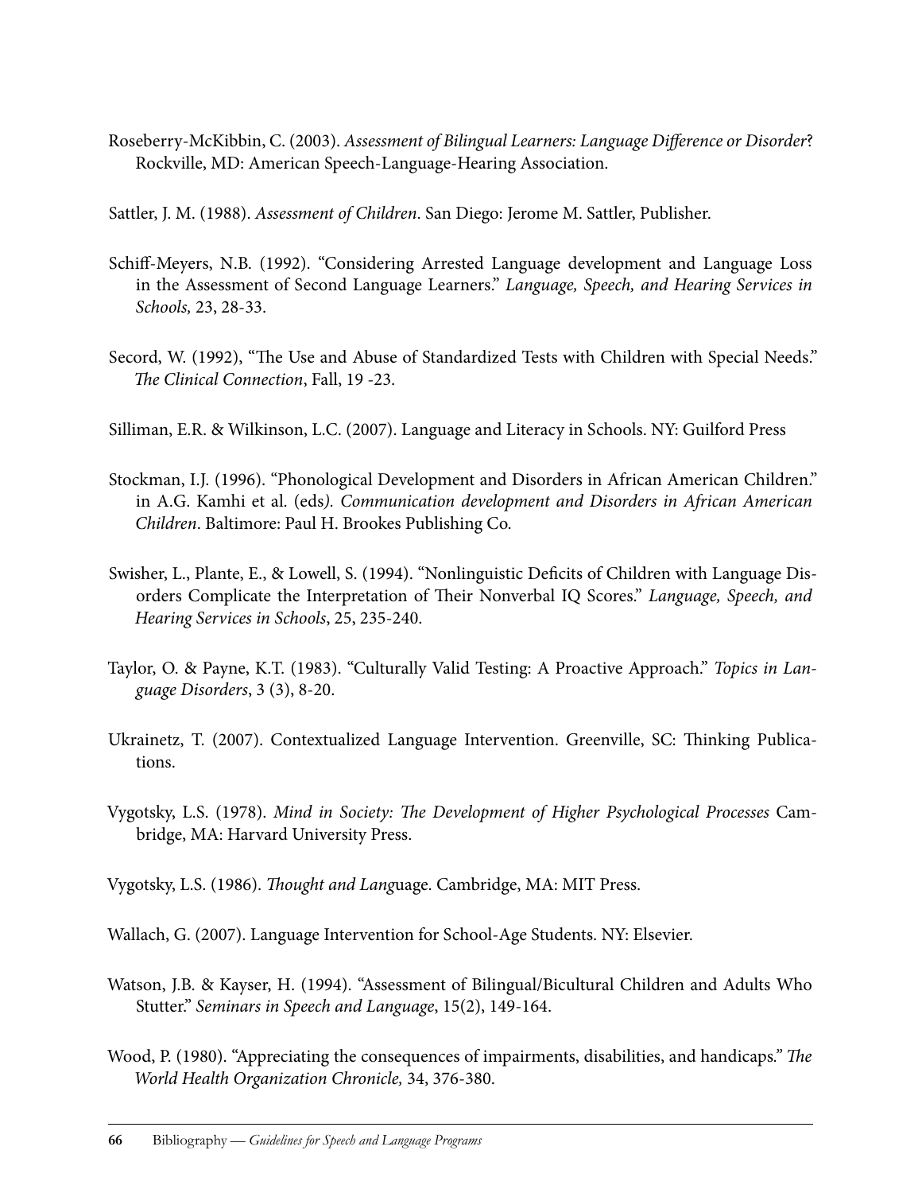Roseberry-McKibbin, C. (2003). *Assessment of Bilingual Learners: Language Difference or Disorder*? Rockville, MD: American Speech-Language-Hearing Association.

Sattler, J. M. (1988). *Assessment of Children*. San Diego: Jerome M. Sattler, Publisher.

Schiff-Meyers, N.B. (1992). "Considering Arrested Language development and Language Loss in the Assessment of Second Language Learners." *Language, Speech, and Hearing Services in Schools,* 23, 28-33.

Secord, W. (1992), "The Use and Abuse of Standardized Tests with Children with Special Needs." *The Clinical Connection*, Fall, 19 -23.

Silliman, E.R. & Wilkinson, L.C. (2007). Language and Literacy in Schools. NY: Guilford Press

Stockman, I.J. (1996). "Phonological Development and Disorders in African American Children." in A.G. Kamhi et al. (eds*). Communication development and Disorders in African American Children*. Baltimore: Paul H. Brookes Publishing Co.

Swisher, L., Plante, E., & Lowell, S. (1994). "Nonlinguistic Deficits of Children with Language Disorders Complicate the Interpretation of Their Nonverbal IQ Scores." *Language, Speech, and Hearing Services in Schools*, 25, 235-240.

Taylor, O. & Payne, K.T. (1983). "Culturally Valid Testing: A Proactive Approach." *Topics in Language Disorders*, 3 (3), 8-20.

Ukrainetz, T. (2007). Contextualized Language Intervention. Greenville, SC: Thinking Publications.

Vygotsky, L.S. (1978). *Mind in Society: The Development of Higher Psychological Processes* Cambridge, MA: Harvard University Press.

Vygotsky, L.S. (1986). *Thought and Lang*uage. Cambridge, MA: MIT Press.

Wallach, G. (2007). Language Intervention for School-Age Students. NY: Elsevier.

Watson, J.B. & Kayser, H. (1994). "Assessment of Bilingual/Bicultural Children and Adults Who Stutter." *Seminars in Speech and Language*, 15(2), 149-164.

Wood, P. (1980). "Appreciating the consequences of impairments, disabilities, and handicaps." *The World Health Organization Chronicle,* 34, 376-380.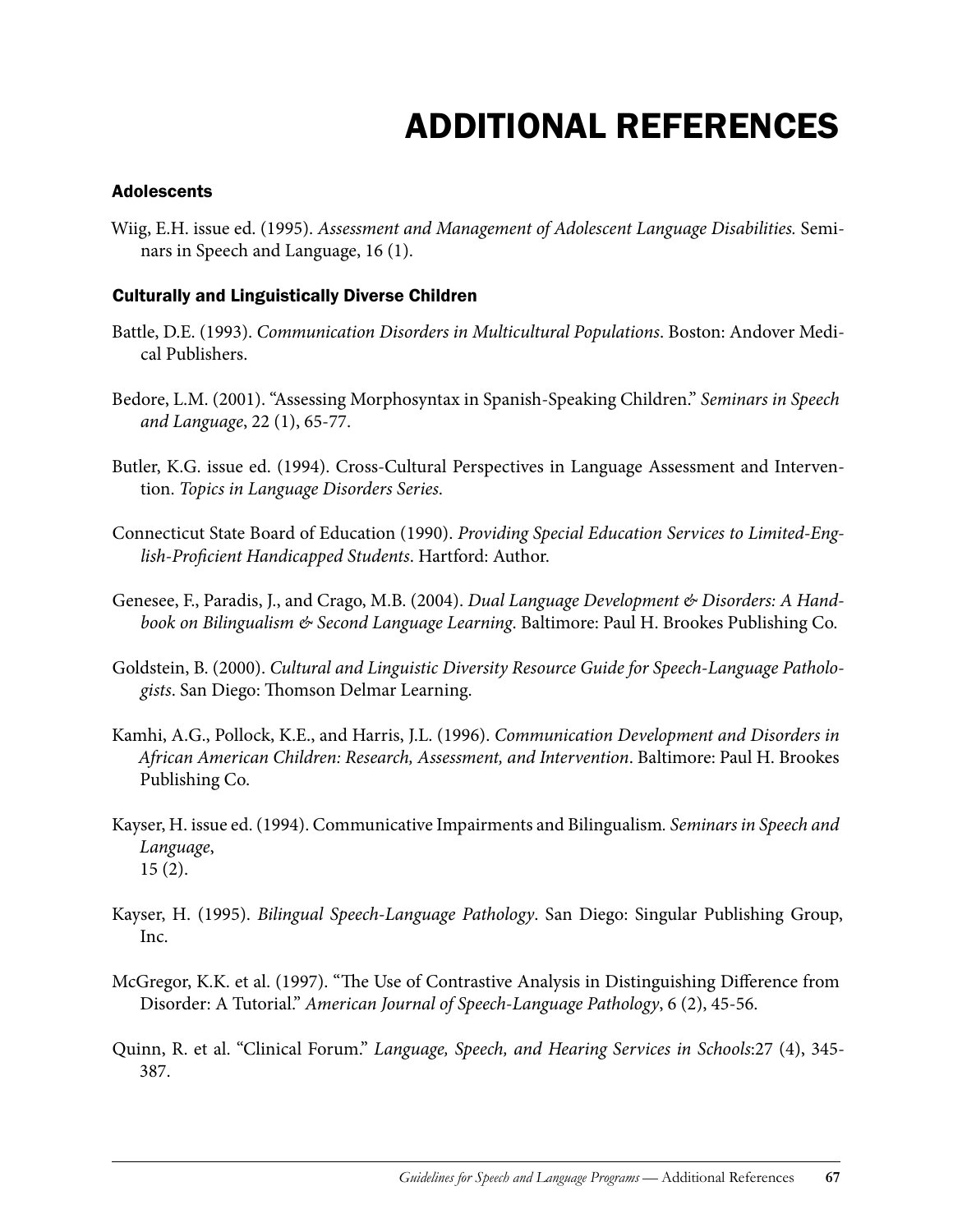# ADDITIONAL REFERENCES

### Adolescents

Wiig, E.H. issue ed. (1995). *Assessment and Management of Adolescent Language Disabilities.* Seminars in Speech and Language, 16 (1).

### Culturally and Linguistically Diverse Children

Battle, D.E. (1993). *Communication Disorders in Multicultural Populations*. Boston: Andover Medical Publishers.

Bedore, L.M. (2001). "Assessing Morphosyntax in Spanish-Speaking Children." *Seminars in Speech and Language*, 22 (1), 65-77.

Butler, K.G. issue ed. (1994). Cross-Cultural Perspectives in Language Assessment and Intervention. *Topics in Language Disorders Series*.

Connecticut State Board of Education (1990). *Providing Special Education Services to Limited-English-Proficient Handicapped Students*. Hartford: Author.

Genesee, F., Paradis, J., and Crago, M.B. (2004). *Dual Language Development & Disorders: A Handbook on Bilingualism & Second Language Learning*. Baltimore: Paul H. Brookes Publishing Co.

Goldstein, B. (2000). *Cultural and Linguistic Diversity Resource Guide for Speech-Language Pathologists*. San Diego: Thomson Delmar Learning.

Kamhi, A.G., Pollock, K.E., and Harris, J.L. (1996). *Communication Development and Disorders in African American Children: Research, Assessment, and Intervention*. Baltimore: Paul H. Brookes Publishing Co.

Kayser, H. issue ed. (1994). Communicative Impairments and Bilingualism. *Seminars in Speech and Language*, 15 (2).

Kayser, H. (1995). *Bilingual Speech-Language Pathology*. San Diego: Singular Publishing Group, Inc.

McGregor, K.K. et al. (1997). "The Use of Contrastive Analysis in Distinguishing Difference from Disorder: A Tutorial." *American Journal of Speech-Language Pathology*, 6 (2), 45-56.

Quinn, R. et al. "Clinical Forum." *Language, Speech, and Hearing Services in Schools*:27 (4), 345-387.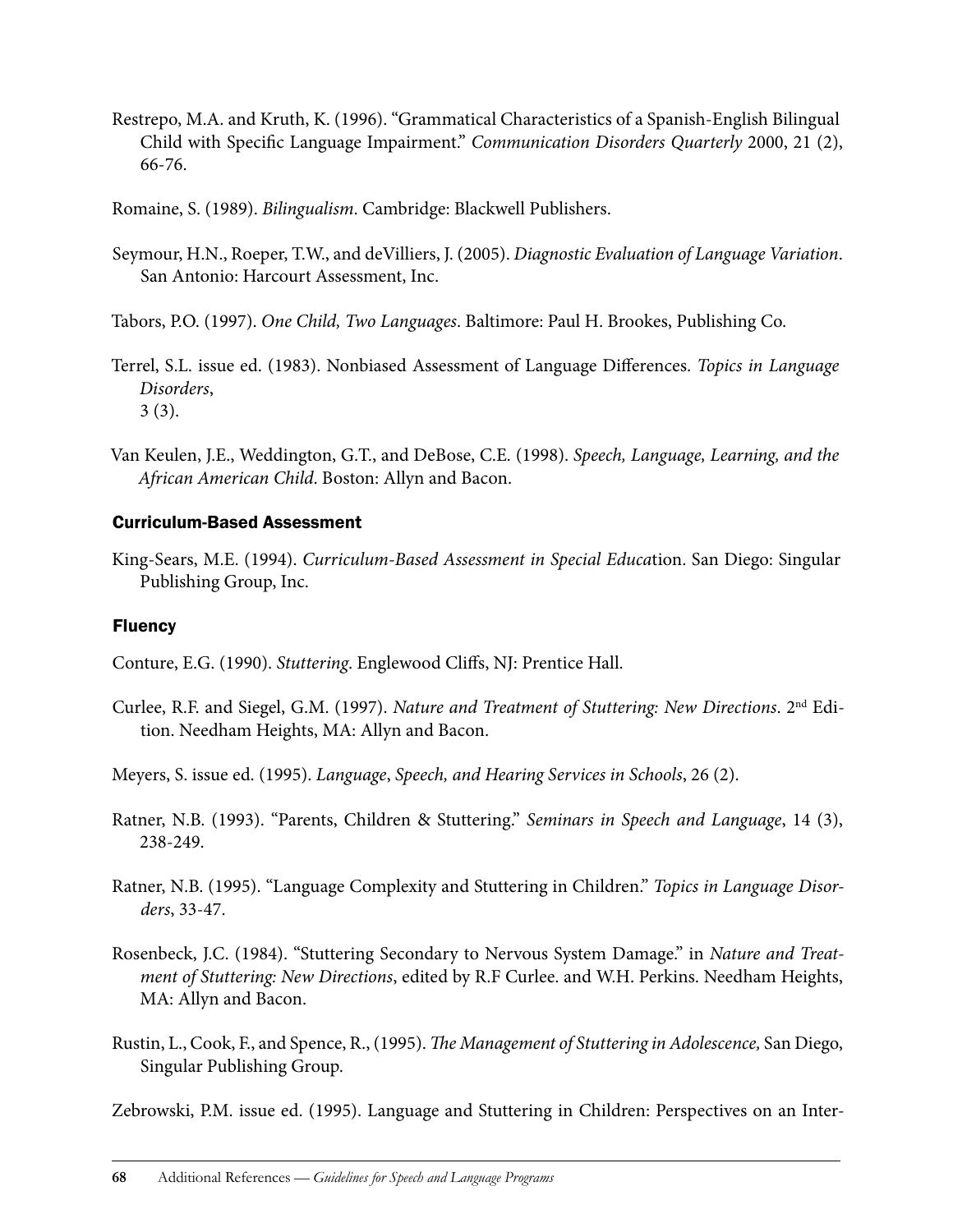Restrepo, M.A. and Kruth, K. (1996). "Grammatical Characteristics of a Spanish-English Bilingual Child with Specific Language Impairment." *Communication Disorders Quarterly* 2000, 21 (2), 66-76.

Romaine, S. (1989). *Bilingualism*. Cambridge: Blackwell Publishers.

Seymour, H.N., Roeper, T.W., and deVilliers, J. (2005). *Diagnostic Evaluation of Language Variation*. San Antonio: Harcourt Assessment, Inc.

Tabors, P.O. (1997). *One Child, Two Languages*. Baltimore: Paul H. Brookes, Publishing Co.

Terrel, S.L. issue ed. (1983). Nonbiased Assessment of Language Differences. *Topics in Language Disorders*,
3 (3).

Van Keulen, J.E., Weddington, G.T., and DeBose, C.E. (1998). *Speech, Language, Learning, and the African American Child*. Boston: Allyn and Bacon.

### Curriculum-Based Assessment

King-Sears, M.E. (1994). *Curriculum-Based Assessment in Special Educa*tion. San Diego: Singular Publishing Group, Inc.

### Fluency

Conture, E.G. (1990). *Stuttering*. Englewood Cliffs, NJ: Prentice Hall.

Curlee, R.F. and Siegel, G.M. (1997). *Nature and Treatment of Stuttering: New Directions*. 2nd Edition. Needham Heights, MA: Allyn and Bacon.

Meyers, S. issue ed. (1995). *Language, Speech, and Hearing Services in Schools*, 26 (2).

Ratner, N.B. (1993). "Parents, Children & Stuttering." *Seminars in Speech and Language*, 14 (3), 238-249.

Ratner, N.B. (1995). "Language Complexity and Stuttering in Children." *Topics in Language Disorders*, 33-47.

Rosenbeck, J.C. (1984). "Stuttering Secondary to Nervous System Damage." in *Nature and Treatment of Stuttering: New Directions*, edited by R.F Curlee. and W.H. Perkins. Needham Heights, MA: Allyn and Bacon.

Rustin, L., Cook, F., and Spence, R., (1995). *The Management of Stuttering in Adolescence,* San Diego, Singular Publishing Group.

Zebrowski, P.M. issue ed. (1995). Language and Stuttering in Children: Perspectives on an Inter-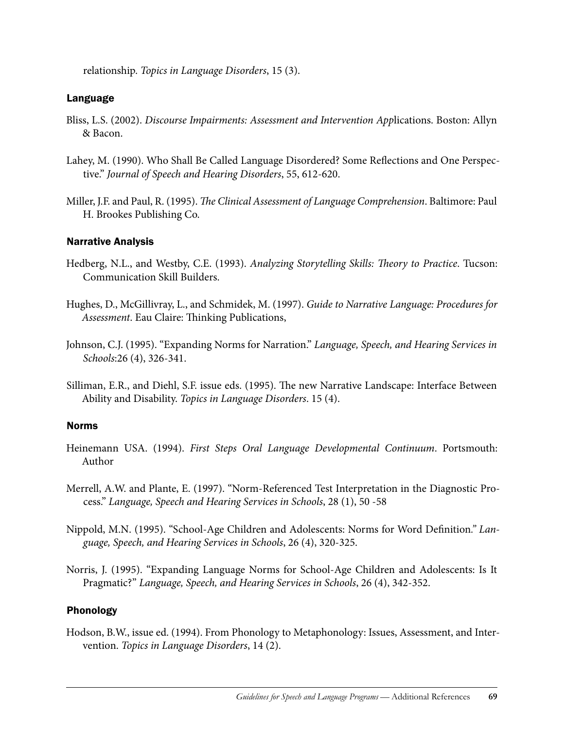relationship. *Topics in Language Disorders*, 15 (3).

### Language

Bliss, L.S. (2002). *Discourse Impairments: Assessment and Intervention App*lications. Boston: Allyn & Bacon.

Lahey, M. (1990). Who Shall Be Called Language Disordered? Some Reflections and One Perspective." *Journal of Speech and Hearing Disorders*, 55, 612-620.

Miller, J.F. and Paul, R. (1995). *The Clinical Assessment of Language Comprehension*. Baltimore: Paul H. Brookes Publishing Co.

### Narrative Analysis

Hedberg, N.L., and Westby, C.E. (1993). *Analyzing Storytelling Skills: Theory to Practice*. Tucson: Communication Skill Builders.

Hughes, D., McGillivray, L., and Schmidek, M. (1997). *Guide to Narrative Language: Procedures for Assessment*. Eau Claire: Thinking Publications,

Johnson, C.J. (1995). "Expanding Norms for Narration." *Language, Speech, and Hearing Services in Schools*:26 (4), 326-341.

Silliman, E.R., and Diehl, S.F. issue eds. (1995). The new Narrative Landscape: Interface Between Ability and Disability. *Topics in Language Disorders*. 15 (4).

### Norms

Heinemann USA. (1994). *First Steps Oral Language Developmental Continuum*. Portsmouth: Author

Merrell, A.W. and Plante, E. (1997). "Norm-Referenced Test Interpretation in the Diagnostic Process." *Language, Speech and Hearing Services in Schools*, 28 (1), 50 -58

Nippold, M.N. (1995). "School-Age Children and Adolescents: Norms for Word Definition." *Language, Speech, and Hearing Services in Schools*, 26 (4), 320-325.

Norris, J. (1995). "Expanding Language Norms for School-Age Children and Adolescents: Is It Pragmatic?" *Language, Speech, and Hearing Services in Schools*, 26 (4), 342-352.

### Phonology

Hodson, B.W., issue ed. (1994). From Phonology to Metaphonology: Issues, Assessment, and Intervention. *Topics in Language Disorders*, 14 (2).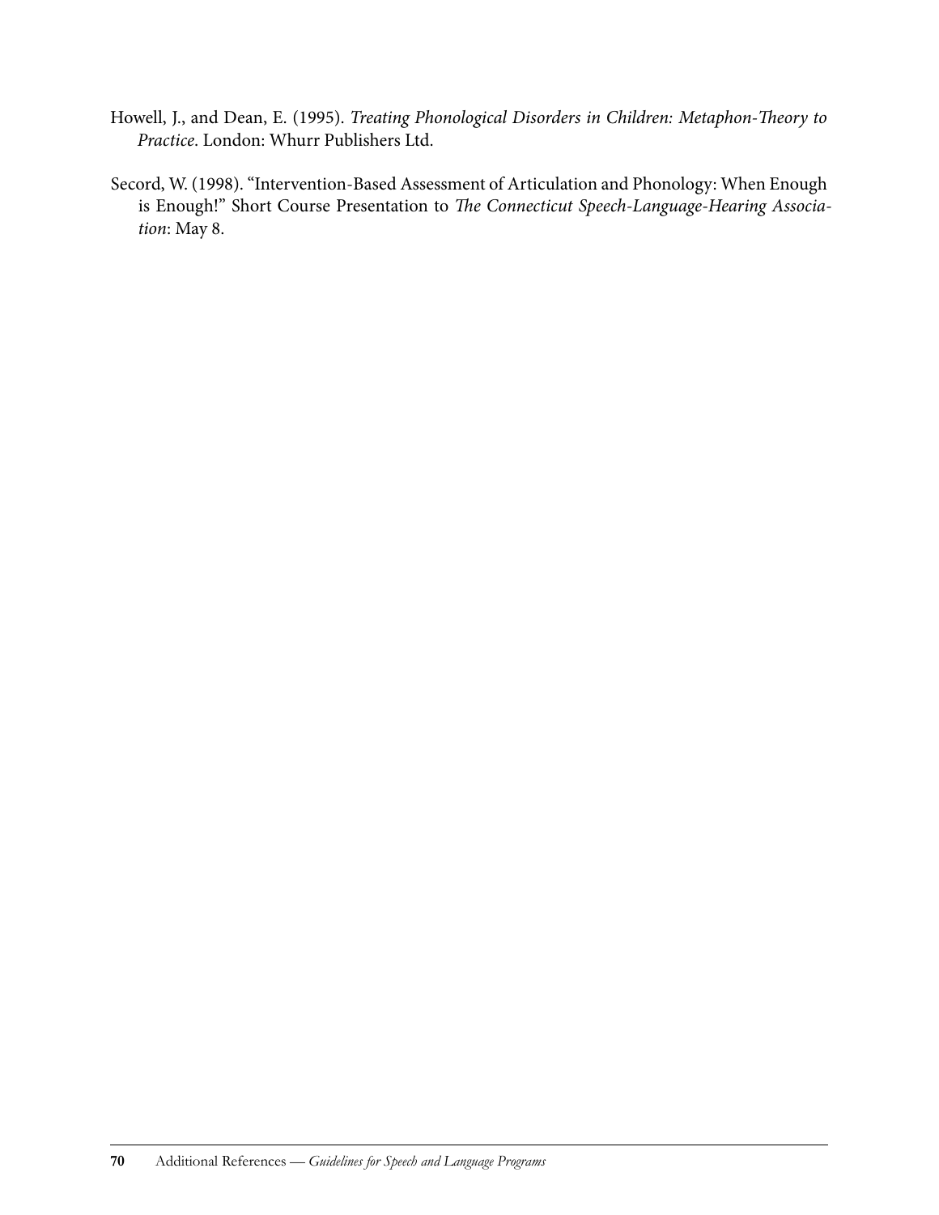Howell, J., and Dean, E. (1995). *Treating Phonological Disorders in Children: Metaphon-Theory to Practice*. London: Whurr Publishers Ltd.

Secord, W. (1998). "Intervention-Based Assessment of Articulation and Phonology: When Enough is Enough!" Short Course Presentation to *The Connecticut Speech-Language-Hearing Association*: May 8.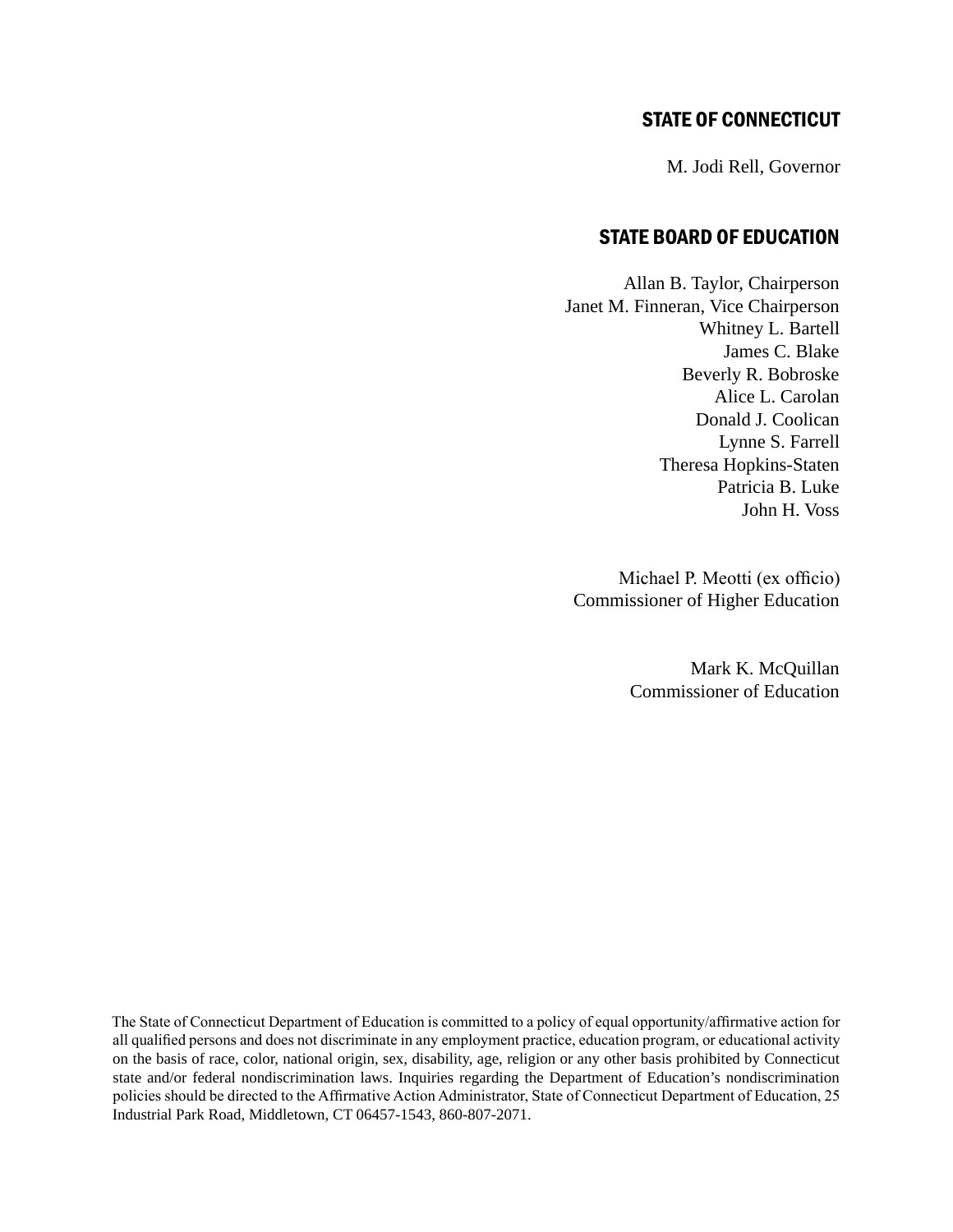## STATE OF CONNECTICUT

M. Jodi Rell, Governor

## STATE BOARD OF EDUCATION

Allan B. Taylor, Chairperson
Janet M. Finneran, Vice Chairperson
Whitney L. Bartell
James C. Blake
Beverly R. Bobroske
Alice L. Carolan
Donald J. Coolican
Lynne S. Farrell
Theresa Hopkins-Staten
Patricia B. Luke
John H. Voss

Michael P. Meotti (ex officio)
Commissioner of Higher Education

Mark K. McQuillan
Commissioner of Education

The State of Connecticut Department of Education is committed to a policy of equal opportunity/affirmative action for all qualified persons and does not discriminate in any employment practice, education program, or educational activity on the basis of race, color, national origin, sex, disability, age, religion or any other basis prohibited by Connecticut state and/or federal nondiscrimination laws. Inquiries regarding the Department of Education's nondiscrimination policies should be directed to the Affirmative Action Administrator, State of Connecticut Department of Education, 25 Industrial Park Road, Middletown, CT 06457-1543, 860-807-2071.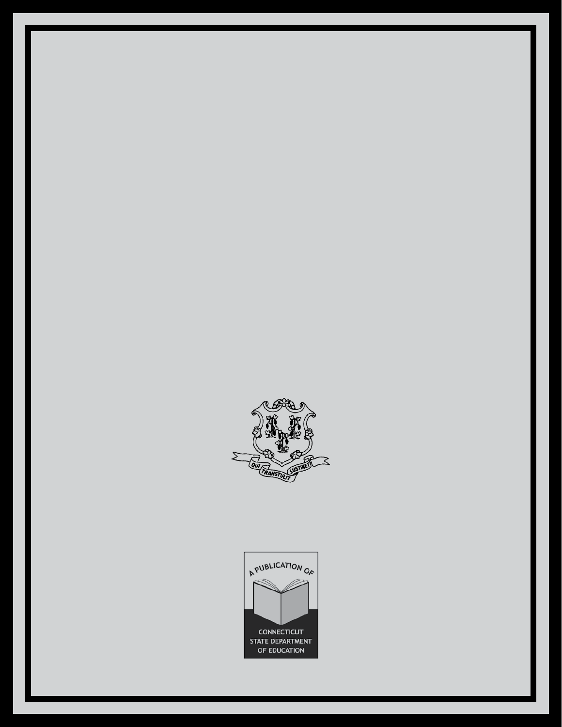QUI TRANSTULIT SUSTINET

A PUBLICATION OF

CONNECTICUT
STATE DEPARTMENT
OF EDUCATION